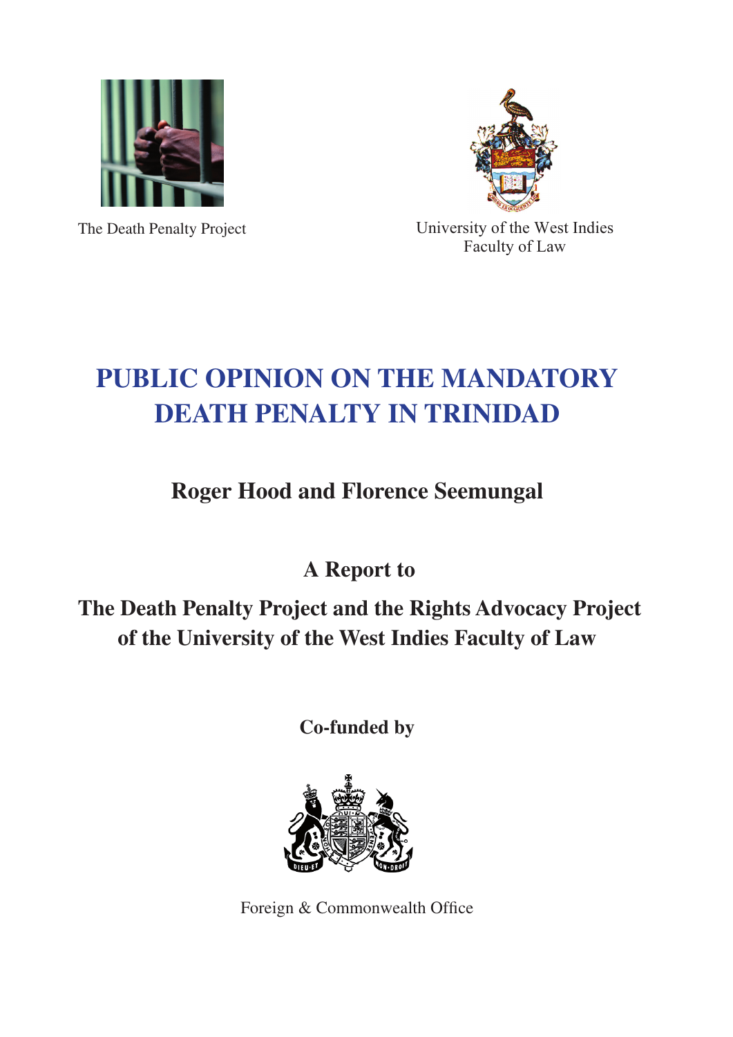The Death Penalty Project

University of the West Indies
Faculty of Law

# PUBLIC OPINION ON THE MANDATORY DEATH PENALTY IN TRINIDAD

## Roger Hood and Florence Seemungal

**A Report to**

**The Death Penalty Project and the Rights Advocacy Project of the University of the West Indies Faculty of Law**

**Co-funded by**

Foreign & Commonwealth Office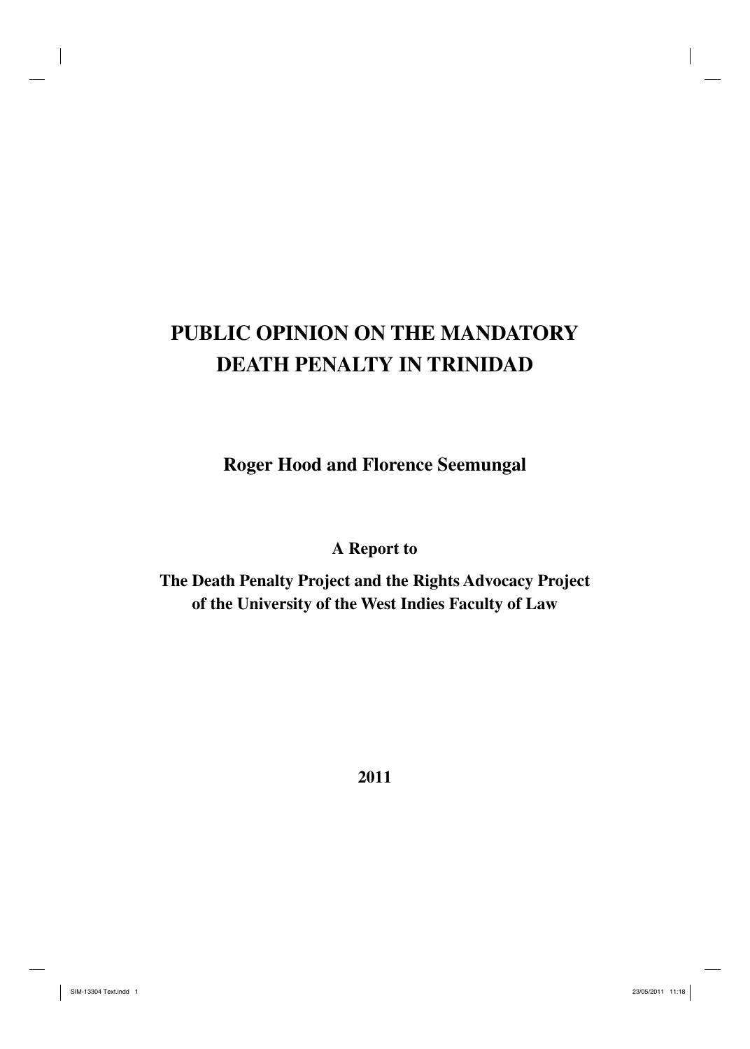# PUBLIC OPINION ON THE MANDATORY DEATH PENALTY IN TRINIDAD

**Roger Hood and Florence Seemungal**

**A Report to**

**The Death Penalty Project and the Rights Advocacy Project of the University of the West Indies Faculty of Law**

**2011**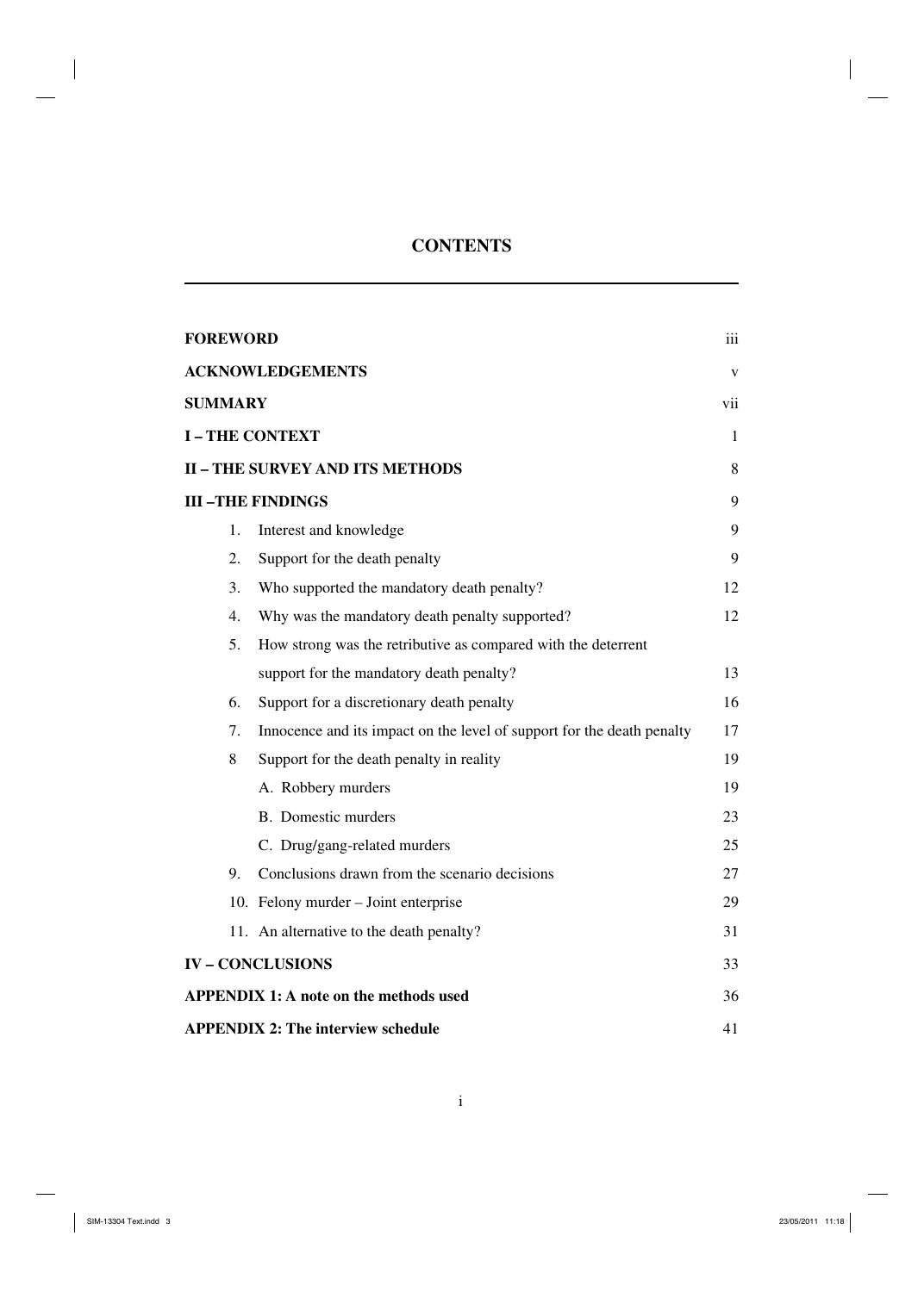# CONTENTS

| | |
|---|---|
| **FOREWORD** | iii |
| **ACKNOWLEDGEMENTS** | v |
| **SUMMARY** | vii |
| **I – THE CONTEXT** | 1 |
| **II – THE SURVEY AND ITS METHODS** | 8 |
| **III –THE FINDINGS** | 9 |
| 1. Interest and knowledge | 9 |
| 2. Support for the death penalty | 9 |
| 3. Who supported the mandatory death penalty? | 12 |
| 4. Why was the mandatory death penalty supported? | 12 |
| 5. How strong was the retributive as compared with the deterrent support for the mandatory death penalty? | 13 |
| 6. Support for a discretionary death penalty | 16 |
| 7. Innocence and its impact on the level of support for the death penalty | 17 |
| 8 Support for the death penalty in reality | 19 |
| A. Robbery murders | 19 |
| B. Domestic murders | 23 |
| C. Drug/gang-related murders | 25 |
| 9. Conclusions drawn from the scenario decisions | 27 |
| 10. Felony murder – Joint enterprise | 29 |
| 11. An alternative to the death penalty? | 31 |
| **IV – CONCLUSIONS** | 33 |
| **APPENDIX 1: A note on the methods used** | 36 |
| **APPENDIX 2: The interview schedule** | 41 |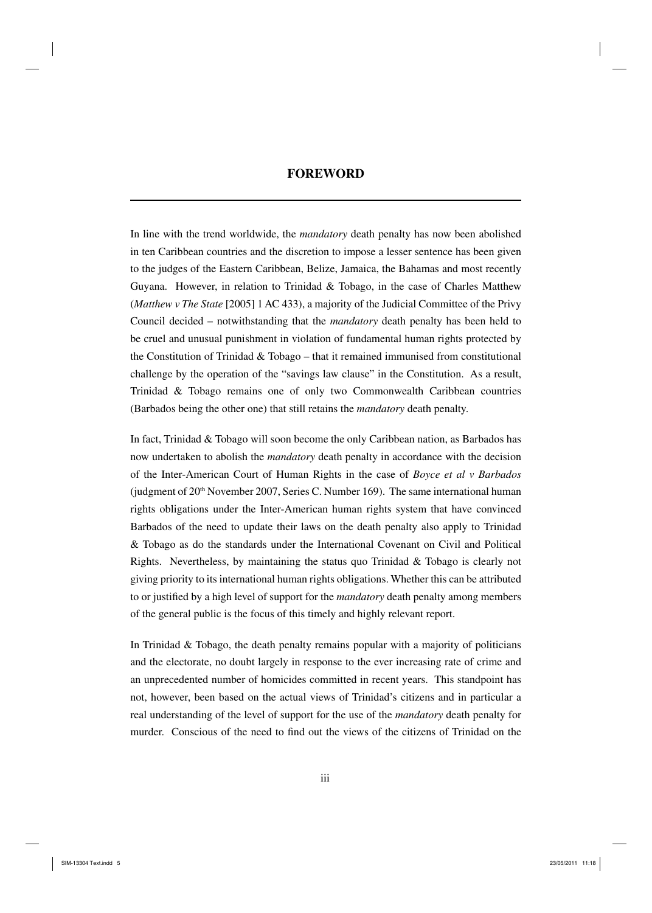# FOREWORD

In line with the trend worldwide, the *mandatory* death penalty has now been abolished in ten Caribbean countries and the discretion to impose a lesser sentence has been given to the judges of the Eastern Caribbean, Belize, Jamaica, the Bahamas and most recently Guyana. However, in relation to Trinidad & Tobago, in the case of Charles Matthew (*Matthew v The State* [2005] 1 AC 433), a majority of the Judicial Committee of the Privy Council decided – notwithstanding that the *mandatory* death penalty has been held to be cruel and unusual punishment in violation of fundamental human rights protected by the Constitution of Trinidad & Tobago – that it remained immunised from constitutional challenge by the operation of the "savings law clause" in the Constitution. As a result, Trinidad & Tobago remains one of only two Commonwealth Caribbean countries (Barbados being the other one) that still retains the *mandatory* death penalty.

In fact, Trinidad & Tobago will soon become the only Caribbean nation, as Barbados has now undertaken to abolish the *mandatory* death penalty in accordance with the decision of the Inter-American Court of Human Rights in the case of *Boyce et al v Barbados* (judgment of 20th November 2007, Series C. Number 169). The same international human rights obligations under the Inter-American human rights system that have convinced Barbados of the need to update their laws on the death penalty also apply to Trinidad & Tobago as do the standards under the International Covenant on Civil and Political Rights. Nevertheless, by maintaining the status quo Trinidad & Tobago is clearly not giving priority to its international human rights obligations. Whether this can be attributed to or justified by a high level of support for the *mandatory* death penalty among members of the general public is the focus of this timely and highly relevant report.

In Trinidad & Tobago, the death penalty remains popular with a majority of politicians and the electorate, no doubt largely in response to the ever increasing rate of crime and an unprecedented number of homicides committed in recent years. This standpoint has not, however, been based on the actual views of Trinidad's citizens and in particular a real understanding of the level of support for the use of the *mandatory* death penalty for murder. Conscious of the need to find out the views of the citizens of Trinidad on the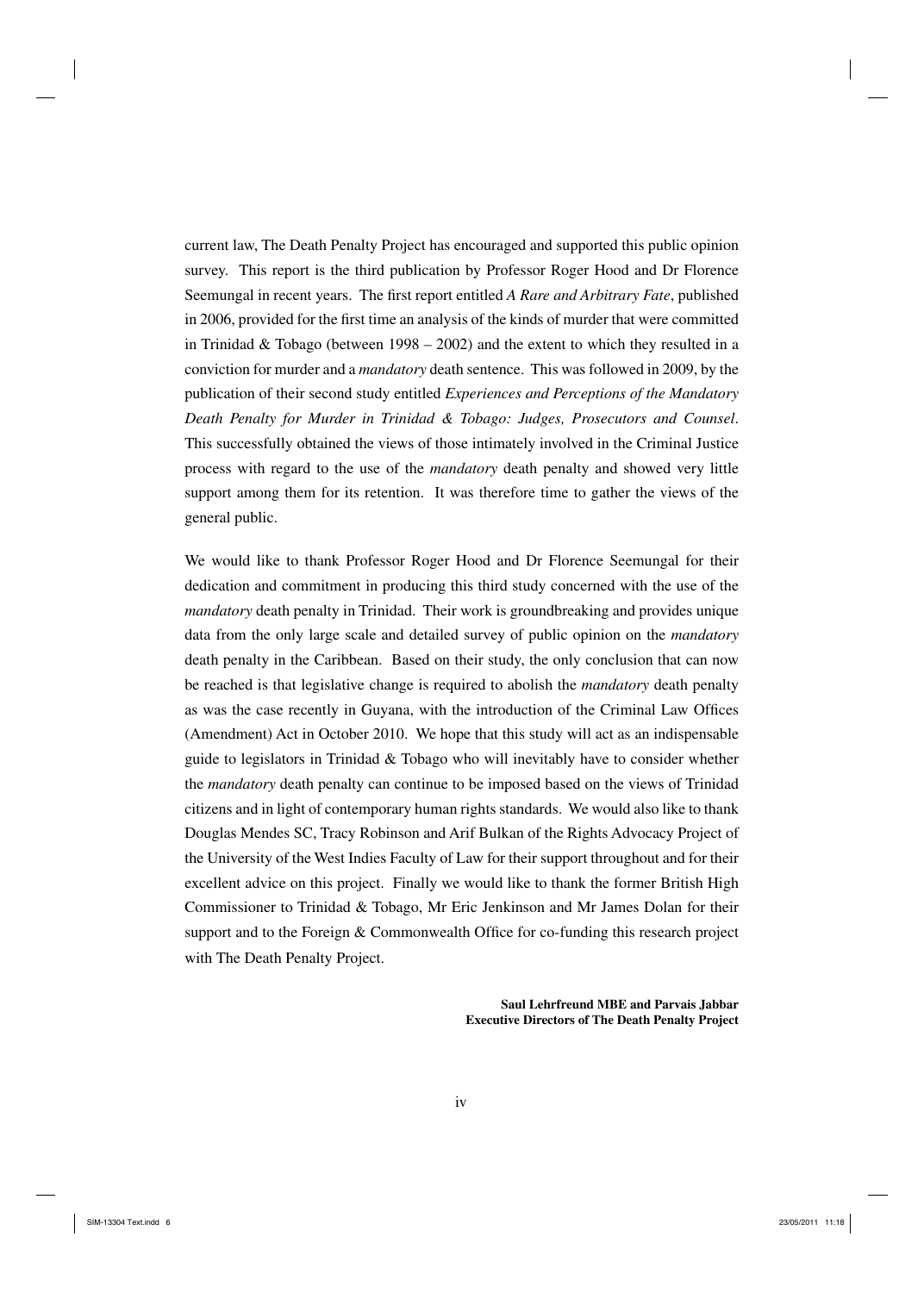current law, The Death Penalty Project has encouraged and supported this public opinion survey. This report is the third publication by Professor Roger Hood and Dr Florence Seemungal in recent years. The first report entitled *A Rare and Arbitrary Fate*, published in 2006, provided for the first time an analysis of the kinds of murder that were committed in Trinidad & Tobago (between 1998 – 2002) and the extent to which they resulted in a conviction for murder and a *mandatory* death sentence. This was followed in 2009, by the publication of their second study entitled *Experiences and Perceptions of the Mandatory Death Penalty for Murder in Trinidad & Tobago: Judges, Prosecutors and Counsel*. This successfully obtained the views of those intimately involved in the Criminal Justice process with regard to the use of the *mandatory* death penalty and showed very little support among them for its retention. It was therefore time to gather the views of the general public.

We would like to thank Professor Roger Hood and Dr Florence Seemungal for their dedication and commitment in producing this third study concerned with the use of the *mandatory* death penalty in Trinidad. Their work is groundbreaking and provides unique data from the only large scale and detailed survey of public opinion on the *mandatory* death penalty in the Caribbean. Based on their study, the only conclusion that can now be reached is that legislative change is required to abolish the *mandatory* death penalty as was the case recently in Guyana, with the introduction of the Criminal Law Offices (Amendment) Act in October 2010. We hope that this study will act as an indispensable guide to legislators in Trinidad & Tobago who will inevitably have to consider whether the *mandatory* death penalty can continue to be imposed based on the views of Trinidad citizens and in light of contemporary human rights standards. We would also like to thank Douglas Mendes SC, Tracy Robinson and Arif Bulkan of the Rights Advocacy Project of the University of the West Indies Faculty of Law for their support throughout and for their excellent advice on this project. Finally we would like to thank the former British High Commissioner to Trinidad & Tobago, Mr Eric Jenkinson and Mr James Dolan for their support and to the Foreign & Commonwealth Office for co-funding this research project with The Death Penalty Project.

**Saul Lehrfreund MBE and Parvais Jabbar**
**Executive Directors of The Death Penalty Project**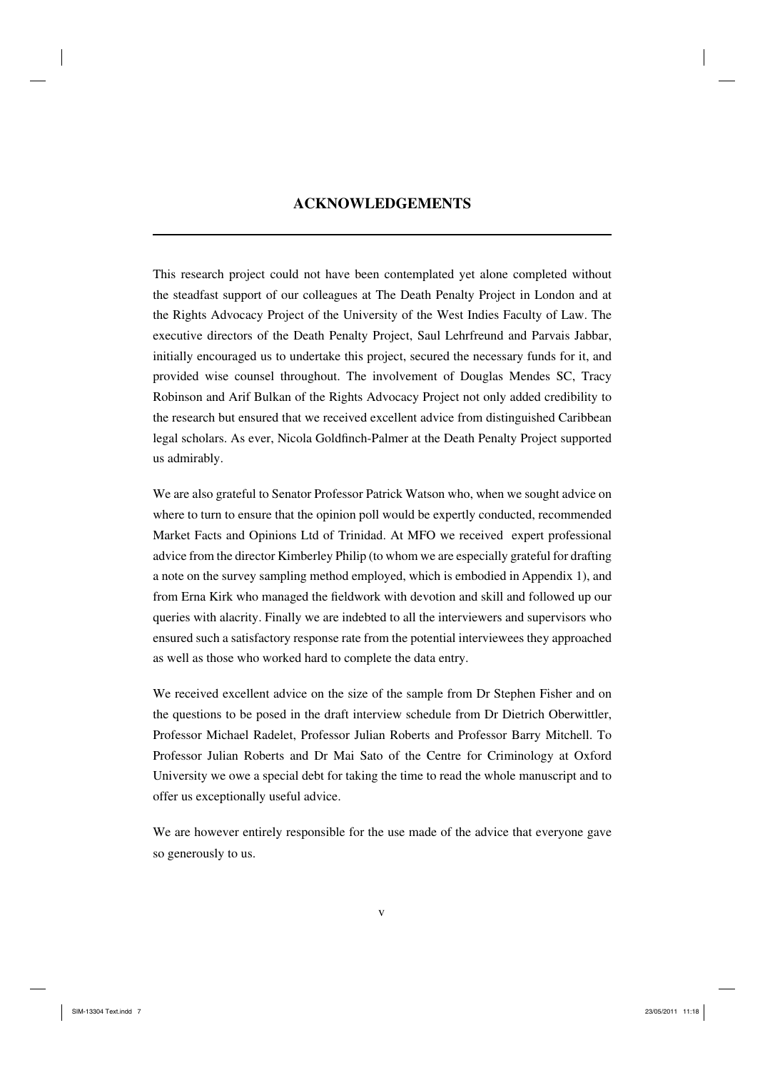## ACKNOWLEDGEMENTS

This research project could not have been contemplated yet alone completed without the steadfast support of our colleagues at The Death Penalty Project in London and at the Rights Advocacy Project of the University of the West Indies Faculty of Law. The executive directors of the Death Penalty Project, Saul Lehrfreund and Parvais Jabbar, initially encouraged us to undertake this project, secured the necessary funds for it, and provided wise counsel throughout. The involvement of Douglas Mendes SC, Tracy Robinson and Arif Bulkan of the Rights Advocacy Project not only added credibility to the research but ensured that we received excellent advice from distinguished Caribbean legal scholars. As ever, Nicola Goldfinch-Palmer at the Death Penalty Project supported us admirably.

We are also grateful to Senator Professor Patrick Watson who, when we sought advice on where to turn to ensure that the opinion poll would be expertly conducted, recommended Market Facts and Opinions Ltd of Trinidad. At MFO we received expert professional advice from the director Kimberley Philip (to whom we are especially grateful for drafting a note on the survey sampling method employed, which is embodied in Appendix 1), and from Erna Kirk who managed the fieldwork with devotion and skill and followed up our queries with alacrity. Finally we are indebted to all the interviewers and supervisors who ensured such a satisfactory response rate from the potential interviewees they approached as well as those who worked hard to complete the data entry.

We received excellent advice on the size of the sample from Dr Stephen Fisher and on the questions to be posed in the draft interview schedule from Dr Dietrich Oberwittler, Professor Michael Radelet, Professor Julian Roberts and Professor Barry Mitchell. To Professor Julian Roberts and Dr Mai Sato of the Centre for Criminology at Oxford University we owe a special debt for taking the time to read the whole manuscript and to offer us exceptionally useful advice.

We are however entirely responsible for the use made of the advice that everyone gave so generously to us.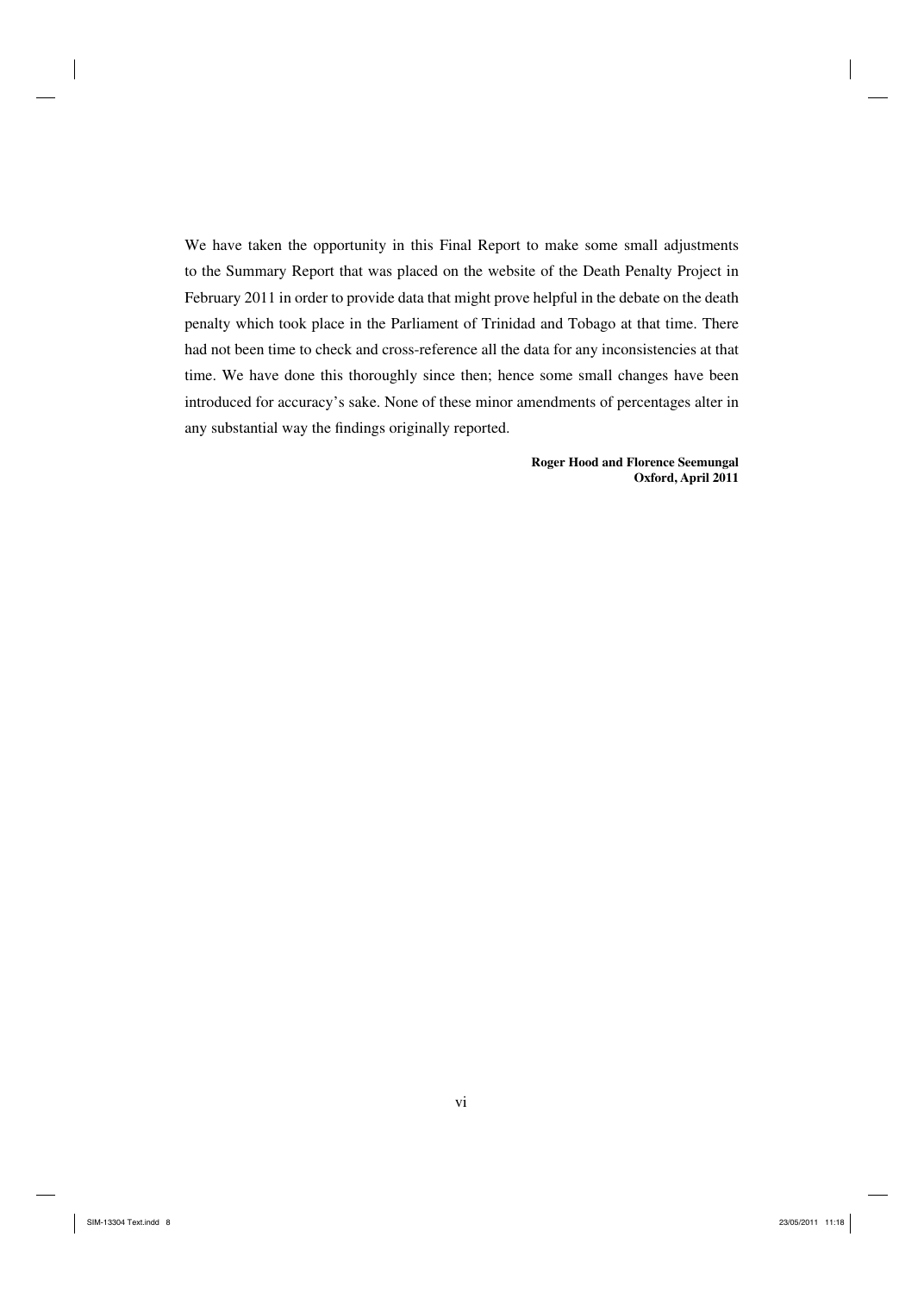We have taken the opportunity in this Final Report to make some small adjustments to the Summary Report that was placed on the website of the Death Penalty Project in February 2011 in order to provide data that might prove helpful in the debate on the death penalty which took place in the Parliament of Trinidad and Tobago at that time. There had not been time to check and cross-reference all the data for any inconsistencies at that time. We have done this thoroughly since then; hence some small changes have been introduced for accuracy's sake. None of these minor amendments of percentages alter in any substantial way the findings originally reported.

**Roger Hood and Florence Seemungal**
**Oxford, April 2011**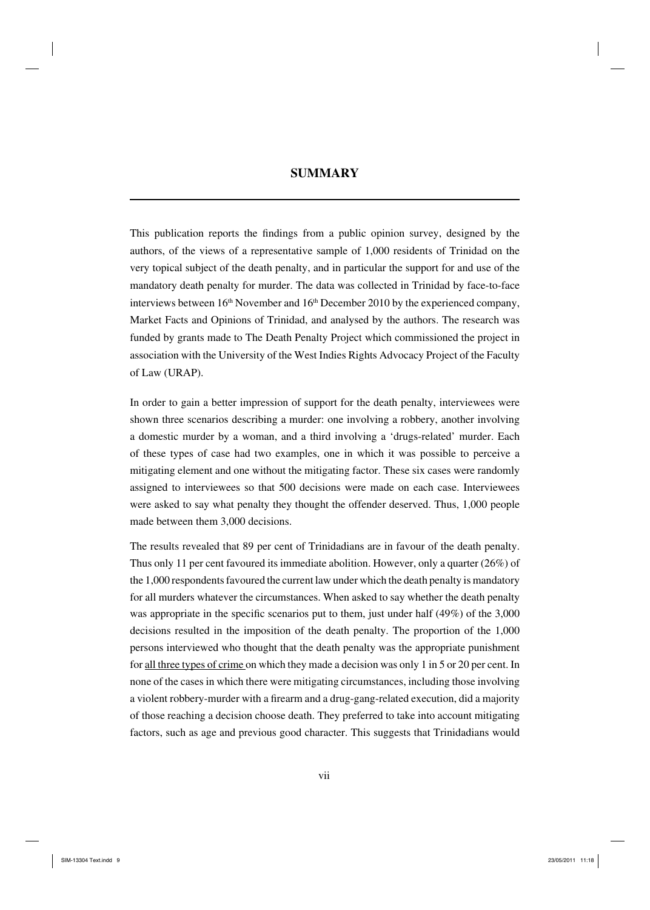## SUMMARY

This publication reports the findings from a public opinion survey, designed by the authors, of the views of a representative sample of 1,000 residents of Trinidad on the very topical subject of the death penalty, and in particular the support for and use of the mandatory death penalty for murder. The data was collected in Trinidad by face-to-face interviews between 16th November and 16th December 2010 by the experienced company, Market Facts and Opinions of Trinidad, and analysed by the authors. The research was funded by grants made to The Death Penalty Project which commissioned the project in association with the University of the West Indies Rights Advocacy Project of the Faculty of Law (URAP).

In order to gain a better impression of support for the death penalty, interviewees were shown three scenarios describing a murder: one involving a robbery, another involving a domestic murder by a woman, and a third involving a 'drugs-related' murder. Each of these types of case had two examples, one in which it was possible to perceive a mitigating element and one without the mitigating factor. These six cases were randomly assigned to interviewees so that 500 decisions were made on each case. Interviewees were asked to say what penalty they thought the offender deserved. Thus, 1,000 people made between them 3,000 decisions.

The results revealed that 89 per cent of Trinidadians are in favour of the death penalty. Thus only 11 per cent favoured its immediate abolition. However, only a quarter (26%) of the 1,000 respondents favoured the current law under which the death penalty is mandatory for all murders whatever the circumstances. When asked to say whether the death penalty was appropriate in the specific scenarios put to them, just under half (49%) of the 3,000 decisions resulted in the imposition of the death penalty. The proportion of the 1,000 persons interviewed who thought that the death penalty was the appropriate punishment for <u>all three types of crime</u> on which they made a decision was only 1 in 5 or 20 per cent. In none of the cases in which there were mitigating circumstances, including those involving a violent robbery-murder with a firearm and a drug-gang-related execution, did a majority of those reaching a decision choose death. They preferred to take into account mitigating factors, such as age and previous good character. This suggests that Trinidadians would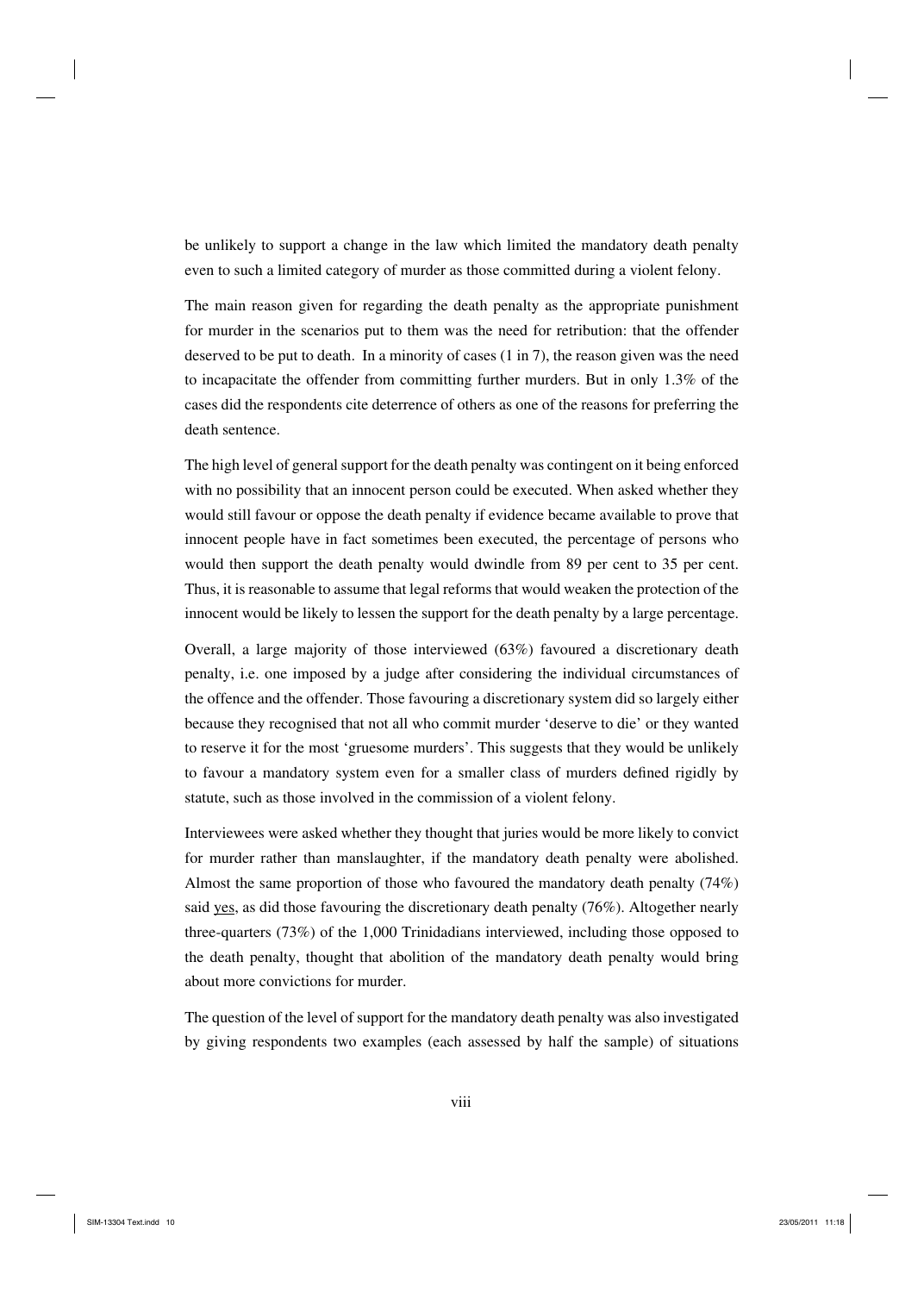be unlikely to support a change in the law which limited the mandatory death penalty even to such a limited category of murder as those committed during a violent felony.

The main reason given for regarding the death penalty as the appropriate punishment for murder in the scenarios put to them was the need for retribution: that the offender deserved to be put to death. In a minority of cases (1 in 7), the reason given was the need to incapacitate the offender from committing further murders. But in only 1.3% of the cases did the respondents cite deterrence of others as one of the reasons for preferring the death sentence.

The high level of general support for the death penalty was contingent on it being enforced with no possibility that an innocent person could be executed. When asked whether they would still favour or oppose the death penalty if evidence became available to prove that innocent people have in fact sometimes been executed, the percentage of persons who would then support the death penalty would dwindle from 89 per cent to 35 per cent. Thus, it is reasonable to assume that legal reforms that would weaken the protection of the innocent would be likely to lessen the support for the death penalty by a large percentage.

Overall, a large majority of those interviewed (63%) favoured a discretionary death penalty, i.e. one imposed by a judge after considering the individual circumstances of the offence and the offender. Those favouring a discretionary system did so largely either because they recognised that not all who commit murder 'deserve to die' or they wanted to reserve it for the most 'gruesome murders'. This suggests that they would be unlikely to favour a mandatory system even for a smaller class of murders defined rigidly by statute, such as those involved in the commission of a violent felony.

Interviewees were asked whether they thought that juries would be more likely to convict for murder rather than manslaughter, if the mandatory death penalty were abolished. Almost the same proportion of those who favoured the mandatory death penalty (74%) said yes, as did those favouring the discretionary death penalty (76%). Altogether nearly three-quarters (73%) of the 1,000 Trinidadians interviewed, including those opposed to the death penalty, thought that abolition of the mandatory death penalty would bring about more convictions for murder.

The question of the level of support for the mandatory death penalty was also investigated by giving respondents two examples (each assessed by half the sample) of situations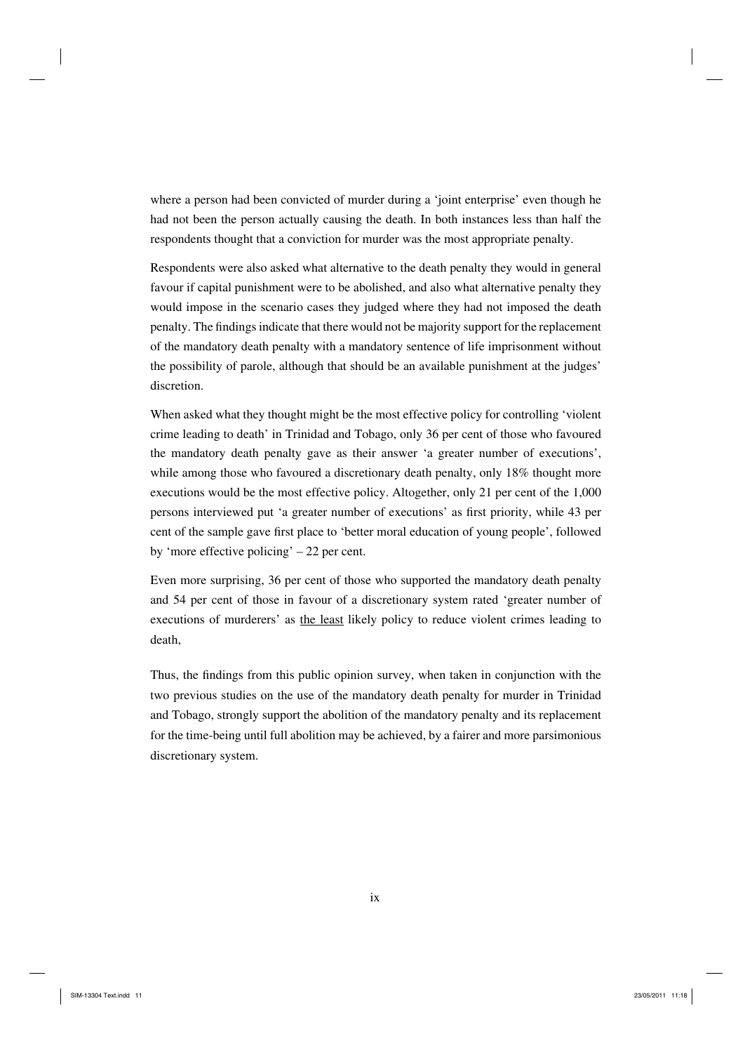where a person had been convicted of murder during a 'joint enterprise' even though he had not been the person actually causing the death. In both instances less than half the respondents thought that a conviction for murder was the most appropriate penalty.

Respondents were also asked what alternative to the death penalty they would in general favour if capital punishment were to be abolished, and also what alternative penalty they would impose in the scenario cases they judged where they had not imposed the death penalty. The findings indicate that there would not be majority support for the replacement of the mandatory death penalty with a mandatory sentence of life imprisonment without the possibility of parole, although that should be an available punishment at the judges' discretion.

When asked what they thought might be the most effective policy for controlling 'violent crime leading to death' in Trinidad and Tobago, only 36 per cent of those who favoured the mandatory death penalty gave as their answer 'a greater number of executions', while among those who favoured a discretionary death penalty, only 18% thought more executions would be the most effective policy. Altogether, only 21 per cent of the 1,000 persons interviewed put 'a greater number of executions' as first priority, while 43 per cent of the sample gave first place to 'better moral education of young people', followed by 'more effective policing' – 22 per cent.

Even more surprising, 36 per cent of those who supported the mandatory death penalty and 54 per cent of those in favour of a discretionary system rated 'greater number of executions of murderers' as <u>the least</u> likely policy to reduce violent crimes leading to death,

Thus, the findings from this public opinion survey, when taken in conjunction with the two previous studies on the use of the mandatory death penalty for murder in Trinidad and Tobago, strongly support the abolition of the mandatory penalty and its replacement for the time-being until full abolition may be achieved, by a fairer and more parsimonious discretionary system.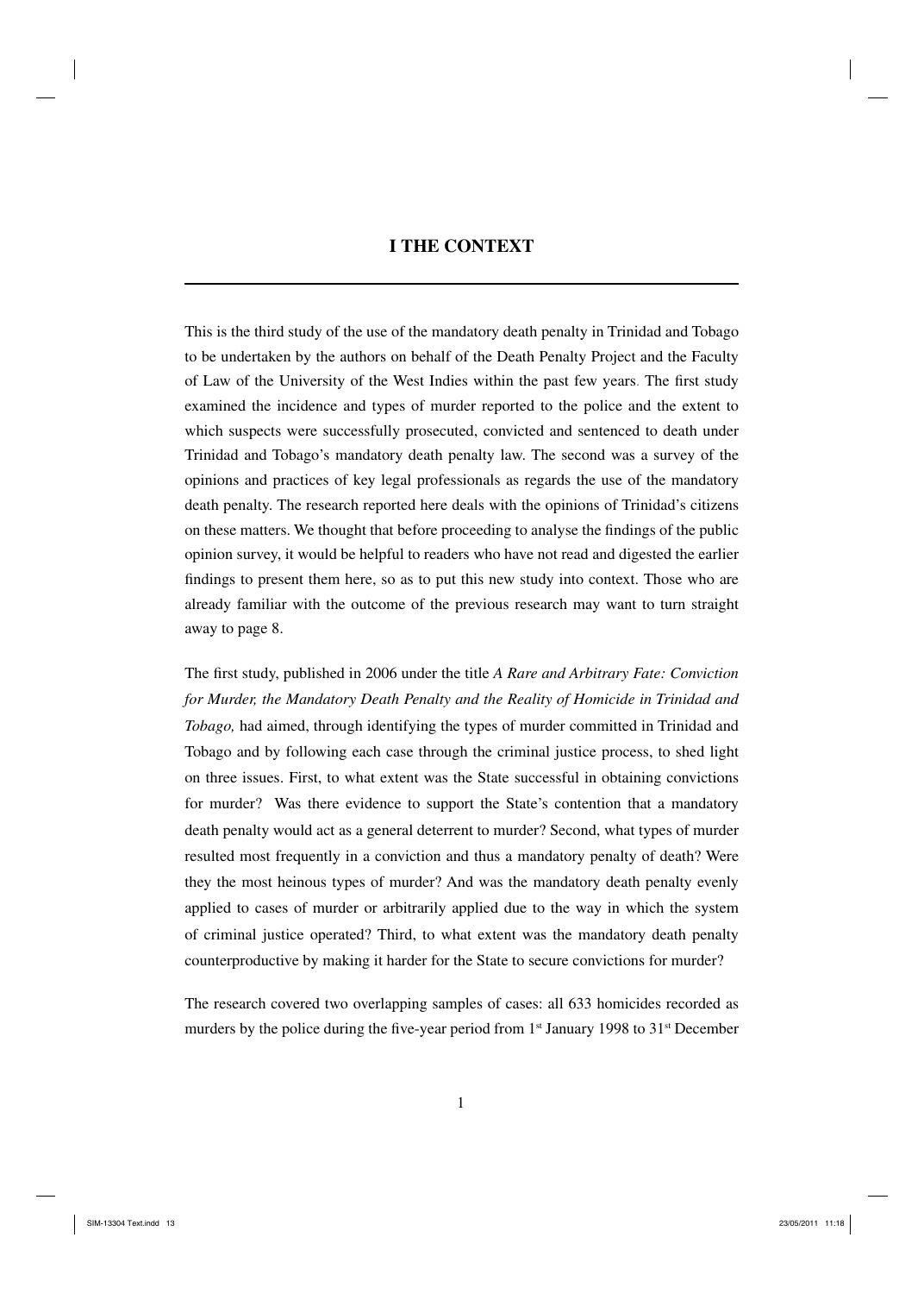# I THE CONTEXT

This is the third study of the use of the mandatory death penalty in Trinidad and Tobago to be undertaken by the authors on behalf of the Death Penalty Project and the Faculty of Law of the University of the West Indies within the past few years. The first study examined the incidence and types of murder reported to the police and the extent to which suspects were successfully prosecuted, convicted and sentenced to death under Trinidad and Tobago's mandatory death penalty law. The second was a survey of the opinions and practices of key legal professionals as regards the use of the mandatory death penalty. The research reported here deals with the opinions of Trinidad's citizens on these matters. We thought that before proceeding to analyse the findings of the public opinion survey, it would be helpful to readers who have not read and digested the earlier findings to present them here, so as to put this new study into context. Those who are already familiar with the outcome of the previous research may want to turn straight away to page 8.

The first study, published in 2006 under the title *A Rare and Arbitrary Fate: Conviction for Murder, the Mandatory Death Penalty and the Reality of Homicide in Trinidad and Tobago,* had aimed, through identifying the types of murder committed in Trinidad and Tobago and by following each case through the criminal justice process, to shed light on three issues. First, to what extent was the State successful in obtaining convictions for murder? Was there evidence to support the State's contention that a mandatory death penalty would act as a general deterrent to murder? Second, what types of murder resulted most frequently in a conviction and thus a mandatory penalty of death? Were they the most heinous types of murder? And was the mandatory death penalty evenly applied to cases of murder or arbitrarily applied due to the way in which the system of criminal justice operated? Third, to what extent was the mandatory death penalty counterproductive by making it harder for the State to secure convictions for murder?

The research covered two overlapping samples of cases: all 633 homicides recorded as murders by the police during the five-year period from 1st January 1998 to 31st December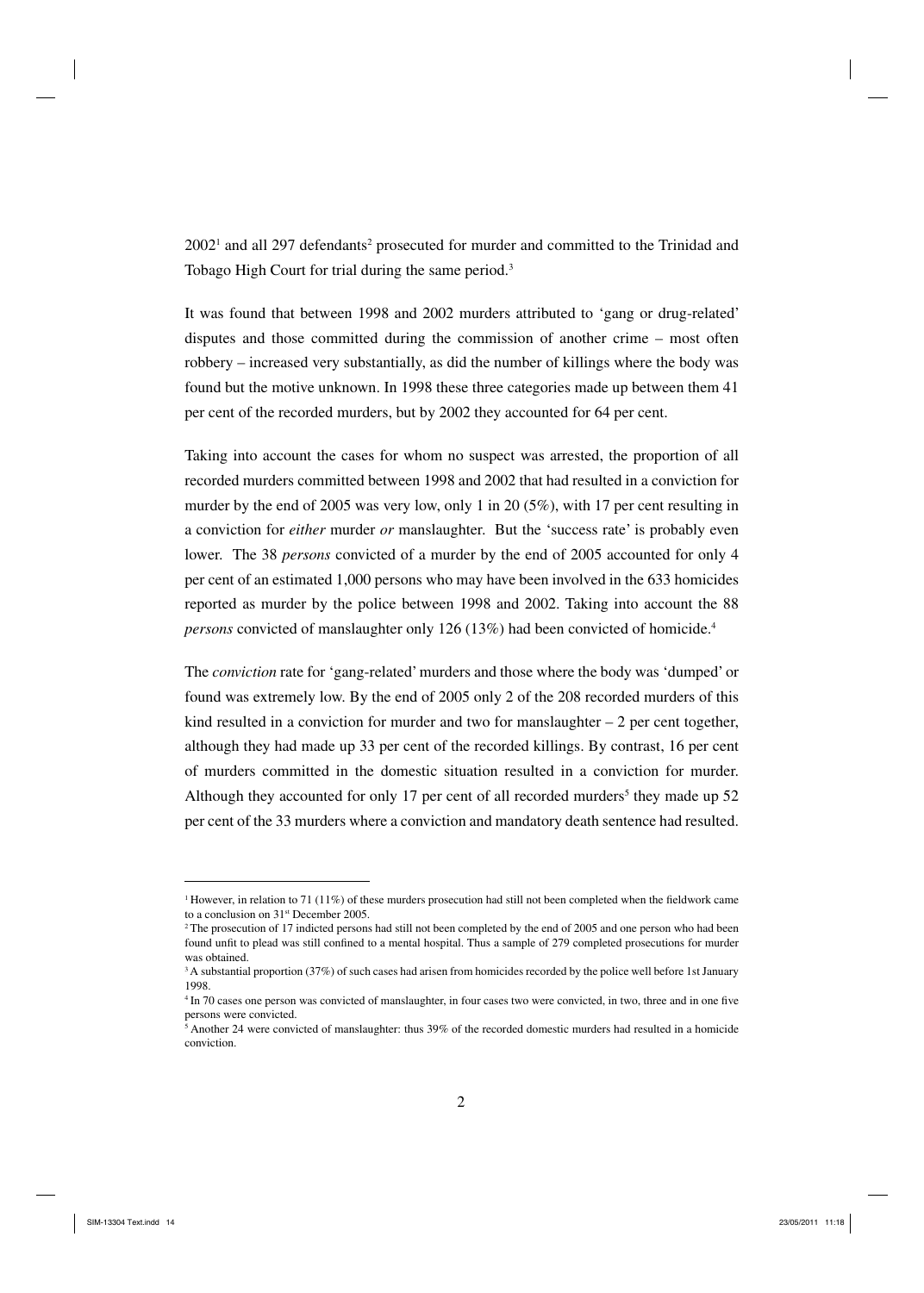2002[1] and all 297 defendants[2] prosecuted for murder and committed to the Trinidad and Tobago High Court for trial during the same period.[3]

It was found that between 1998 and 2002 murders attributed to 'gang or drug-related' disputes and those committed during the commission of another crime – most often robbery – increased very substantially, as did the number of killings where the body was found but the motive unknown. In 1998 these three categories made up between them 41 per cent of the recorded murders, but by 2002 they accounted for 64 per cent.

Taking into account the cases for whom no suspect was arrested, the proportion of all recorded murders committed between 1998 and 2002 that had resulted in a conviction for murder by the end of 2005 was very low, only 1 in 20 (5%), with 17 per cent resulting in a conviction for *either* murder *or* manslaughter. But the 'success rate' is probably even lower. The 38 *persons* convicted of a murder by the end of 2005 accounted for only 4 per cent of an estimated 1,000 persons who may have been involved in the 633 homicides reported as murder by the police between 1998 and 2002. Taking into account the 88 *persons* convicted of manslaughter only 126 (13%) had been convicted of homicide.[4]

The *conviction* rate for 'gang-related' murders and those where the body was 'dumped' or found was extremely low. By the end of 2005 only 2 of the 208 recorded murders of this kind resulted in a conviction for murder and two for manslaughter – 2 per cent together, although they had made up 33 per cent of the recorded killings. By contrast, 16 per cent of murders committed in the domestic situation resulted in a conviction for murder. Although they accounted for only 17 per cent of all recorded murders[5] they made up 52 per cent of the 33 murders where a conviction and mandatory death sentence had resulted.

---

[1] However, in relation to 71 (11%) of these murders prosecution had still not been completed when the fieldwork came to a conclusion on 31st December 2005.

[2] The prosecution of 17 indicted persons had still not been completed by the end of 2005 and one person who had been found unfit to plead was still confined to a mental hospital. Thus a sample of 279 completed prosecutions for murder was obtained.

[3] A substantial proportion (37%) of such cases had arisen from homicides recorded by the police well before 1st January 1998.

[4] In 70 cases one person was convicted of manslaughter, in four cases two were convicted, in two, three and in one five persons were convicted.

[5] Another 24 were convicted of manslaughter: thus 39% of the recorded domestic murders had resulted in a homicide conviction.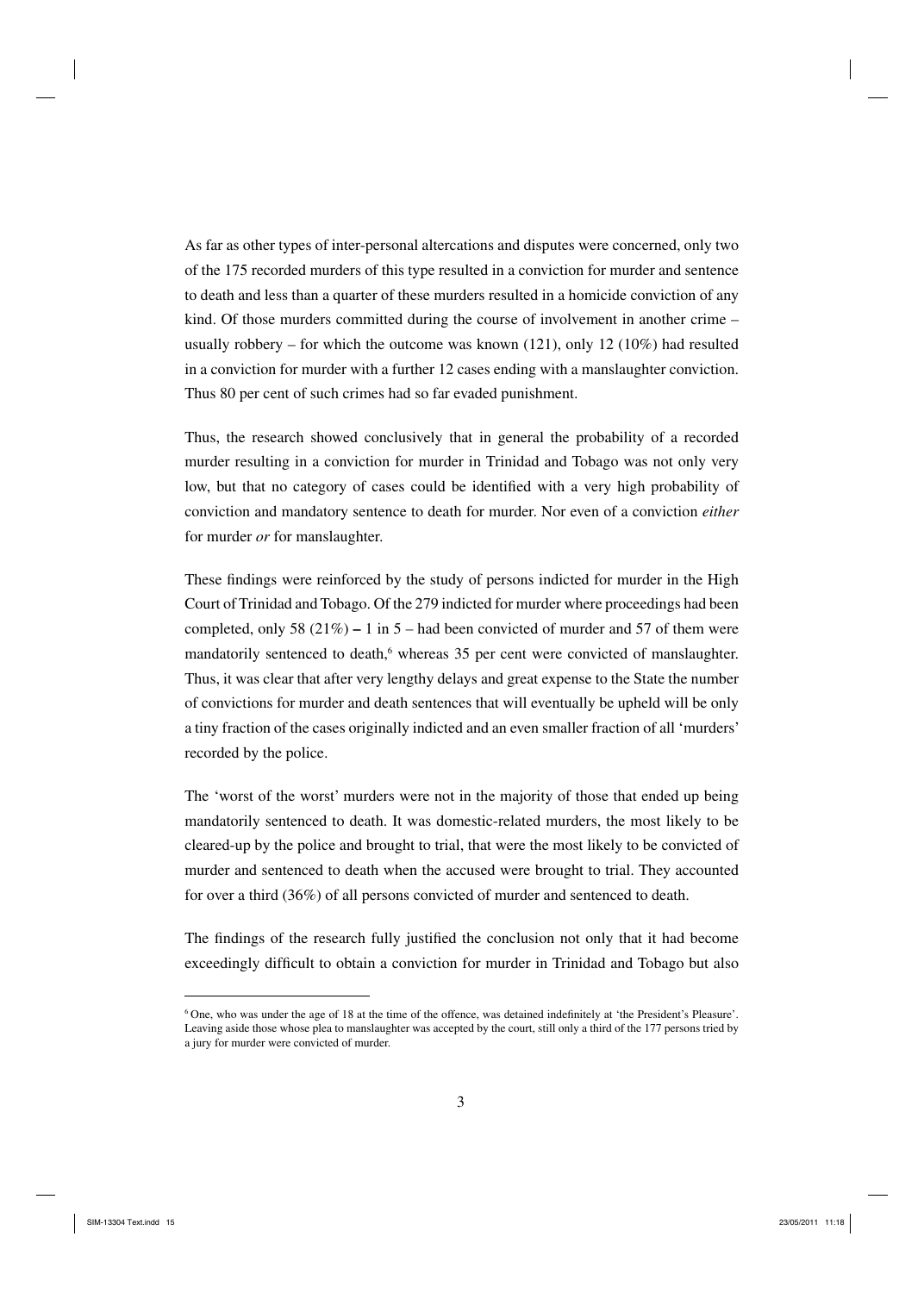As far as other types of inter-personal altercations and disputes were concerned, only two of the 175 recorded murders of this type resulted in a conviction for murder and sentence to death and less than a quarter of these murders resulted in a homicide conviction of any kind. Of those murders committed during the course of involvement in another crime – usually robbery – for which the outcome was known (121), only 12 (10%) had resulted in a conviction for murder with a further 12 cases ending with a manslaughter conviction. Thus 80 per cent of such crimes had so far evaded punishment.

Thus, the research showed conclusively that in general the probability of a recorded murder resulting in a conviction for murder in Trinidad and Tobago was not only very low, but that no category of cases could be identified with a very high probability of conviction and mandatory sentence to death for murder. Nor even of a conviction *either* for murder *or* for manslaughter.

These findings were reinforced by the study of persons indicted for murder in the High Court of Trinidad and Tobago. Of the 279 indicted for murder where proceedings had been completed, only 58 (21%) – 1 in 5 – had been convicted of murder and 57 of them were mandatorily sentenced to death,[6] whereas 35 per cent were convicted of manslaughter. Thus, it was clear that after very lengthy delays and great expense to the State the number of convictions for murder and death sentences that will eventually be upheld will be only a tiny fraction of the cases originally indicted and an even smaller fraction of all 'murders' recorded by the police.

The 'worst of the worst' murders were not in the majority of those that ended up being mandatorily sentenced to death. It was domestic-related murders, the most likely to be cleared-up by the police and brought to trial, that were the most likely to be convicted of murder and sentenced to death when the accused were brought to trial. They accounted for over a third (36%) of all persons convicted of murder and sentenced to death.

The findings of the research fully justified the conclusion not only that it had become exceedingly difficult to obtain a conviction for murder in Trinidad and Tobago but also

---

[6] One, who was under the age of 18 at the time of the offence, was detained indefinitely at 'the President's Pleasure'. Leaving aside those whose plea to manslaughter was accepted by the court, still only a third of the 177 persons tried by a jury for murder were convicted of murder.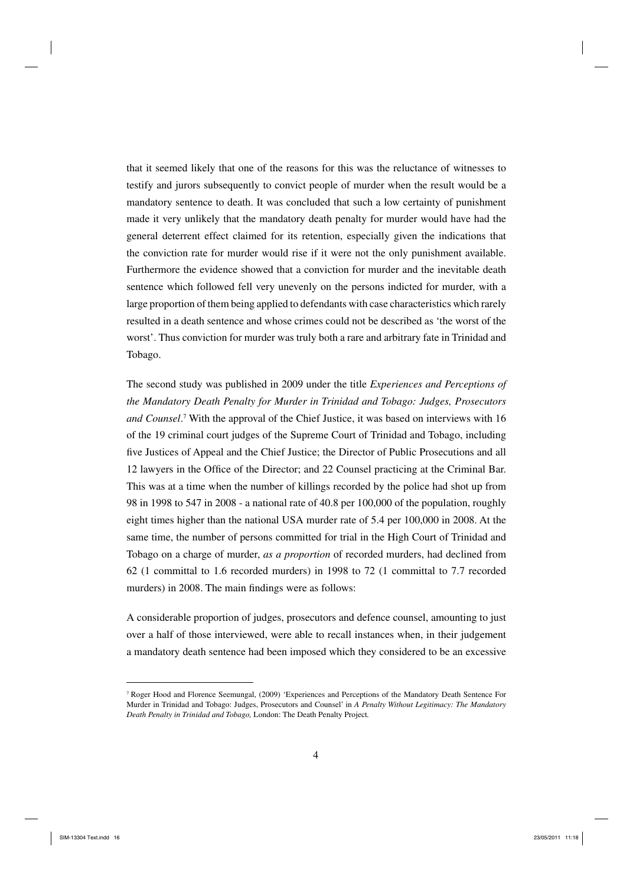that it seemed likely that one of the reasons for this was the reluctance of witnesses to testify and jurors subsequently to convict people of murder when the result would be a mandatory sentence to death. It was concluded that such a low certainty of punishment made it very unlikely that the mandatory death penalty for murder would have had the general deterrent effect claimed for its retention, especially given the indications that the conviction rate for murder would rise if it were not the only punishment available. Furthermore the evidence showed that a conviction for murder and the inevitable death sentence which followed fell very unevenly on the persons indicted for murder, with a large proportion of them being applied to defendants with case characteristics which rarely resulted in a death sentence and whose crimes could not be described as 'the worst of the worst'. Thus conviction for murder was truly both a rare and arbitrary fate in Trinidad and Tobago.

The second study was published in 2009 under the title *Experiences and Perceptions of the Mandatory Death Penalty for Murder in Trinidad and Tobago: Judges, Prosecutors and Counsel*.[7] With the approval of the Chief Justice, it was based on interviews with 16 of the 19 criminal court judges of the Supreme Court of Trinidad and Tobago, including five Justices of Appeal and the Chief Justice; the Director of Public Prosecutions and all 12 lawyers in the Office of the Director; and 22 Counsel practicing at the Criminal Bar. This was at a time when the number of killings recorded by the police had shot up from 98 in 1998 to 547 in 2008 - a national rate of 40.8 per 100,000 of the population, roughly eight times higher than the national USA murder rate of 5.4 per 100,000 in 2008. At the same time, the number of persons committed for trial in the High Court of Trinidad and Tobago on a charge of murder, *as a proportion* of recorded murders, had declined from 62 (1 committal to 1.6 recorded murders) in 1998 to 72 (1 committal to 7.7 recorded murders) in 2008. The main findings were as follows:

A considerable proportion of judges, prosecutors and defence counsel, amounting to just over a half of those interviewed, were able to recall instances when, in their judgement a mandatory death sentence had been imposed which they considered to be an excessive

---

[7] Roger Hood and Florence Seemungal, (2009) 'Experiences and Perceptions of the Mandatory Death Sentence For Murder in Trinidad and Tobago: Judges, Prosecutors and Counsel' in *A Penalty Without Legitimacy: The Mandatory Death Penalty in Trinidad and Tobago,* London: The Death Penalty Project.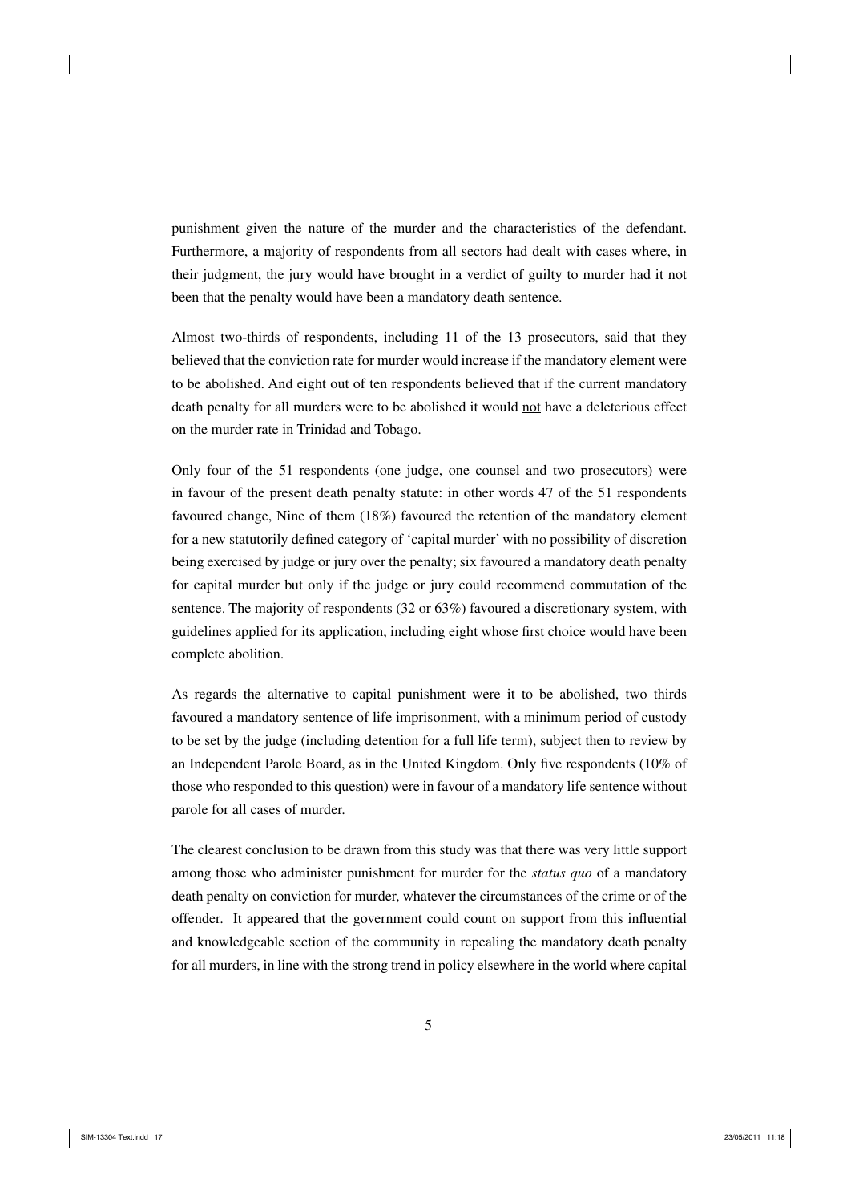punishment given the nature of the murder and the characteristics of the defendant. Furthermore, a majority of respondents from all sectors had dealt with cases where, in their judgment, the jury would have brought in a verdict of guilty to murder had it not been that the penalty would have been a mandatory death sentence.

Almost two-thirds of respondents, including 11 of the 13 prosecutors, said that they believed that the conviction rate for murder would increase if the mandatory element were to be abolished. And eight out of ten respondents believed that if the current mandatory death penalty for all murders were to be abolished it would <u>not</u> have a deleterious effect on the murder rate in Trinidad and Tobago.

Only four of the 51 respondents (one judge, one counsel and two prosecutors) were in favour of the present death penalty statute: in other words 47 of the 51 respondents favoured change, Nine of them (18%) favoured the retention of the mandatory element for a new statutorily defined category of 'capital murder' with no possibility of discretion being exercised by judge or jury over the penalty; six favoured a mandatory death penalty for capital murder but only if the judge or jury could recommend commutation of the sentence. The majority of respondents (32 or 63%) favoured a discretionary system, with guidelines applied for its application, including eight whose first choice would have been complete abolition.

As regards the alternative to capital punishment were it to be abolished, two thirds favoured a mandatory sentence of life imprisonment, with a minimum period of custody to be set by the judge (including detention for a full life term), subject then to review by an Independent Parole Board, as in the United Kingdom. Only five respondents (10% of those who responded to this question) were in favour of a mandatory life sentence without parole for all cases of murder.

The clearest conclusion to be drawn from this study was that there was very little support among those who administer punishment for murder for the *status quo* of a mandatory death penalty on conviction for murder, whatever the circumstances of the crime or of the offender. It appeared that the government could count on support from this influential and knowledgeable section of the community in repealing the mandatory death penalty for all murders, in line with the strong trend in policy elsewhere in the world where capital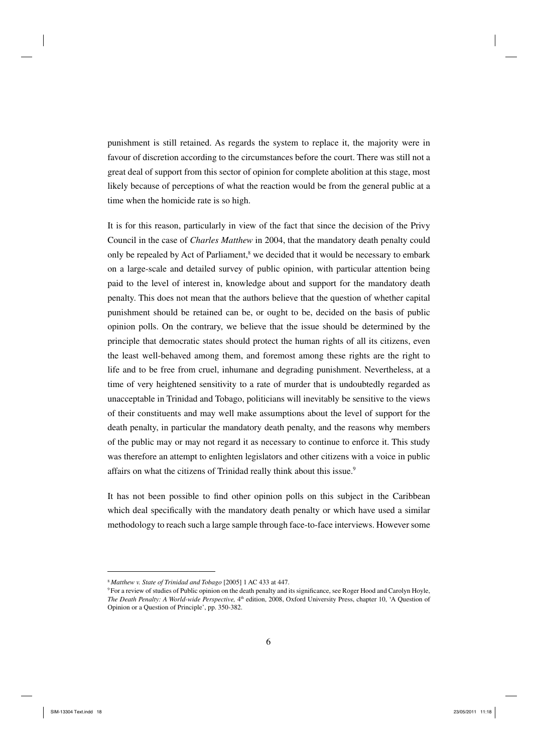punishment is still retained. As regards the system to replace it, the majority were in favour of discretion according to the circumstances before the court. There was still not a great deal of support from this sector of opinion for complete abolition at this stage, most likely because of perceptions of what the reaction would be from the general public at a time when the homicide rate is so high.

It is for this reason, particularly in view of the fact that since the decision of the Privy Council in the case of *Charles Matthew* in 2004, that the mandatory death penalty could only be repealed by Act of Parliament,[8] we decided that it would be necessary to embark on a large-scale and detailed survey of public opinion, with particular attention being paid to the level of interest in, knowledge about and support for the mandatory death penalty. This does not mean that the authors believe that the question of whether capital punishment should be retained can be, or ought to be, decided on the basis of public opinion polls. On the contrary, we believe that the issue should be determined by the principle that democratic states should protect the human rights of all its citizens, even the least well-behaved among them, and foremost among these rights are the right to life and to be free from cruel, inhumane and degrading punishment. Nevertheless, at a time of very heightened sensitivity to a rate of murder that is undoubtedly regarded as unacceptable in Trinidad and Tobago, politicians will inevitably be sensitive to the views of their constituents and may well make assumptions about the level of support for the death penalty, in particular the mandatory death penalty, and the reasons why members of the public may or may not regard it as necessary to continue to enforce it. This study was therefore an attempt to enlighten legislators and other citizens with a voice in public affairs on what the citizens of Trinidad really think about this issue.[9]

It has not been possible to find other opinion polls on this subject in the Caribbean which deal specifically with the mandatory death penalty or which have used a similar methodology to reach such a large sample through face-to-face interviews. However some

---

[8] *Matthew v. State of Trinidad and Tobago* [2005] 1 AC 433 at 447.

[9] For a review of studies of Public opinion on the death penalty and its significance, see Roger Hood and Carolyn Hoyle, *The Death Penalty: A World-wide Perspective,* 4th edition, 2008, Oxford University Press, chapter 10, 'A Question of Opinion or a Question of Principle', pp. 350-382.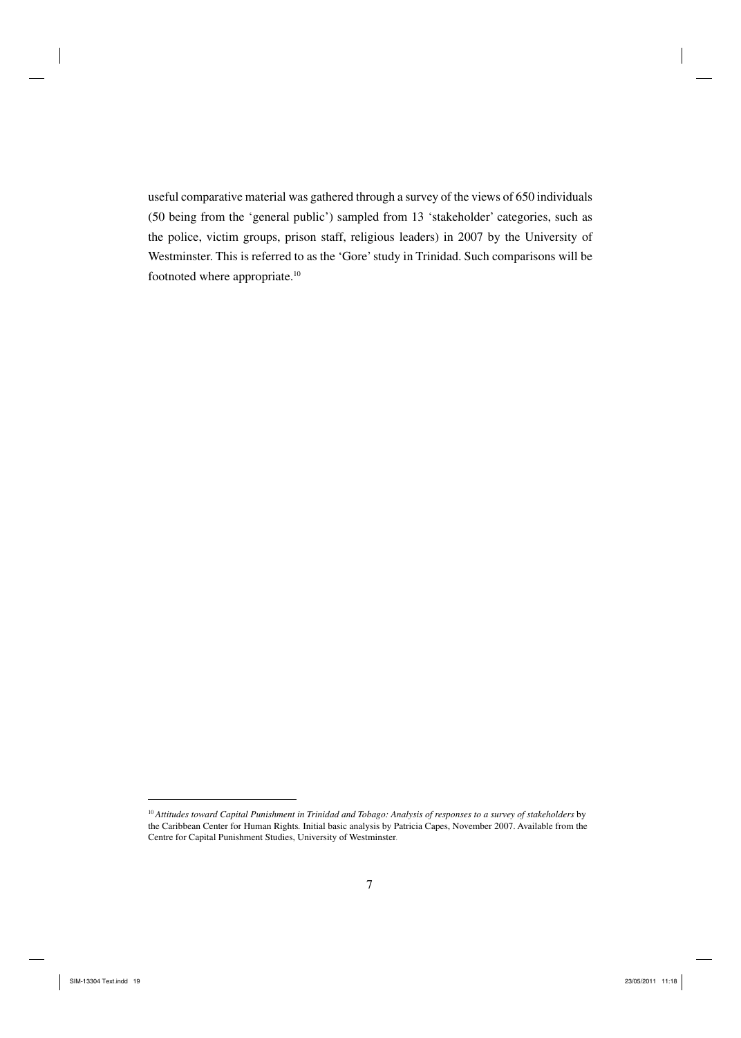useful comparative material was gathered through a survey of the views of 650 individuals (50 being from the 'general public') sampled from 13 'stakeholder' categories, such as the police, victim groups, prison staff, religious leaders) in 2007 by the University of Westminster. This is referred to as the 'Gore' study in Trinidad. Such comparisons will be footnoted where appropriate.[10]

---

[10] *Attitudes toward Capital Punishment in Trinidad and Tobago: Analysis of responses to a survey of stakeholders* by the Caribbean Center for Human Rights. Initial basic analysis by Patricia Capes, November 2007. Available from the Centre for Capital Punishment Studies, University of Westminster.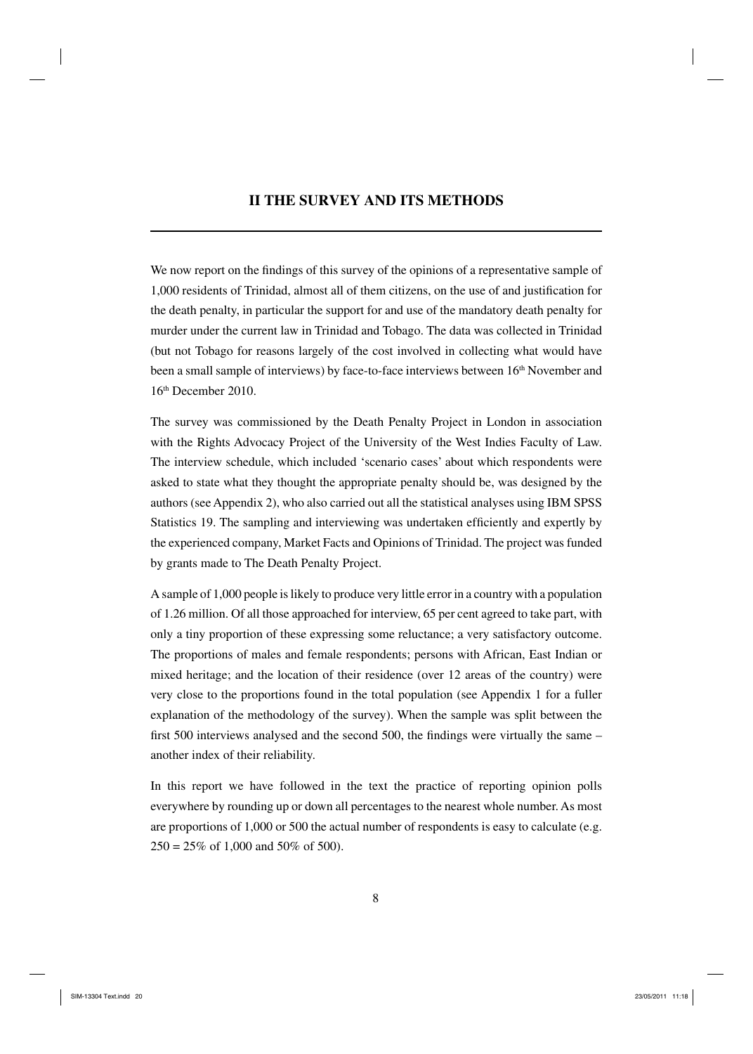## II THE SURVEY AND ITS METHODS

We now report on the findings of this survey of the opinions of a representative sample of 1,000 residents of Trinidad, almost all of them citizens, on the use of and justification for the death penalty, in particular the support for and use of the mandatory death penalty for murder under the current law in Trinidad and Tobago. The data was collected in Trinidad (but not Tobago for reasons largely of the cost involved in collecting what would have been a small sample of interviews) by face-to-face interviews between 16th November and 16th December 2010.

The survey was commissioned by the Death Penalty Project in London in association with the Rights Advocacy Project of the University of the West Indies Faculty of Law. The interview schedule, which included 'scenario cases' about which respondents were asked to state what they thought the appropriate penalty should be, was designed by the authors (see Appendix 2), who also carried out all the statistical analyses using IBM SPSS Statistics 19. The sampling and interviewing was undertaken efficiently and expertly by the experienced company, Market Facts and Opinions of Trinidad. The project was funded by grants made to The Death Penalty Project.

A sample of 1,000 people is likely to produce very little error in a country with a population of 1.26 million. Of all those approached for interview, 65 per cent agreed to take part, with only a tiny proportion of these expressing some reluctance; a very satisfactory outcome. The proportions of males and female respondents; persons with African, East Indian or mixed heritage; and the location of their residence (over 12 areas of the country) were very close to the proportions found in the total population (see Appendix 1 for a fuller explanation of the methodology of the survey). When the sample was split between the first 500 interviews analysed and the second 500, the findings were virtually the same – another index of their reliability.

In this report we have followed in the text the practice of reporting opinion polls everywhere by rounding up or down all percentages to the nearest whole number. As most are proportions of 1,000 or 500 the actual number of respondents is easy to calculate (e.g. 250 = 25% of 1,000 and 50% of 500).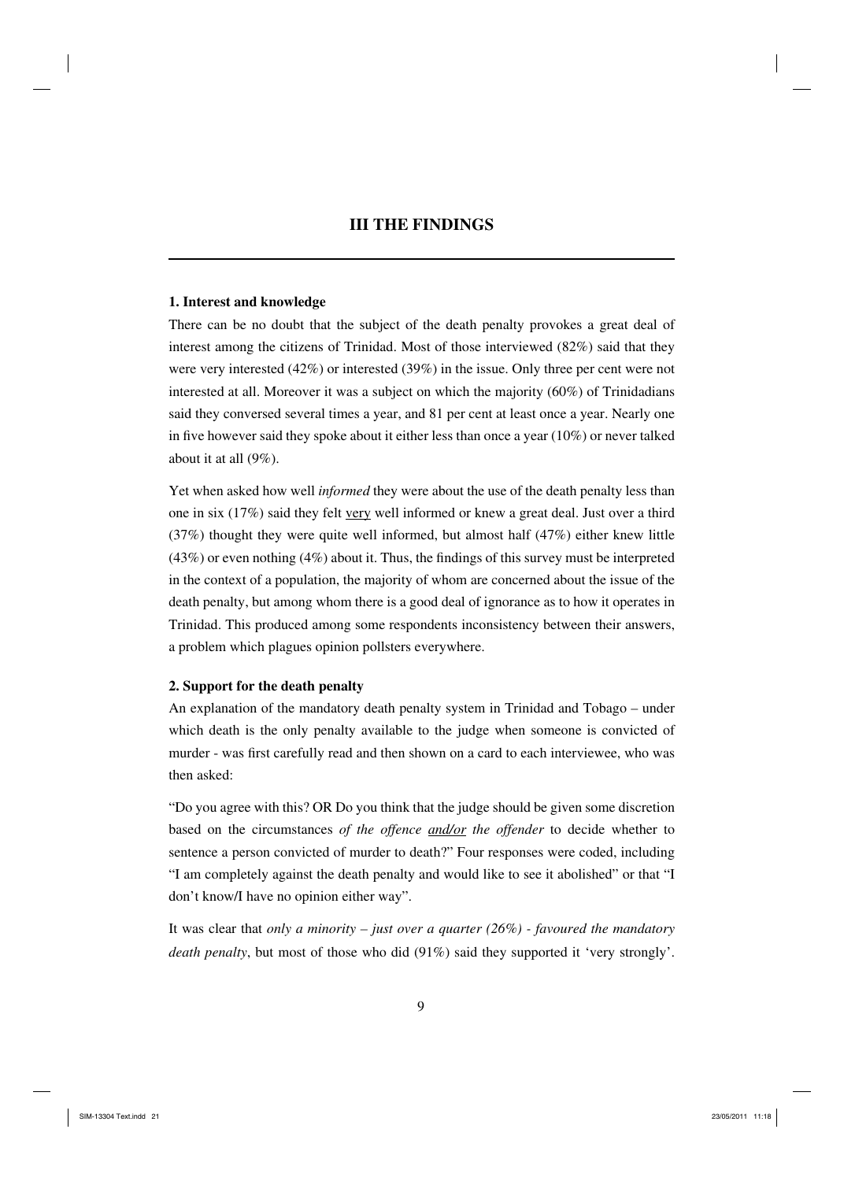## III THE FINDINGS

### 1. Interest and knowledge

There can be no doubt that the subject of the death penalty provokes a great deal of interest among the citizens of Trinidad. Most of those interviewed (82%) said that they were very interested (42%) or interested (39%) in the issue. Only three per cent were not interested at all. Moreover it was a subject on which the majority (60%) of Trinidadians said they conversed several times a year, and 81 per cent at least once a year. Nearly one in five however said they spoke about it either less than once a year (10%) or never talked about it at all (9%).

Yet when asked how well *informed* they were about the use of the death penalty less than one in six (17%) said they felt <u>very</u> well informed or knew a great deal. Just over a third (37%) thought they were quite well informed, but almost half (47%) either knew little (43%) or even nothing (4%) about it. Thus, the findings of this survey must be interpreted in the context of a population, the majority of whom are concerned about the issue of the death penalty, but among whom there is a good deal of ignorance as to how it operates in Trinidad. This produced among some respondents inconsistency between their answers, a problem which plagues opinion pollsters everywhere.

### 2. Support for the death penalty

An explanation of the mandatory death penalty system in Trinidad and Tobago – under which death is the only penalty available to the judge when someone is convicted of murder - was first carefully read and then shown on a card to each interviewee, who was then asked:

"Do you agree with this? OR Do you think that the judge should be given some discretion based on the circumstances *of the offence* ***<u>and/or</u>*** *the offender* to decide whether to sentence a person convicted of murder to death?" Four responses were coded, including "I am completely against the death penalty and would like to see it abolished" or that "I don't know/I have no opinion either way".

It was clear that *only a minority – just over a quarter (26%) - favoured the mandatory death penalty*, but most of those who did (91%) said they supported it 'very strongly'.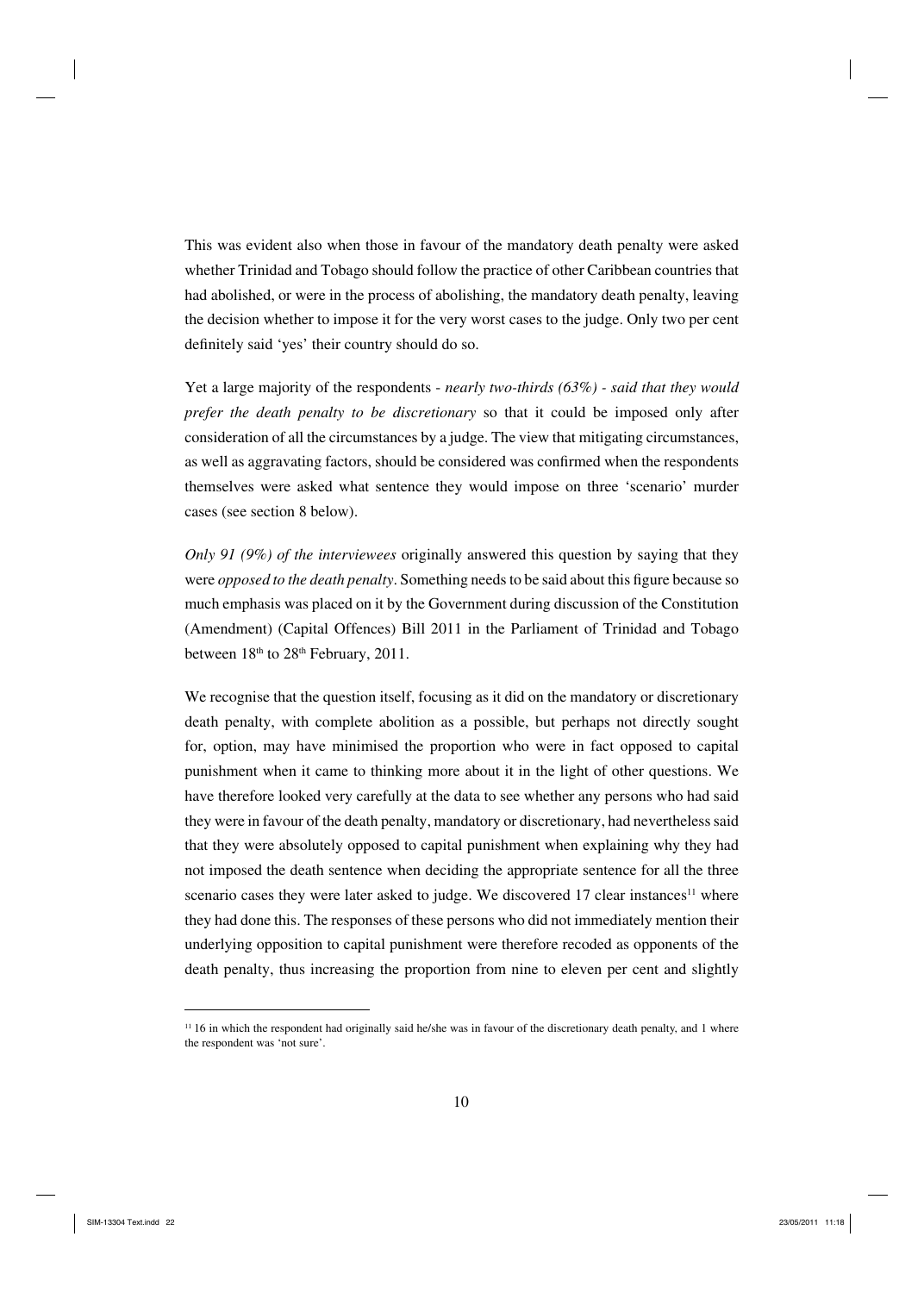This was evident also when those in favour of the mandatory death penalty were asked whether Trinidad and Tobago should follow the practice of other Caribbean countries that had abolished, or were in the process of abolishing, the mandatory death penalty, leaving the decision whether to impose it for the very worst cases to the judge. Only two per cent definitely said 'yes' their country should do so.

Yet a large majority of the respondents - *nearly two-thirds (63%) - said that they would prefer the death penalty to be discretionary* so that it could be imposed only after consideration of all the circumstances by a judge. The view that mitigating circumstances, as well as aggravating factors, should be considered was confirmed when the respondents themselves were asked what sentence they would impose on three 'scenario' murder cases (see section 8 below).

*Only 91 (9%) of the interviewees* originally answered this question by saying that they were *opposed to the death penalty*. Something needs to be said about this figure because so much emphasis was placed on it by the Government during discussion of the Constitution (Amendment) (Capital Offences) Bill 2011 in the Parliament of Trinidad and Tobago between 18th to 28th February, 2011.

We recognise that the question itself, focusing as it did on the mandatory or discretionary death penalty, with complete abolition as a possible, but perhaps not directly sought for, option, may have minimised the proportion who were in fact opposed to capital punishment when it came to thinking more about it in the light of other questions. We have therefore looked very carefully at the data to see whether any persons who had said they were in favour of the death penalty, mandatory or discretionary, had nevertheless said that they were absolutely opposed to capital punishment when explaining why they had not imposed the death sentence when deciding the appropriate sentence for all the three scenario cases they were later asked to judge. We discovered 17 clear instances[11] where they had done this. The responses of these persons who did not immediately mention their underlying opposition to capital punishment were therefore recoded as opponents of the death penalty, thus increasing the proportion from nine to eleven per cent and slightly

[11] 16 in which the respondent had originally said he/she was in favour of the discretionary death penalty, and 1 where the respondent was 'not sure'.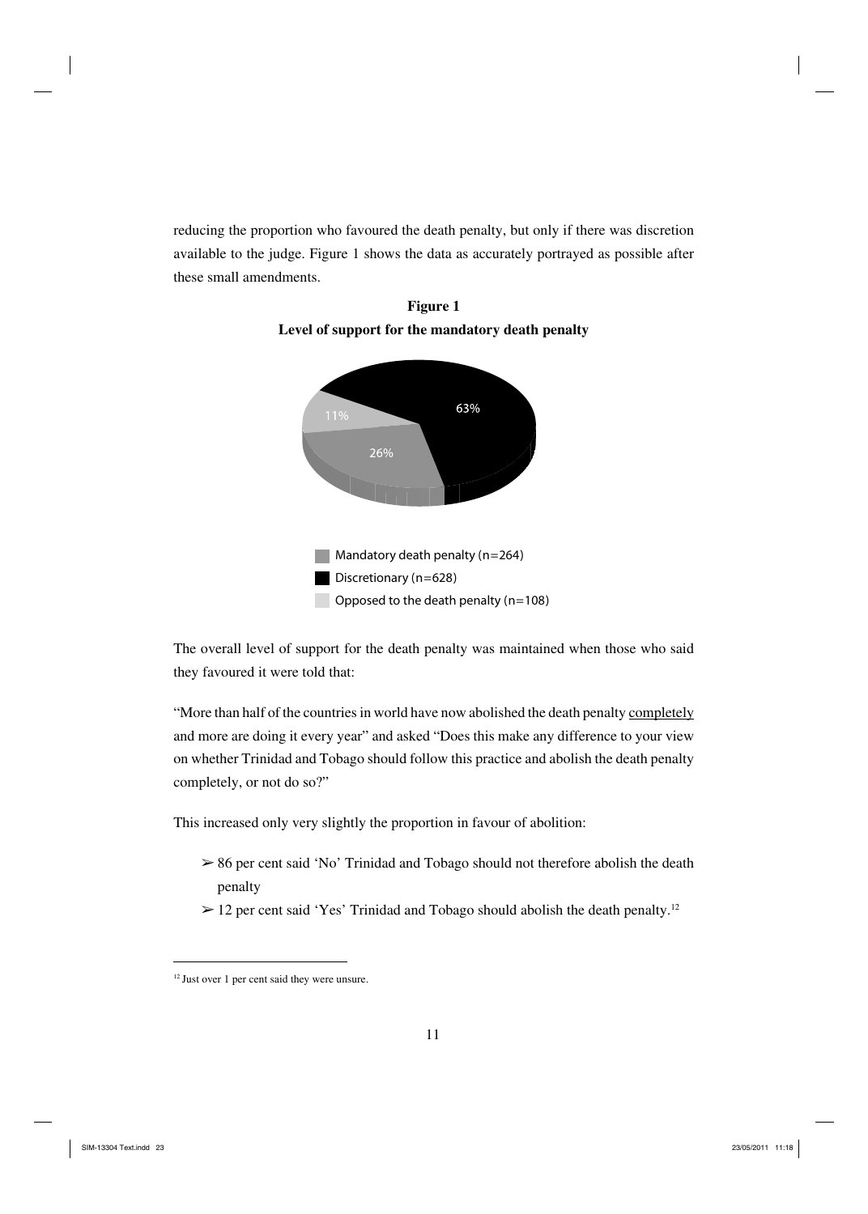reducing the proportion who favoured the death penalty, but only if there was discretion available to the judge. Figure 1 shows the data as accurately portrayed as possible after these small amendments.

**Figure 1**
**Level of support for the mandatory death penalty**

63%

11%

26%

Mandatory death penalty (n=264)
Discretionary (n=628)
Opposed to the death penalty (n=108)

The overall level of support for the death penalty was maintained when those who said they favoured it were told that:

"More than half of the countries in world have now abolished the death penalty <u>completely</u> and more are doing it every year" and asked "Does this make any difference to your view on whether Trinidad and Tobago should follow this practice and abolish the death penalty completely, or not do so?"

This increased only very slightly the proportion in favour of abolition:

- 86 per cent said 'No' Trinidad and Tobago should not therefore abolish the death penalty
- 12 per cent said 'Yes' Trinidad and Tobago should abolish the death penalty.[12]

[12] Just over 1 per cent said they were unsure.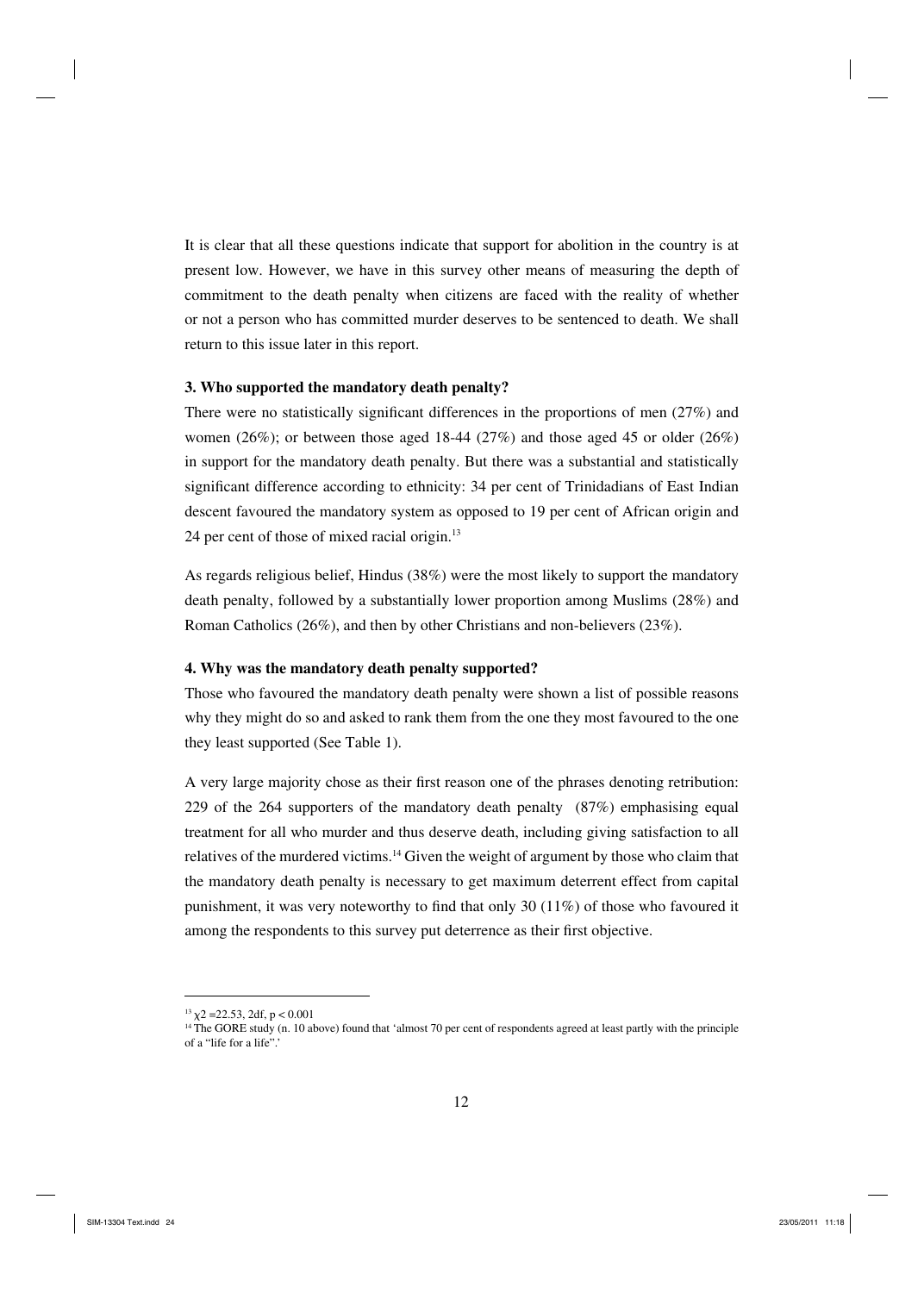It is clear that all these questions indicate that support for abolition in the country is at present low. However, we have in this survey other means of measuring the depth of commitment to the death penalty when citizens are faced with the reality of whether or not a person who has committed murder deserves to be sentenced to death. We shall return to this issue later in this report.

### 3. Who supported the mandatory death penalty?

There were no statistically significant differences in the proportions of men (27%) and women (26%); or between those aged 18-44 (27%) and those aged 45 or older (26%) in support for the mandatory death penalty. But there was a substantial and statistically significant difference according to ethnicity: 34 per cent of Trinidadians of East Indian descent favoured the mandatory system as opposed to 19 per cent of African origin and 24 per cent of those of mixed racial origin.[13]

As regards religious belief, Hindus (38%) were the most likely to support the mandatory death penalty, followed by a substantially lower proportion among Muslims (28%) and Roman Catholics (26%), and then by other Christians and non-believers (23%).

### 4. Why was the mandatory death penalty supported?

Those who favoured the mandatory death penalty were shown a list of possible reasons why they might do so and asked to rank them from the one they most favoured to the one they least supported (See Table 1).

A very large majority chose as their first reason one of the phrases denoting retribution: 229 of the 264 supporters of the mandatory death penalty (87%) emphasising equal treatment for all who murder and thus deserve death, including giving satisfaction to all relatives of the murdered victims.[14] Given the weight of argument by those who claim that the mandatory death penalty is necessary to get maximum deterrent effect from capital punishment, it was very noteworthy to find that only 30 (11%) of those who favoured it among the respondents to this survey put deterrence as their first objective.

---

[13] $\chi^2 = 22.53$, 2df, $p < 0.001$

[14] The GORE study (n. 10 above) found that 'almost 70 per cent of respondents agreed at least partly with the principle of a "life for a life".'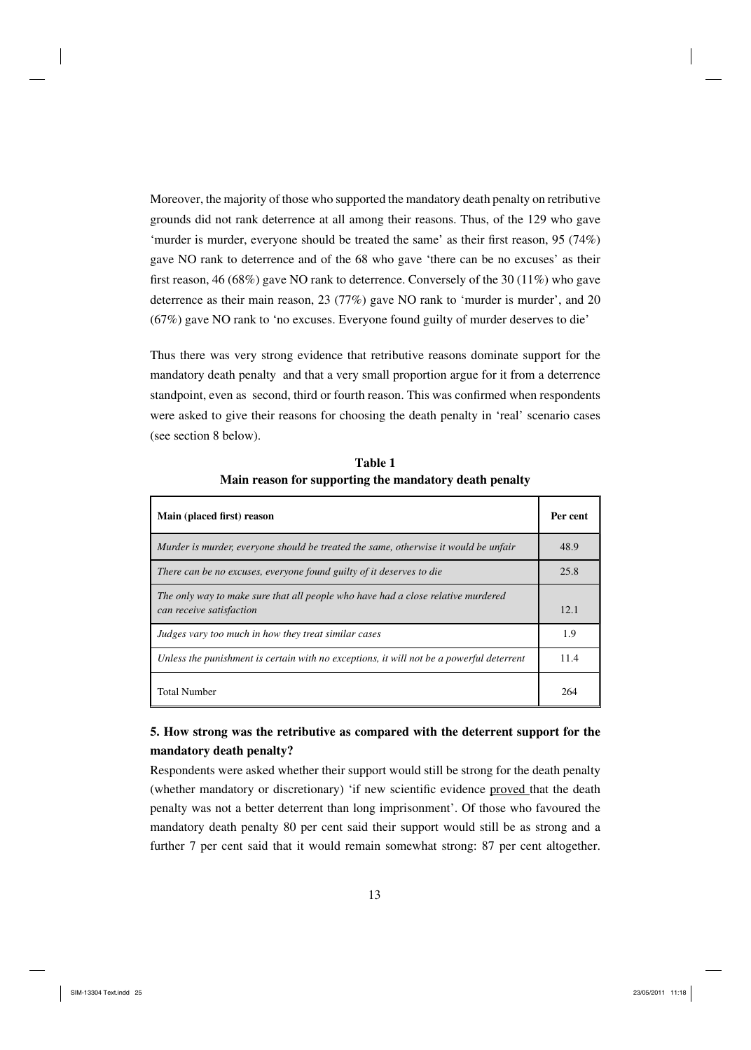Moreover, the majority of those who supported the mandatory death penalty on retributive grounds did not rank deterrence at all among their reasons. Thus, of the 129 who gave 'murder is murder, everyone should be treated the same' as their first reason, 95 (74%) gave NO rank to deterrence and of the 68 who gave 'there can be no excuses' as their first reason, 46 (68%) gave NO rank to deterrence. Conversely of the 30 (11%) who gave deterrence as their main reason, 23 (77%) gave NO rank to 'murder is murder', and 20 (67%) gave NO rank to 'no excuses. Everyone found guilty of murder deserves to die'

Thus there was very strong evidence that retributive reasons dominate support for the mandatory death penalty and that a very small proportion argue for it from a deterrence standpoint, even as second, third or fourth reason. This was confirmed when respondents were asked to give their reasons for choosing the death penalty in 'real' scenario cases (see section 8 below).

**Table 1**
**Main reason for supporting the mandatory death penalty**

| Main (placed first) reason | Per cent |
|---|---|
| *Murder is murder, everyone should be treated the same, otherwise it would be unfair* | 48.9 |
| *There can be no excuses, everyone found guilty of it deserves to die* | 25.8 |
| *The only way to make sure that all people who have had a close relative murdered can receive satisfaction* | 12.1 |
| *Judges vary too much in how they treat similar cases* | 1.9 |
| *Unless the punishment is certain with no exceptions, it will not be a powerful deterrent* | 11.4 |
| Total Number | 264 |

## 5. How strong was the retributive as compared with the deterrent support for the mandatory death penalty?

Respondents were asked whether their support would still be strong for the death penalty (whether mandatory or discretionary) 'if new scientific evidence proved that the death penalty was not a better deterrent than long imprisonment'. Of those who favoured the mandatory death penalty 80 per cent said their support would still be as strong and a further 7 per cent said that it would remain somewhat strong: 87 per cent altogether.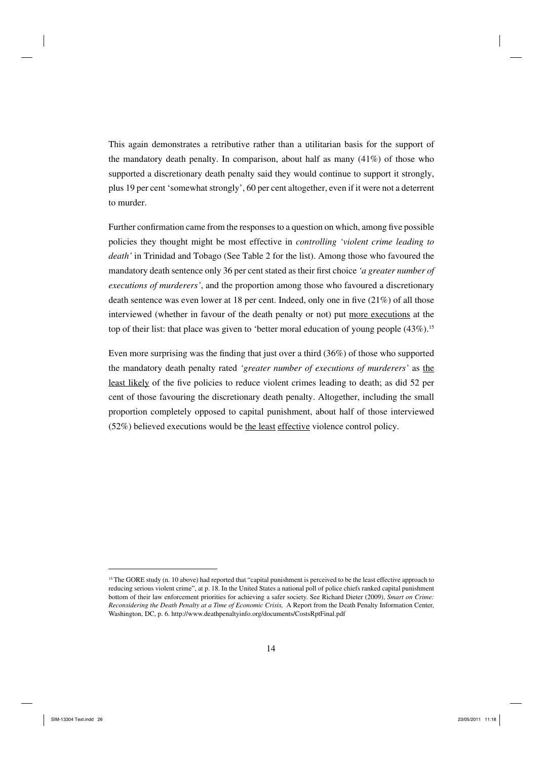This again demonstrates a retributive rather than a utilitarian basis for the support of the mandatory death penalty. In comparison, about half as many (41%) of those who supported a discretionary death penalty said they would continue to support it strongly, plus 19 per cent 'somewhat strongly', 60 per cent altogether, even if it were not a deterrent to murder.

Further confirmation came from the responses to a question on which, among five possible policies they thought might be most effective in *controlling 'violent crime leading to death'* in Trinidad and Tobago (See Table 2 for the list). Among those who favoured the mandatory death sentence only 36 per cent stated as their first choice *'a greater number of executions of murderers'*, and the proportion among those who favoured a discretionary death sentence was even lower at 18 per cent. Indeed, only one in five (21%) of all those interviewed (whether in favour of the death penalty or not) put <u>more executions</u> at the top of their list: that place was given to 'better moral education of young people (43%).[15]

Even more surprising was the finding that just over a third (36%) of those who supported the mandatory death penalty rated *'greater number of executions of murderers'* as <u>the least likely</u> of the five policies to reduce violent crimes leading to death; as did 52 per cent of those favouring the discretionary death penalty. Altogether, including the small proportion completely opposed to capital punishment, about half of those interviewed (52%) believed executions would be <u>the least effective</u> violence control policy.

---

[15] The GORE study (n. 10 above) had reported that "capital punishment is perceived to be the least effective approach to reducing serious violent crime", at p. 18. In the United States a national poll of police chiefs ranked capital punishment bottom of their law enforcement priorities for achieving a safer society. See Richard Dieter (2009), *Smart on Crime: Reconsidering the Death Penalty at a Time of Economic Crisis,* A Report from the Death Penalty Information Center, Washington, DC, p. 6. http://www.deathpenaltyinfo.org/documents/CostsRptFinal.pdf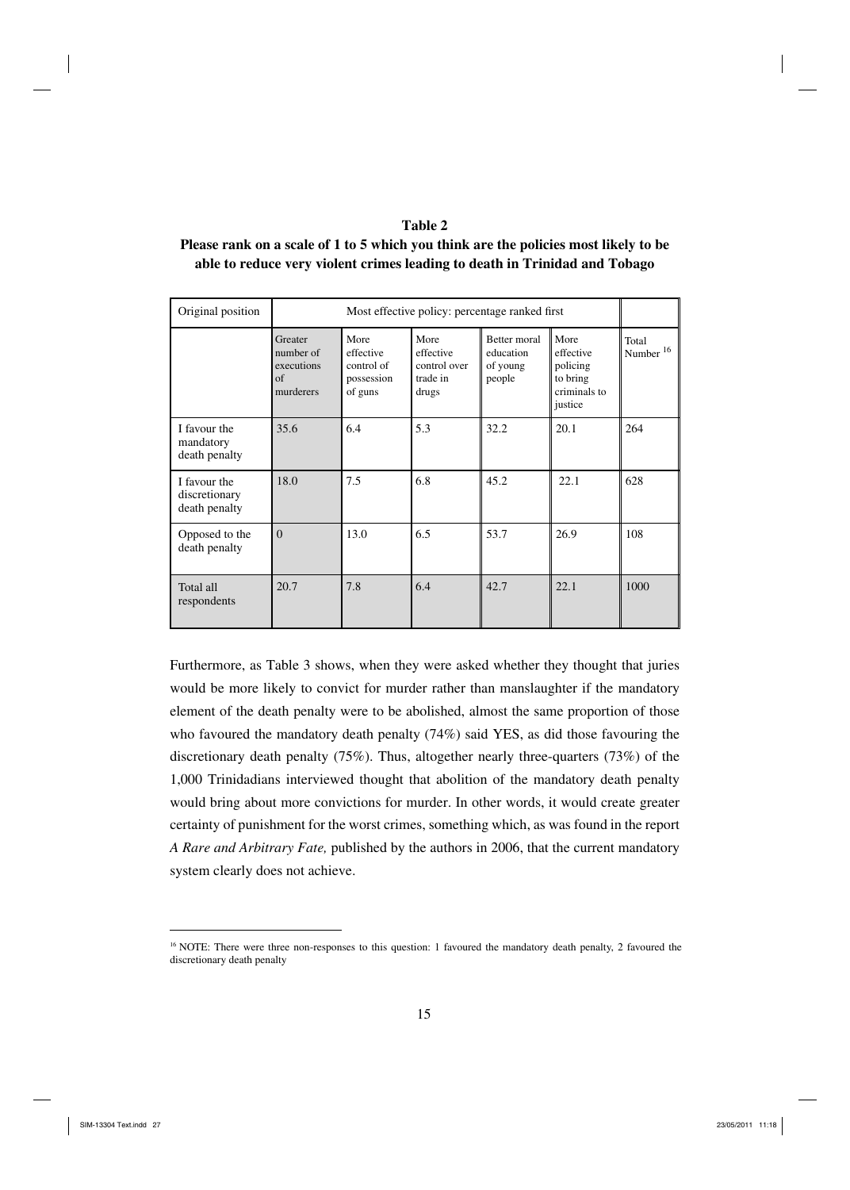**Table 2**

**Please rank on a scale of 1 to 5 which you think are the policies most likely to be able to reduce very violent crimes leading to death in Trinidad and Tobago**

| Original position | Most effective policy: percentage ranked first | | | | | |
|---|---|---|---|---|---|---|
| | Greater number of executions of murderers | More effective control of possession of guns | More effective control over trade in drugs | Better moral education of young people | More effective policing to bring criminals to justice | Total Number [16] |
| I favour the mandatory death penalty | 35.6 | 6.4 | 5.3 | 32.2 | 20.1 | 264 |
| I favour the discretionary death penalty | 18.0 | 7.5 | 6.8 | 45.2 | 22.1 | 628 |
| Opposed to the death penalty | 0 | 13.0 | 6.5 | 53.7 | 26.9 | 108 |
| Total all respondents | 20.7 | 7.8 | 6.4 | 42.7 | 22.1 | 1000 |

Furthermore, as Table 3 shows, when they were asked whether they thought that juries would be more likely to convict for murder rather than manslaughter if the mandatory element of the death penalty were to be abolished, almost the same proportion of those who favoured the mandatory death penalty (74%) said YES, as did those favouring the discretionary death penalty (75%). Thus, altogether nearly three-quarters (73%) of the 1,000 Trinidadians interviewed thought that abolition of the mandatory death penalty would bring about more convictions for murder. In other words, it would create greater certainty of punishment for the worst crimes, something which, as was found in the report *A Rare and Arbitrary Fate,* published by the authors in 2006, that the current mandatory system clearly does not achieve.

[16] NOTE: There were three non-responses to this question: 1 favoured the mandatory death penalty, 2 favoured the discretionary death penalty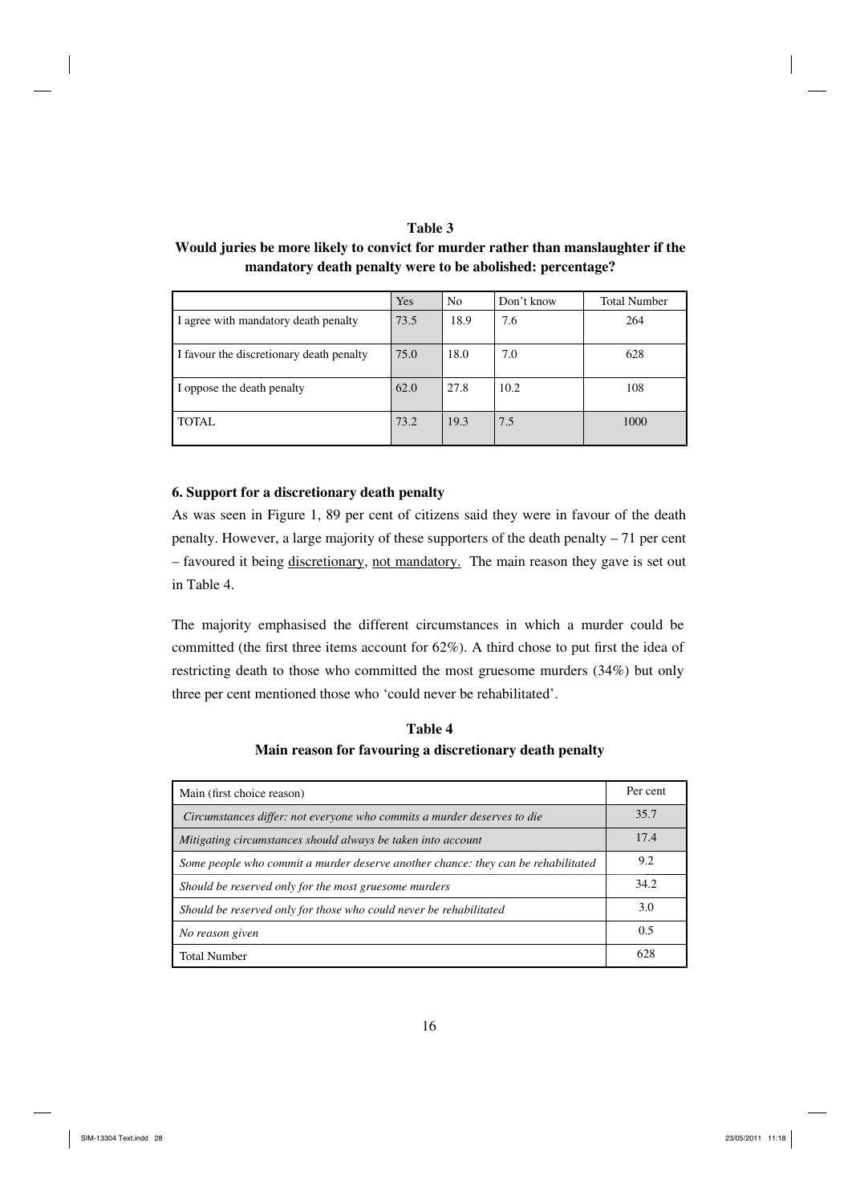**Table 3**

**Would juries be more likely to convict for murder rather than manslaughter if the mandatory death penalty were to be abolished: percentage?**

| | Yes | No | Don't know | Total Number |
|---|---|---|---|---|
| I agree with mandatory death penalty | 73.5 | 18.9 | 7.6 | 264 |
| I favour the discretionary death penalty | 75.0 | 18.0 | 7.0 | 628 |
| I oppose the death penalty | 62.0 | 27.8 | 10.2 | 108 |
| TOTAL | 73.2 | 19.3 | 7.5 | 1000 |

## 6. Support for a discretionary death penalty

As was seen in Figure 1, 89 per cent of citizens said they were in favour of the death penalty. However, a large majority of these supporters of the death penalty – 71 per cent – favoured it being discretionary, not mandatory. The main reason they gave is set out in Table 4.

The majority emphasised the different circumstances in which a murder could be committed (the first three items account for 62%). A third chose to put first the idea of restricting death to those who committed the most gruesome murders (34%) but only three per cent mentioned those who 'could never be rehabilitated'.

**Table 4**

**Main reason for favouring a discretionary death penalty**

| Main (first choice reason) | Per cent |
|---|---|
| *Circumstances differ: not everyone who commits a murder deserves to die* | 35.7 |
| *Mitigating circumstances should always be taken into account* | 17.4 |
| *Some people who commit a murder deserve another chance: they can be rehabilitated* | 9.2 |
| *Should be reserved only for the most gruesome murders* | 34.2 |
| *Should be reserved only for those who could never be rehabilitated* | 3.0 |
| *No reason given* | 0.5 |
| Total Number | 628 |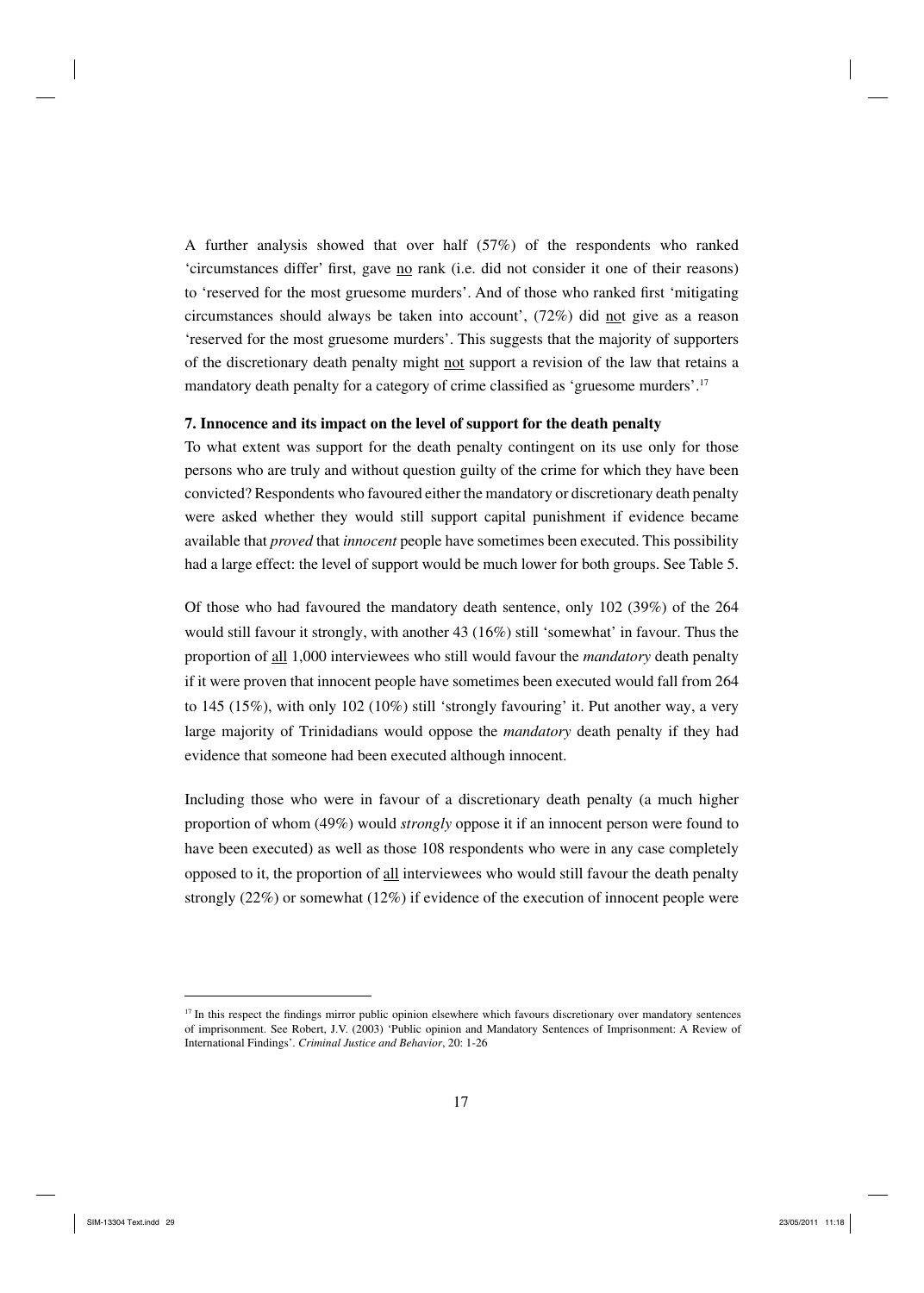A further analysis showed that over half (57%) of the respondents who ranked 'circumstances differ' first, gave no rank (i.e. did not consider it one of their reasons) to 'reserved for the most gruesome murders'. And of those who ranked first 'mitigating circumstances should always be taken into account', (72%) did not give as a reason 'reserved for the most gruesome murders'. This suggests that the majority of supporters of the discretionary death penalty might not support a revision of the law that retains a mandatory death penalty for a category of crime classified as 'gruesome murders'.[17]

**7. Innocence and its impact on the level of support for the death penalty**

To what extent was support for the death penalty contingent on its use only for those persons who are truly and without question guilty of the crime for which they have been convicted? Respondents who favoured either the mandatory or discretionary death penalty were asked whether they would still support capital punishment if evidence became available that *proved* that *innocent* people have sometimes been executed. This possibility had a large effect: the level of support would be much lower for both groups. See Table 5.

Of those who had favoured the mandatory death sentence, only 102 (39%) of the 264 would still favour it strongly, with another 43 (16%) still 'somewhat' in favour. Thus the proportion of all 1,000 interviewees who still would favour the *mandatory* death penalty if it were proven that innocent people have sometimes been executed would fall from 264 to 145 (15%), with only 102 (10%) still 'strongly favouring' it. Put another way, a very large majority of Trinidadians would oppose the *mandatory* death penalty if they had evidence that someone had been executed although innocent.

Including those who were in favour of a discretionary death penalty (a much higher proportion of whom (49%) would *strongly* oppose it if an innocent person were found to have been executed) as well as those 108 respondents who were in any case completely opposed to it, the proportion of all interviewees who would still favour the death penalty strongly (22%) or somewhat (12%) if evidence of the execution of innocent people were

[17] In this respect the findings mirror public opinion elsewhere which favours discretionary over mandatory sentences of imprisonment. See Robert, J.V. (2003) 'Public opinion and Mandatory Sentences of Imprisonment: A Review of International Findings'. *Criminal Justice and Behavior*, 20: 1-26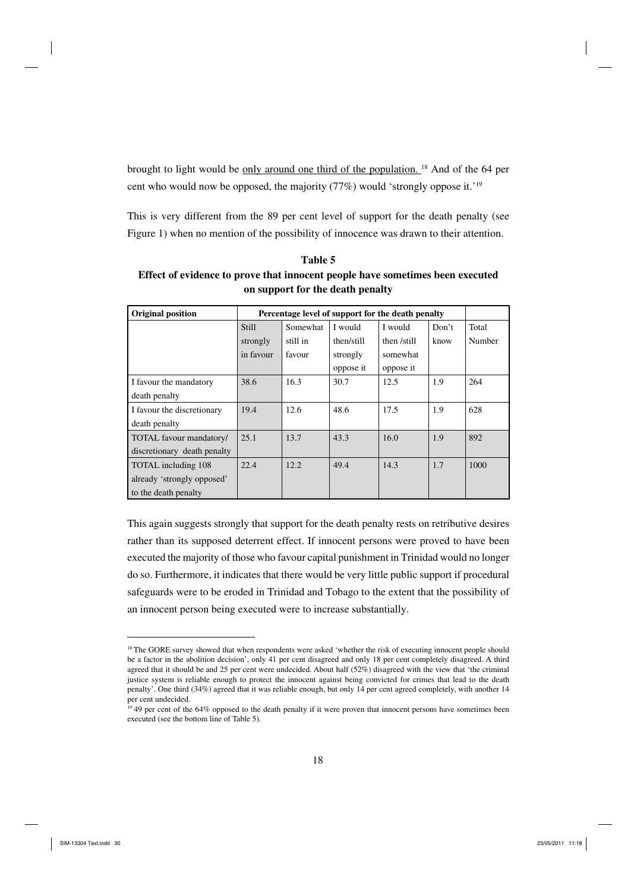brought to light would be <u>only around one third of the population.</u> [18] And of the 64 per cent who would now be opposed, the majority (77%) would 'strongly oppose it.'[19]

This is very different from the 89 per cent level of support for the death penalty (see Figure 1) when no mention of the possibility of innocence was drawn to their attention.

**Table 5**
**Effect of evidence to prove that innocent people have sometimes been executed on support for the death penalty**

| Original position | Percentage level of support for the death penalty | | | | | |
|---|---|---|---|---|---|---|
| | Still strongly in favour | Somewhat still in favour | I would then/still strongly oppose it | I would then /still somewhat oppose it | Don't know | Total Number |
| I favour the mandatory death penalty | 38.6 | 16.3 | 30.7 | 12.5 | 1.9 | 264 |
| I favour the discretionary death penalty | 19.4 | 12.6 | 48.6 | 17.5 | 1.9 | 628 |
| TOTAL favour mandatory/ discretionary death penalty | 25.1 | 13.7 | 43.3 | 16.0 | 1.9 | 892 |
| TOTAL including 108 already 'strongly opposed' to the death penalty | 22.4 | 12.2 | 49.4 | 14.3 | 1.7 | 1000 |

This again suggests strongly that support for the death penalty rests on retributive desires rather than its supposed deterrent effect. If innocent persons were proved to have been executed the majority of those who favour capital punishment in Trinidad would no longer do so. Furthermore, it indicates that there would be very little public support if procedural safeguards were to be eroded in Trinidad and Tobago to the extent that the possibility of an innocent person being executed were to increase substantially.

---

[18] The GORE survey showed that when respondents were asked 'whether the risk of executing innocent people should be a factor in the abolition decision', only 41 per cent disagreed and only 18 per cent completely disagreed. A third agreed that it should be and 25 per cent were undecided. About half (52%) disagreed with the view that 'the criminal justice system is reliable enough to protect the innocent against being convicted for crimes that lead to the death penalty'. One third (34%) agreed that it was reliable enough, but only 14 per cent agreed completely, with another 14 per cent undecided.

[19] 49 per cent of the 64% opposed to the death penalty if it were proven that innocent persons have sometimes been executed (see the bottom line of Table 5).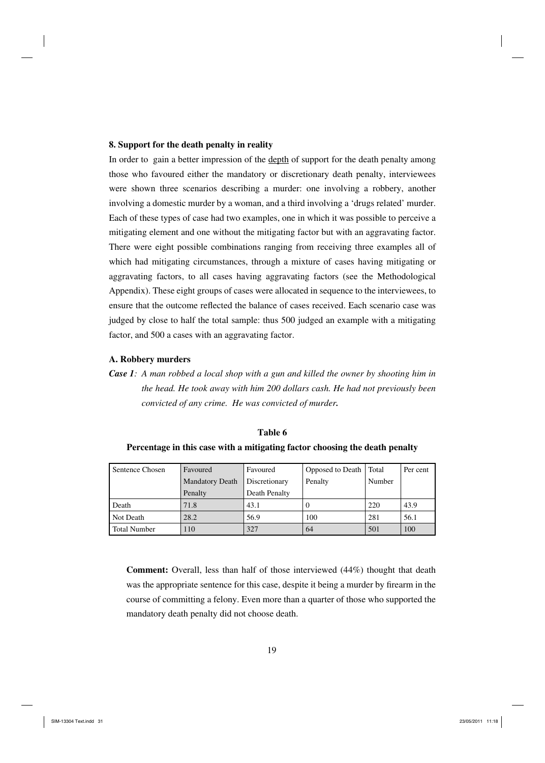## 8. Support for the death penalty in reality

In order to gain a better impression of the depth of support for the death penalty among those who favoured either the mandatory or discretionary death penalty, interviewees were shown three scenarios describing a murder: one involving a robbery, another involving a domestic murder by a woman, and a third involving a 'drugs related' murder. Each of these types of case had two examples, one in which it was possible to perceive a mitigating element and one without the mitigating factor but with an aggravating factor. There were eight possible combinations ranging from receiving three examples all of which had mitigating circumstances, through a mixture of cases having mitigating or aggravating factors, to all cases having aggravating factors (see the Methodological Appendix). These eight groups of cases were allocated in sequence to the interviewees, to ensure that the outcome reflected the balance of cases received. Each scenario case was judged by close to half the total sample: thus 500 judged an example with a mitigating factor, and 500 a cases with an aggravating factor.

### A. Robbery murders

***Case 1**: A man robbed a local shop with a gun and killed the owner by shooting him in the head. He took away with him 200 dollars cash. He had not previously been convicted of any crime. He was convicted of murder.*

**Table 6**

**Percentage in this case with a mitigating factor choosing the death penalty**

| Sentence Chosen | Favoured Mandatory Death Penalty | Favoured Discretionary Death Penalty | Opposed to Death Penalty | Total Number | Per cent |
|---|---|---|---|---|---|
| Death | 71.8 | 43.1 | 0 | 220 | 43.9 |
| Not Death | 28.2 | 56.9 | 100 | 281 | 56.1 |
| Total Number | 110 | 327 | 64 | 501 | 100 |

**Comment:** Overall, less than half of those interviewed (44%) thought that death was the appropriate sentence for this case, despite it being a murder by firearm in the course of committing a felony. Even more than a quarter of those who supported the mandatory death penalty did not choose death.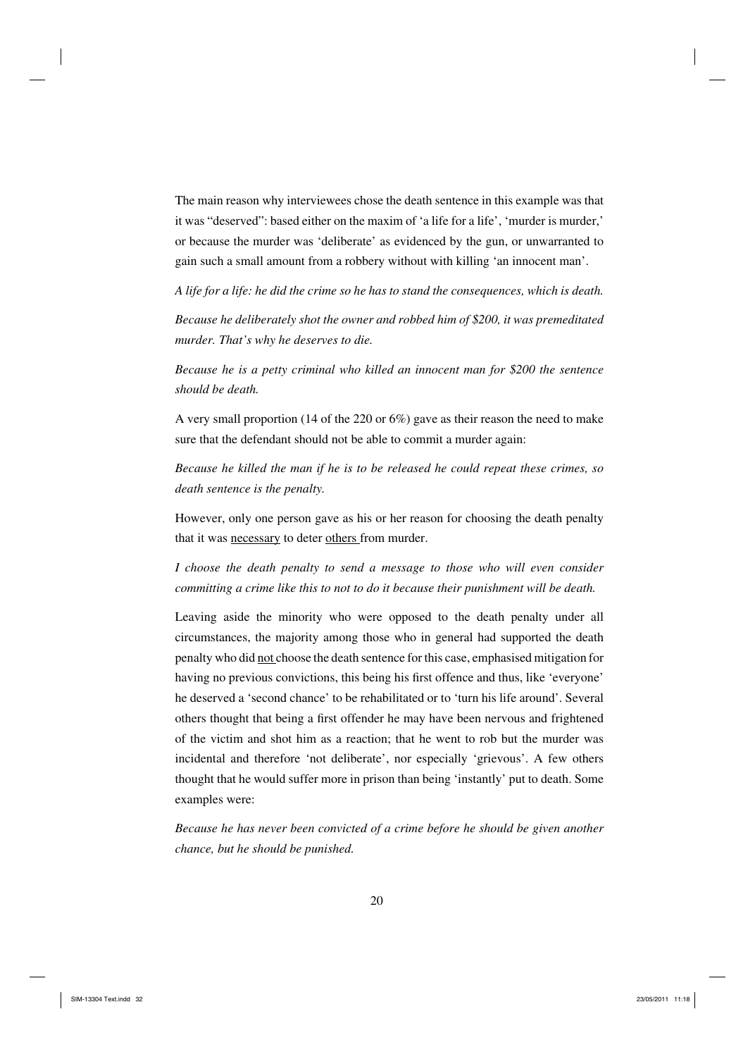The main reason why interviewees chose the death sentence in this example was that it was "deserved": based either on the maxim of 'a life for a life', 'murder is murder,' or because the murder was 'deliberate' as evidenced by the gun, or unwarranted to gain such a small amount from a robbery without with killing 'an innocent man'.

*A life for a life: he did the crime so he has to stand the consequences, which is death.*

*Because he deliberately shot the owner and robbed him of $200, it was premeditated murder. That's why he deserves to die.*

*Because he is a petty criminal who killed an innocent man for $200 the sentence should be death.*

A very small proportion (14 of the 220 or 6%) gave as their reason the need to make sure that the defendant should not be able to commit a murder again:

*Because he killed the man if he is to be released he could repeat these crimes, so death sentence is the penalty.*

However, only one person gave as his or her reason for choosing the death penalty that it was <u>necessary</u> to deter <u>others</u> from murder.

*I choose the death penalty to send a message to those who will even consider committing a crime like this to not to do it because their punishment will be death.*

Leaving aside the minority who were opposed to the death penalty under all circumstances, the majority among those who in general had supported the death penalty who did <u>not</u> choose the death sentence for this case, emphasised mitigation for having no previous convictions, this being his first offence and thus, like 'everyone' he deserved a 'second chance' to be rehabilitated or to 'turn his life around'. Several others thought that being a first offender he may have been nervous and frightened of the victim and shot him as a reaction; that he went to rob but the murder was incidental and therefore 'not deliberate', nor especially 'grievous'. A few others thought that he would suffer more in prison than being 'instantly' put to death. Some examples were:

*Because he has never been convicted of a crime before he should be given another chance, but he should be punished.*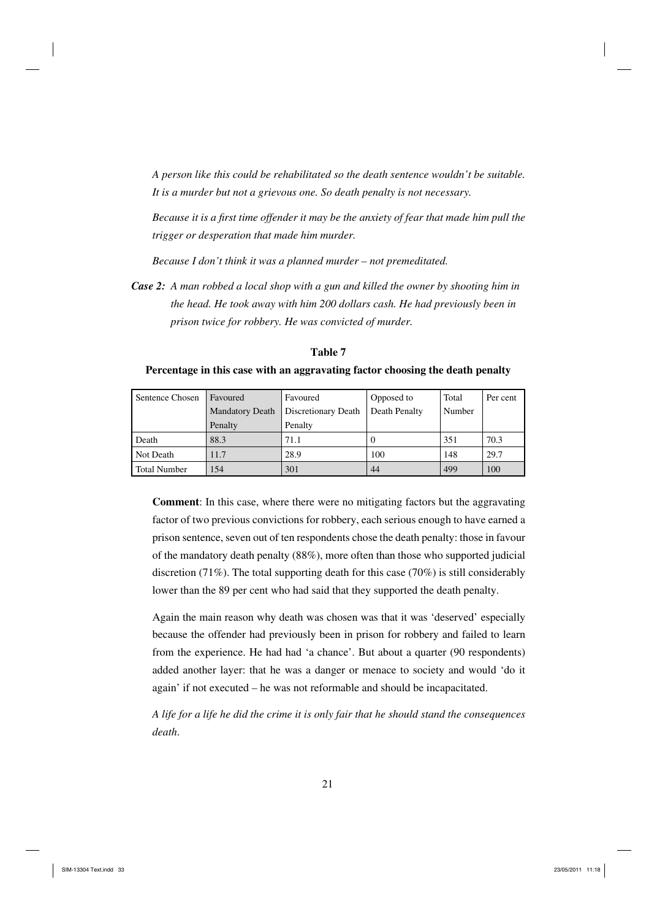*A person like this could be rehabilitated so the death sentence wouldn't be suitable. It is a murder but not a grievous one. So death penalty is not necessary.*

*Because it is a first time offender it may be the anxiety of fear that made him pull the trigger or desperation that made him murder.*

*Because I don't think it was a planned murder – not premeditated.*

***Case 2:*** *A man robbed a local shop with a gun and killed the owner by shooting him in the head. He took away with him 200 dollars cash. He had previously been in prison twice for robbery. He was convicted of murder.*

**Table 7**

**Percentage in this case with an aggravating factor choosing the death penalty**

| Sentence Chosen | Favoured Mandatory Death Penalty | Favoured Discretionary Death Penalty | Opposed to Death Penalty | Total Number | Per cent |
|---|---|---|---|---|---|
| Death | 88.3 | 71.1 | 0 | 351 | 70.3 |
| Not Death | 11.7 | 28.9 | 100 | 148 | 29.7 |
| Total Number | 154 | 301 | 44 | 499 | 100 |

**Comment**: In this case, where there were no mitigating factors but the aggravating factor of two previous convictions for robbery, each serious enough to have earned a prison sentence, seven out of ten respondents chose the death penalty: those in favour of the mandatory death penalty (88%), more often than those who supported judicial discretion (71%). The total supporting death for this case (70%) is still considerably lower than the 89 per cent who had said that they supported the death penalty.

Again the main reason why death was chosen was that it was 'deserved' especially because the offender had previously been in prison for robbery and failed to learn from the experience. He had had 'a chance'. But about a quarter (90 respondents) added another layer: that he was a danger or menace to society and would 'do it again' if not executed – he was not reformable and should be incapacitated.

*A life for a life he did the crime it is only fair that he should stand the consequences death*.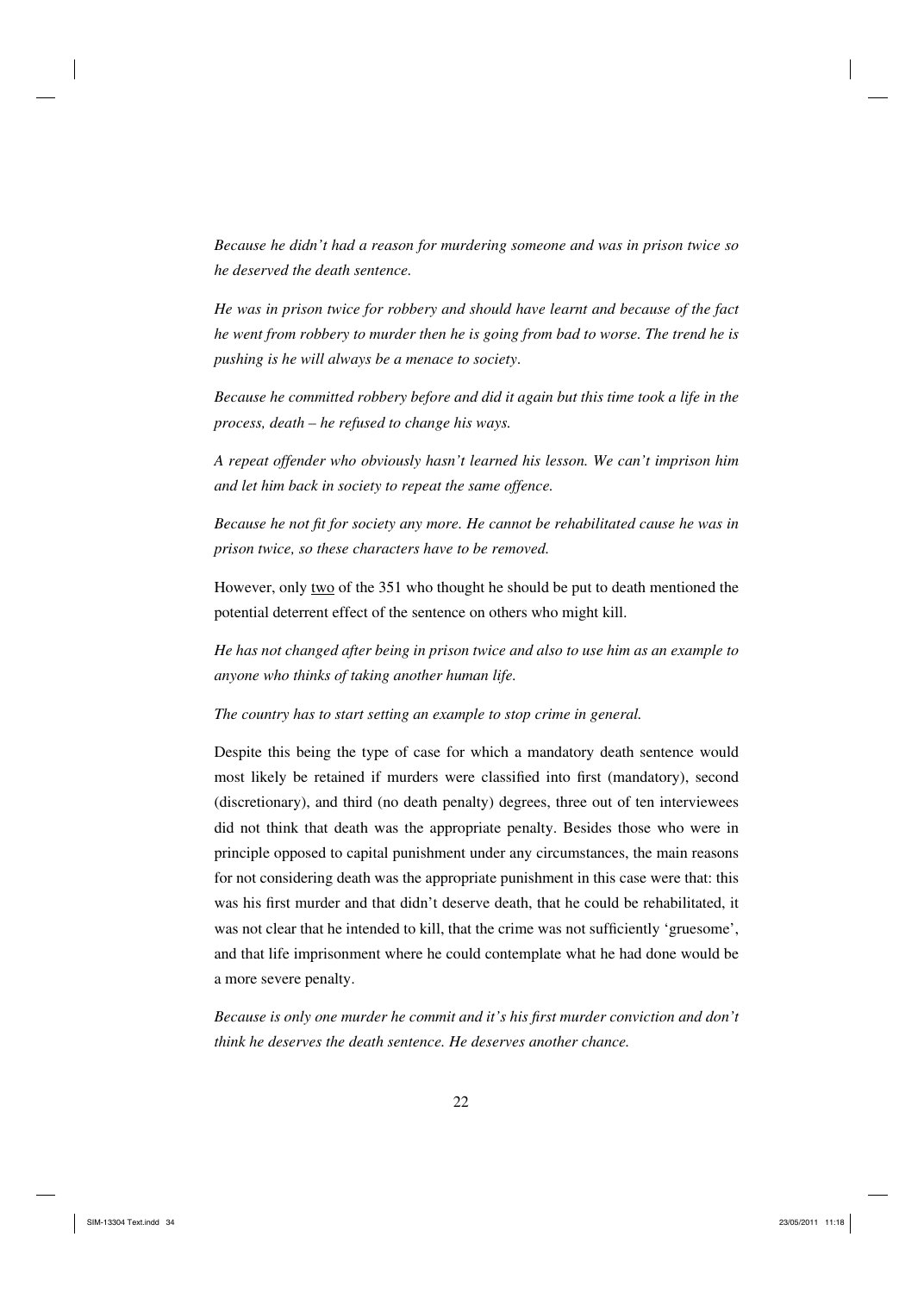*Because he didn't had a reason for murdering someone and was in prison twice so he deserved the death sentence.*

*He was in prison twice for robbery and should have learnt and because of the fact he went from robbery to murder then he is going from bad to worse. The trend he is pushing is he will always be a menace to society.*

*Because he committed robbery before and did it again but this time took a life in the process, death – he refused to change his ways.*

*A repeat offender who obviously hasn't learned his lesson. We can't imprison him and let him back in society to repeat the same offence.*

*Because he not fit for society any more. He cannot be rehabilitated cause he was in prison twice, so these characters have to be removed.*

However, only <u>two</u> of the 351 who thought he should be put to death mentioned the potential deterrent effect of the sentence on others who might kill.

*He has not changed after being in prison twice and also to use him as an example to anyone who thinks of taking another human life.*

*The country has to start setting an example to stop crime in general.*

Despite this being the type of case for which a mandatory death sentence would most likely be retained if murders were classified into first (mandatory), second (discretionary), and third (no death penalty) degrees, three out of ten interviewees did not think that death was the appropriate penalty. Besides those who were in principle opposed to capital punishment under any circumstances, the main reasons for not considering death was the appropriate punishment in this case were that: this was his first murder and that didn't deserve death, that he could be rehabilitated, it was not clear that he intended to kill, that the crime was not sufficiently 'gruesome', and that life imprisonment where he could contemplate what he had done would be a more severe penalty.

*Because is only one murder he commit and it's his first murder conviction and don't think he deserves the death sentence. He deserves another chance.*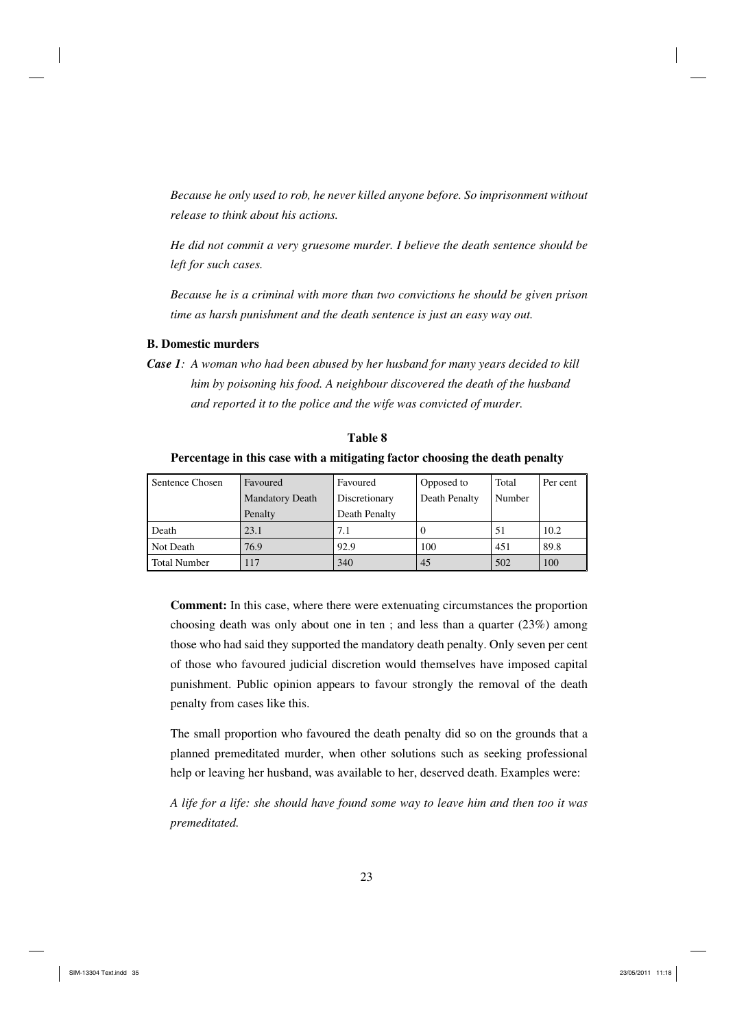*Because he only used to rob, he never killed anyone before. So imprisonment without release to think about his actions.*

*He did not commit a very gruesome murder. I believe the death sentence should be left for such cases.*

*Because he is a criminal with more than two convictions he should be given prison time as harsh punishment and the death sentence is just an easy way out.*

**B. Domestic murders**

***Case 1****: A woman who had been abused by her husband for many years decided to kill him by poisoning his food. A neighbour discovered the death of the husband and reported it to the police and the wife was convicted of murder.*

**Table 8**

**Percentage in this case with a mitigating factor choosing the death penalty**

| Sentence Chosen | Favoured Mandatory Death Penalty | Favoured Discretionary Death Penalty | Opposed to Death Penalty | Total Number | Per cent |
|---|---|---|---|---|---|
| Death | 23.1 | 7.1 | 0 | 51 | 10.2 |
| Not Death | 76.9 | 92.9 | 100 | 451 | 89.8 |
| Total Number | 117 | 340 | 45 | 502 | 100 |

**Comment:** In this case, where there were extenuating circumstances the proportion choosing death was only about one in ten ; and less than a quarter (23%) among those who had said they supported the mandatory death penalty. Only seven per cent of those who favoured judicial discretion would themselves have imposed capital punishment. Public opinion appears to favour strongly the removal of the death penalty from cases like this.

The small proportion who favoured the death penalty did so on the grounds that a planned premeditated murder, when other solutions such as seeking professional help or leaving her husband, was available to her, deserved death. Examples were:

*A life for a life: she should have found some way to leave him and then too it was premeditated.*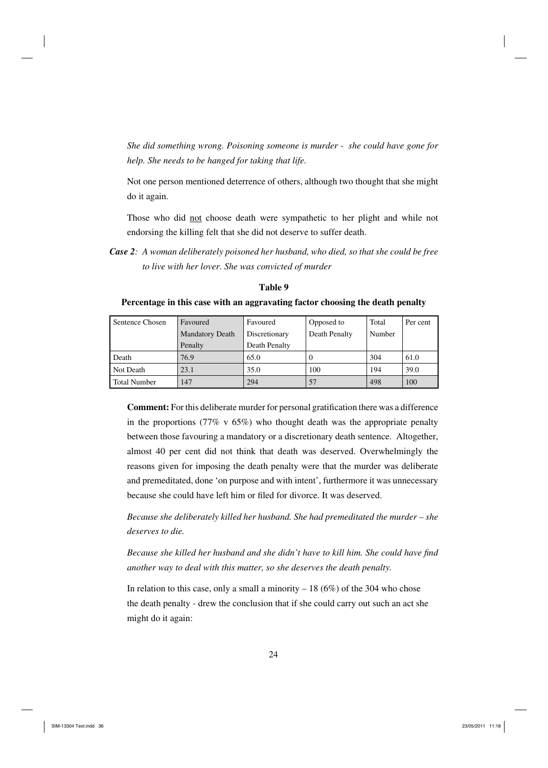*She did something wrong. Poisoning someone is murder - she could have gone for help. She needs to be hanged for taking that life.*

Not one person mentioned deterrence of others, although two thought that she might do it again.

Those who did <u>not</u> choose death were sympathetic to her plight and while not endorsing the killing felt that she did not deserve to suffer death.

***Case 2**: A woman deliberately poisoned her husband, who died, so that she could be free to live with her lover. She was convicted of murder*

**Table 9**

**Percentage in this case with an aggravating factor choosing the death penalty**

| Sentence Chosen | Favoured Mandatory Death Penalty | Favoured Discretionary Death Penalty | Opposed to Death Penalty | Total Number | Per cent |
|---|---|---|---|---|---|
| Death | 76.9 | 65.0 | 0 | 304 | 61.0 |
| Not Death | 23.1 | 35.0 | 100 | 194 | 39.0 |
| Total Number | 147 | 294 | 57 | 498 | 100 |

**Comment:** For this deliberate murder for personal gratification there was a difference in the proportions (77% v 65%) who thought death was the appropriate penalty between those favouring a mandatory or a discretionary death sentence. Altogether, almost 40 per cent did not think that death was deserved. Overwhelmingly the reasons given for imposing the death penalty were that the murder was deliberate and premeditated, done 'on purpose and with intent', furthermore it was unnecessary because she could have left him or filed for divorce. It was deserved.

*Because she deliberately killed her husband. She had premeditated the murder – she deserves to die.*

*Because she killed her husband and she didn't have to kill him. She could have find another way to deal with this matter, so she deserves the death penalty.*

In relation to this case, only a small a minority – 18 (6%) of the 304 who chose the death penalty - drew the conclusion that if she could carry out such an act she might do it again: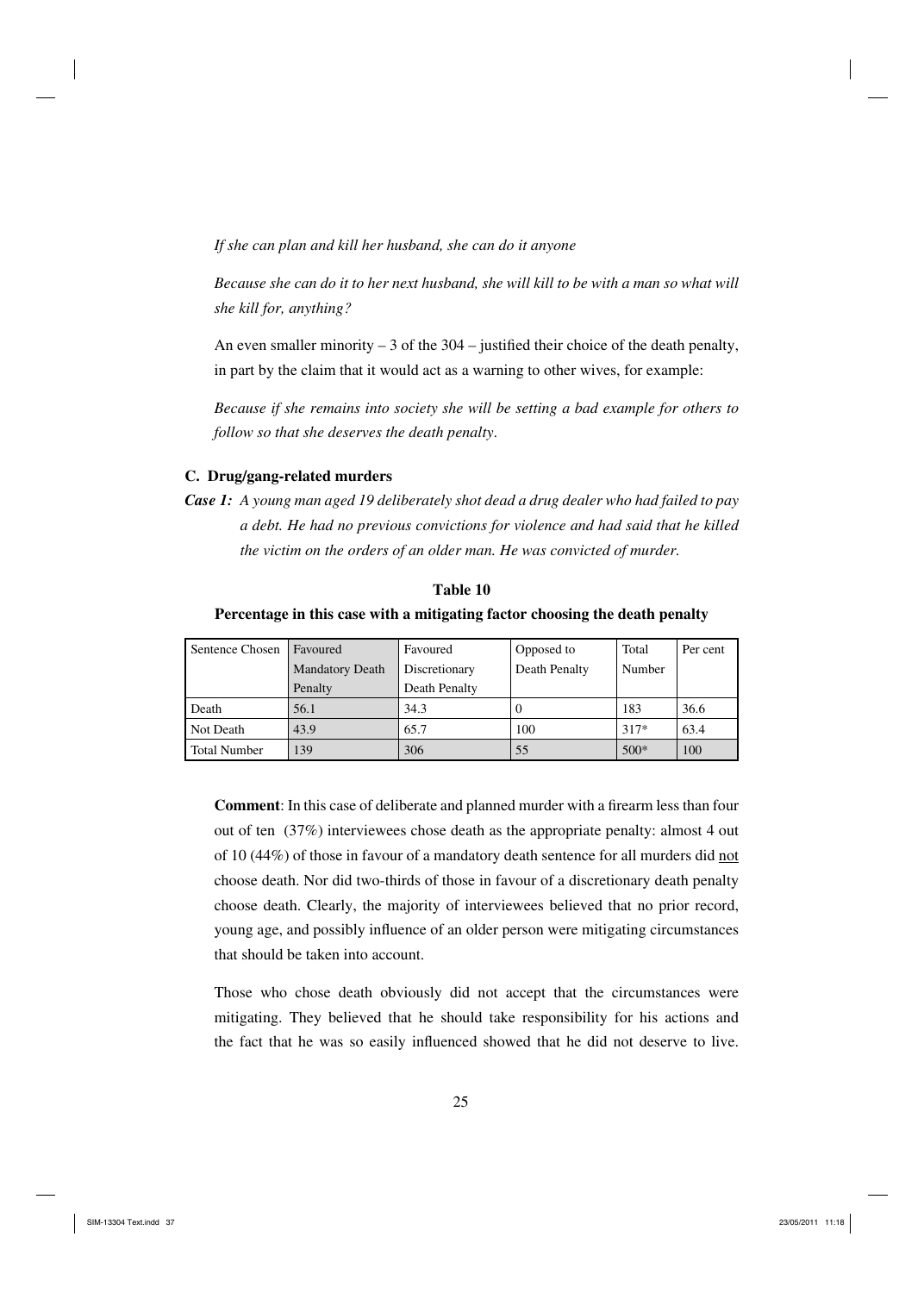*If she can plan and kill her husband, she can do it anyone*

*Because she can do it to her next husband, she will kill to be with a man so what will she kill for, anything?*

An even smaller minority – 3 of the 304 – justified their choice of the death penalty, in part by the claim that it would act as a warning to other wives, for example:

*Because if she remains into society she will be setting a bad example for others to follow so that she deserves the death penalty.*

### C. Drug/gang-related murders

***Case 1:*** *A young man aged 19 deliberately shot dead a drug dealer who had failed to pay a debt. He had no previous convictions for violence and had said that he killed the victim on the orders of an older man. He was convicted of murder.*

**Table 10**

**Percentage in this case with a mitigating factor choosing the death penalty**

| Sentence Chosen | Favoured Mandatory Death Penalty | Favoured Discretionary Death Penalty | Opposed to Death Penalty | Total Number | Per cent |
|---|---|---|---|---|---|
| Death | 56.1 | 34.3 | 0 | 183 | 36.6 |
| Not Death | 43.9 | 65.7 | 100 | 317* | 63.4 |
| Total Number | 139 | 306 | 55 | 500* | 100 |

**Comment**: In this case of deliberate and planned murder with a firearm less than four out of ten (37%) interviewees chose death as the appropriate penalty: almost 4 out of 10 (44%) of those in favour of a mandatory death sentence for all murders did not choose death. Nor did two-thirds of those in favour of a discretionary death penalty choose death. Clearly, the majority of interviewees believed that no prior record, young age, and possibly influence of an older person were mitigating circumstances that should be taken into account.

Those who chose death obviously did not accept that the circumstances were mitigating. They believed that he should take responsibility for his actions and the fact that he was so easily influenced showed that he did not deserve to live.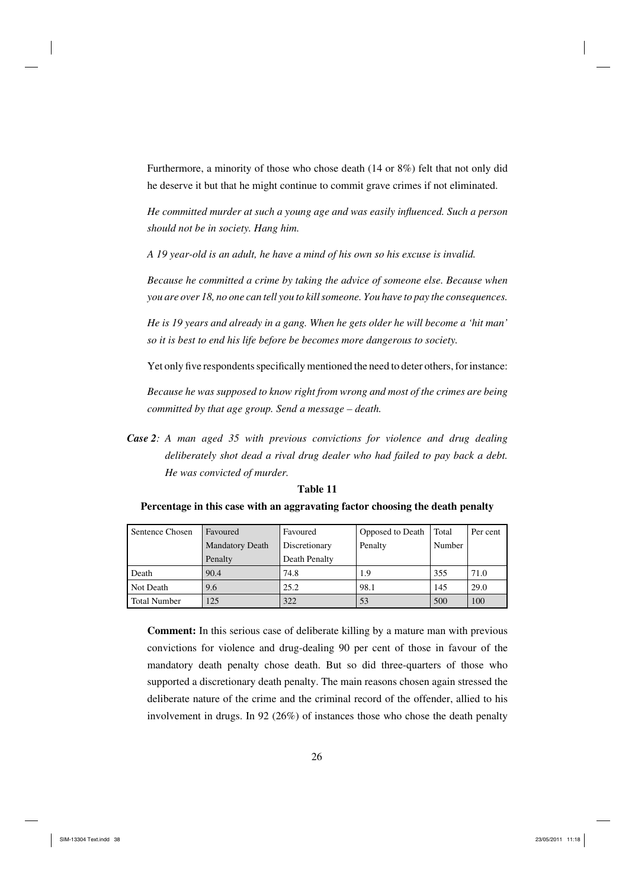Furthermore, a minority of those who chose death (14 or 8%) felt that not only did he deserve it but that he might continue to commit grave crimes if not eliminated.

*He committed murder at such a young age and was easily influenced. Such a person should not be in society. Hang him.*

*A 19 year-old is an adult, he have a mind of his own so his excuse is invalid.*

*Because he committed a crime by taking the advice of someone else. Because when you are over 18, no one can tell you to kill someone. You have to pay the consequences.*

*He is 19 years and already in a gang. When he gets older he will become a 'hit man' so it is best to end his life before be becomes more dangerous to society.*

Yet only five respondents specifically mentioned the need to deter others, for instance:

*Because he was supposed to know right from wrong and most of the crimes are being committed by that age group. Send a message – death.*

***Case 2**: A man aged 35 with previous convictions for violence and drug dealing deliberately shot dead a rival drug dealer who had failed to pay back a debt. He was convicted of murder.*

**Table 11**

**Percentage in this case with an aggravating factor choosing the death penalty**

| Sentence Chosen | Favoured Mandatory Death Penalty | Favoured Discretionary Death Penalty | Opposed to Death Penalty | Total Number | Per cent |
|---|---|---|---|---|---|
| Death | 90.4 | 74.8 | 1.9 | 355 | 71.0 |
| Not Death | 9.6 | 25.2 | 98.1 | 145 | 29.0 |
| Total Number | 125 | 322 | 53 | 500 | 100 |

**Comment:** In this serious case of deliberate killing by a mature man with previous convictions for violence and drug-dealing 90 per cent of those in favour of the mandatory death penalty chose death. But so did three-quarters of those who supported a discretionary death penalty. The main reasons chosen again stressed the deliberate nature of the crime and the criminal record of the offender, allied to his involvement in drugs. In 92 (26%) of instances those who chose the death penalty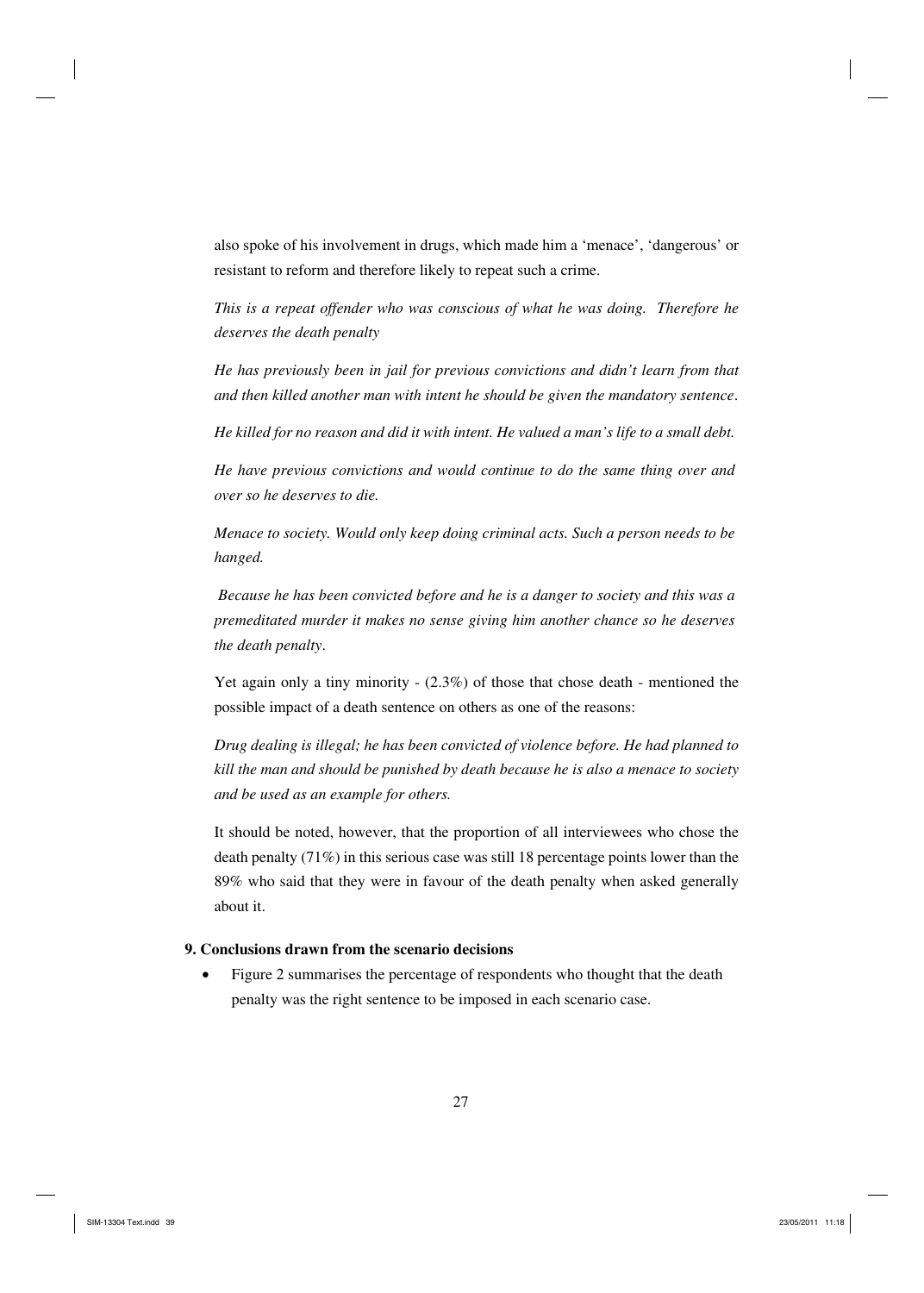also spoke of his involvement in drugs, which made him a 'menace', 'dangerous' or resistant to reform and therefore likely to repeat such a crime.

*This is a repeat offender who was conscious of what he was doing. Therefore he deserves the death penalty*

*He has previously been in jail for previous convictions and didn't learn from that and then killed another man with intent he should be given the mandatory sentence.*

*He killed for no reason and did it with intent. He valued a man's life to a small debt.*

*He have previous convictions and would continue to do the same thing over and over so he deserves to die.*

*Menace to society. Would only keep doing criminal acts. Such a person needs to be hanged.*

*Because he has been convicted before and he is a danger to society and this was a premeditated murder it makes no sense giving him another chance so he deserves the death penalty.*

Yet again only a tiny minority - (2.3%) of those that chose death - mentioned the possible impact of a death sentence on others as one of the reasons:

*Drug dealing is illegal; he has been convicted of violence before. He had planned to kill the man and should be punished by death because he is also a menace to society and be used as an example for others.*

It should be noted, however, that the proportion of all interviewees who chose the death penalty (71%) in this serious case was still 18 percentage points lower than the 89% who said that they were in favour of the death penalty when asked generally about it.

**9. Conclusions drawn from the scenario decisions**

- Figure 2 summarises the percentage of respondents who thought that the death penalty was the right sentence to be imposed in each scenario case.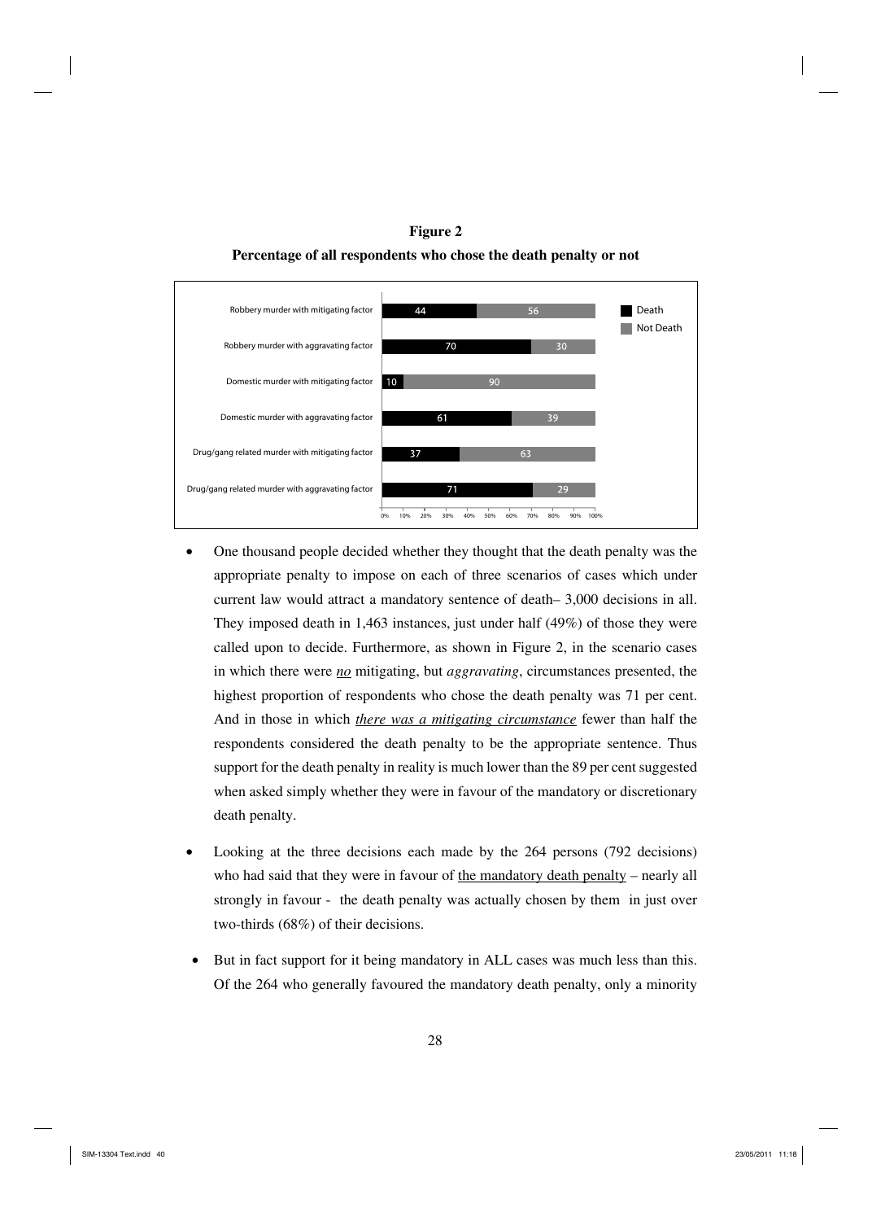**Figure 2**

**Percentage of all respondents who chose the death penalty or not**

| | Death | Not Death |
|---|---|---|
| Robbery murder with mitigating factor | 44 | 56 |
| Robbery murder with aggravating factor | 70 | 30 |
| Domestic murder with mitigating factor | 10 | 90 |
| Domestic murder with aggravating factor | 61 | 39 |
| Drug/gang related murder with mitigating factor | 37 | 63 |
| Drug/gang related murder with aggravating factor | 71 | 29 |

- One thousand people decided whether they thought that the death penalty was the appropriate penalty to impose on each of three scenarios of cases which under current law would attract a mandatory sentence of death– 3,000 decisions in all. They imposed death in 1,463 instances, just under half (49%) of those they were called upon to decide. Furthermore, as shown in Figure 2, in the scenario cases in which there were ***no*** mitigating, but *aggravating*, circumstances presented, the highest proportion of respondents who chose the death penalty was 71 per cent. And in those in which ***there was a mitigating circumstance*** fewer than half the respondents considered the death penalty to be the appropriate sentence. Thus support for the death penalty in reality is much lower than the 89 per cent suggested when asked simply whether they were in favour of the mandatory or discretionary death penalty.

- Looking at the three decisions each made by the 264 persons (792 decisions) who had said that they were in favour of the mandatory death penalty – nearly all strongly in favour - the death penalty was actually chosen by them in just over two-thirds (68%) of their decisions.

- But in fact support for it being mandatory in ALL cases was much less than this. Of the 264 who generally favoured the mandatory death penalty, only a minority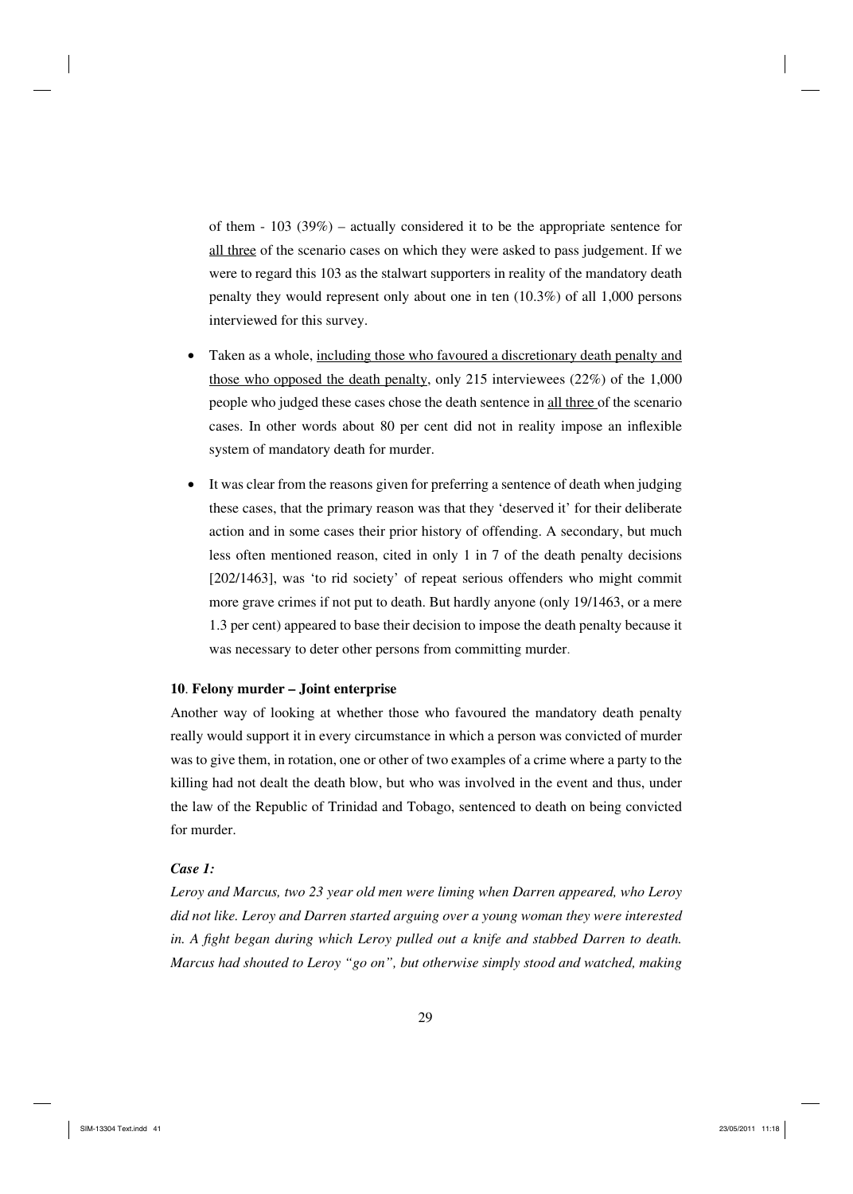of them - 103 (39%) – actually considered it to be the appropriate sentence for <u>all three</u> of the scenario cases on which they were asked to pass judgement. If we were to regard this 103 as the stalwart supporters in reality of the mandatory death penalty they would represent only about one in ten (10.3%) of all 1,000 persons interviewed for this survey.

- Taken as a whole, <u>including those who favoured a discretionary death penalty and those who opposed the death penalty</u>, only 215 interviewees (22%) of the 1,000 people who judged these cases chose the death sentence in <u>all three</u> of the scenario cases. In other words about 80 per cent did not in reality impose an inflexible system of mandatory death for murder.

- It was clear from the reasons given for preferring a sentence of death when judging these cases, that the primary reason was that they 'deserved it' for their deliberate action and in some cases their prior history of offending. A secondary, but much less often mentioned reason, cited in only 1 in 7 of the death penalty decisions [202/1463], was 'to rid society' of repeat serious offenders who might commit more grave crimes if not put to death. But hardly anyone (only 19/1463, or a mere 1.3 per cent) appeared to base their decision to impose the death penalty because it was necessary to deter other persons from committing murder.

**10. Felony murder – Joint enterprise**

Another way of looking at whether those who favoured the mandatory death penalty really would support it in every circumstance in which a person was convicted of murder was to give them, in rotation, one or other of two examples of a crime where a party to the killing had not dealt the death blow, but who was involved in the event and thus, under the law of the Republic of Trinidad and Tobago, sentenced to death on being convicted for murder.

***Case 1:***

*Leroy and Marcus, two 23 year old men were liming when Darren appeared, who Leroy did not like. Leroy and Darren started arguing over a young woman they were interested in. A fight began during which Leroy pulled out a knife and stabbed Darren to death. Marcus had shouted to Leroy "go on", but otherwise simply stood and watched, making*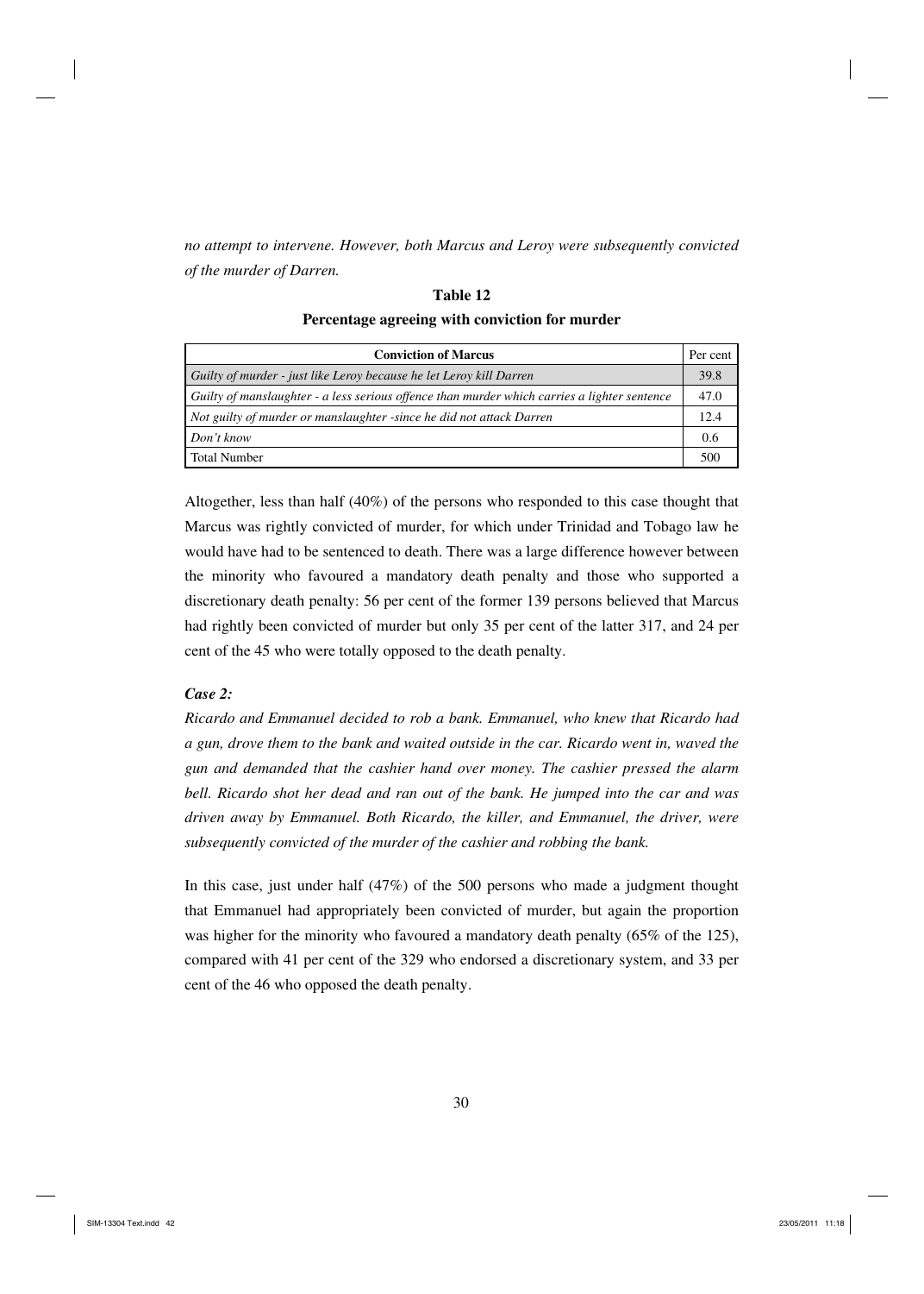*no attempt to intervene. However, both Marcus and Leroy were subsequently convicted of the murder of Darren.*

**Table 12**

**Percentage agreeing with conviction for murder**

| Conviction of Marcus | Per cent |
|---|---|
| *Guilty of murder - just like Leroy because he let Leroy kill Darren* | 39.8 |
| *Guilty of manslaughter - a less serious offence than murder which carries a lighter sentence* | 47.0 |
| *Not guilty of murder or manslaughter -since he did not attack Darren* | 12.4 |
| *Don't know* | 0.6 |
| Total Number | 500 |

Altogether, less than half (40%) of the persons who responded to this case thought that Marcus was rightly convicted of murder, for which under Trinidad and Tobago law he would have had to be sentenced to death. There was a large difference however between the minority who favoured a mandatory death penalty and those who supported a discretionary death penalty: 56 per cent of the former 139 persons believed that Marcus had rightly been convicted of murder but only 35 per cent of the latter 317, and 24 per cent of the 45 who were totally opposed to the death penalty.

### *Case 2:*

*Ricardo and Emmanuel decided to rob a bank. Emmanuel, who knew that Ricardo had a gun, drove them to the bank and waited outside in the car. Ricardo went in, waved the gun and demanded that the cashier hand over money. The cashier pressed the alarm bell. Ricardo shot her dead and ran out of the bank. He jumped into the car and was driven away by Emmanuel. Both Ricardo, the killer, and Emmanuel, the driver, were subsequently convicted of the murder of the cashier and robbing the bank.*

In this case, just under half (47%) of the 500 persons who made a judgment thought that Emmanuel had appropriately been convicted of murder, but again the proportion was higher for the minority who favoured a mandatory death penalty (65% of the 125), compared with 41 per cent of the 329 who endorsed a discretionary system, and 33 per cent of the 46 who opposed the death penalty.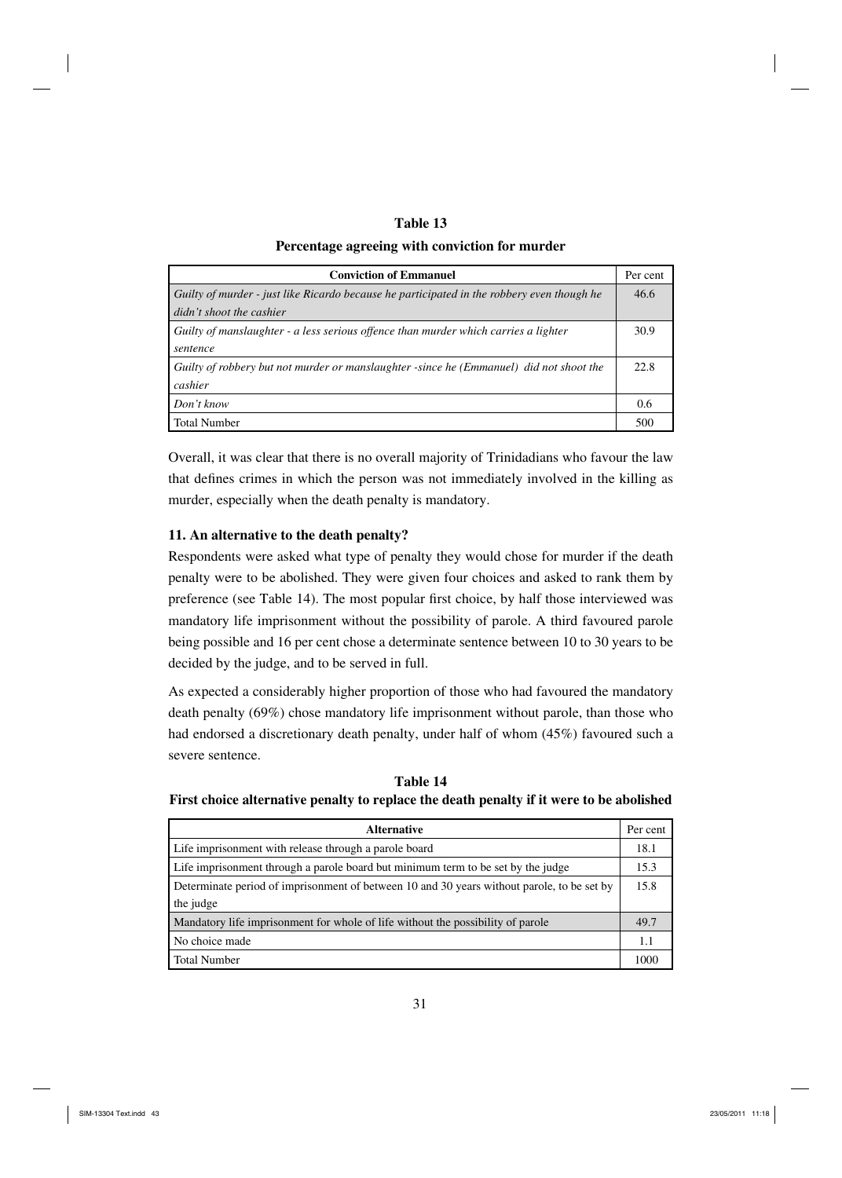**Table 13**

**Percentage agreeing with conviction for murder**

| Conviction of Emmanuel | Per cent |
|---|---|
| *Guilty of murder - just like Ricardo because he participated in the robbery even though he didn't shoot the cashier* | 46.6 |
| *Guilty of manslaughter - a less serious offence than murder which carries a lighter sentence* | 30.9 |
| *Guilty of robbery but not murder or manslaughter -since he (Emmanuel) did not shoot the cashier* | 22.8 |
| *Don't know* | 0.6 |
| Total Number | 500 |

Overall, it was clear that there is no overall majority of Trinidadians who favour the law that defines crimes in which the person was not immediately involved in the killing as murder, especially when the death penalty is mandatory.

### 11. An alternative to the death penalty?

Respondents were asked what type of penalty they would chose for murder if the death penalty were to be abolished. They were given four choices and asked to rank them by preference (see Table 14). The most popular first choice, by half those interviewed was mandatory life imprisonment without the possibility of parole. A third favoured parole being possible and 16 per cent chose a determinate sentence between 10 to 30 years to be decided by the judge, and to be served in full.

As expected a considerably higher proportion of those who had favoured the mandatory death penalty (69%) chose mandatory life imprisonment without parole, than those who had endorsed a discretionary death penalty, under half of whom (45%) favoured such a severe sentence.

**Table 14**

**First choice alternative penalty to replace the death penalty if it were to be abolished**

| Alternative | Per cent |
|---|---|
| Life imprisonment with release through a parole board | 18.1 |
| Life imprisonment through a parole board but minimum term to be set by the judge | 15.3 |
| Determinate period of imprisonment of between 10 and 30 years without parole, to be set by the judge | 15.8 |
| Mandatory life imprisonment for whole of life without the possibility of parole | 49.7 |
| No choice made | 1.1 |
| Total Number | 1000 |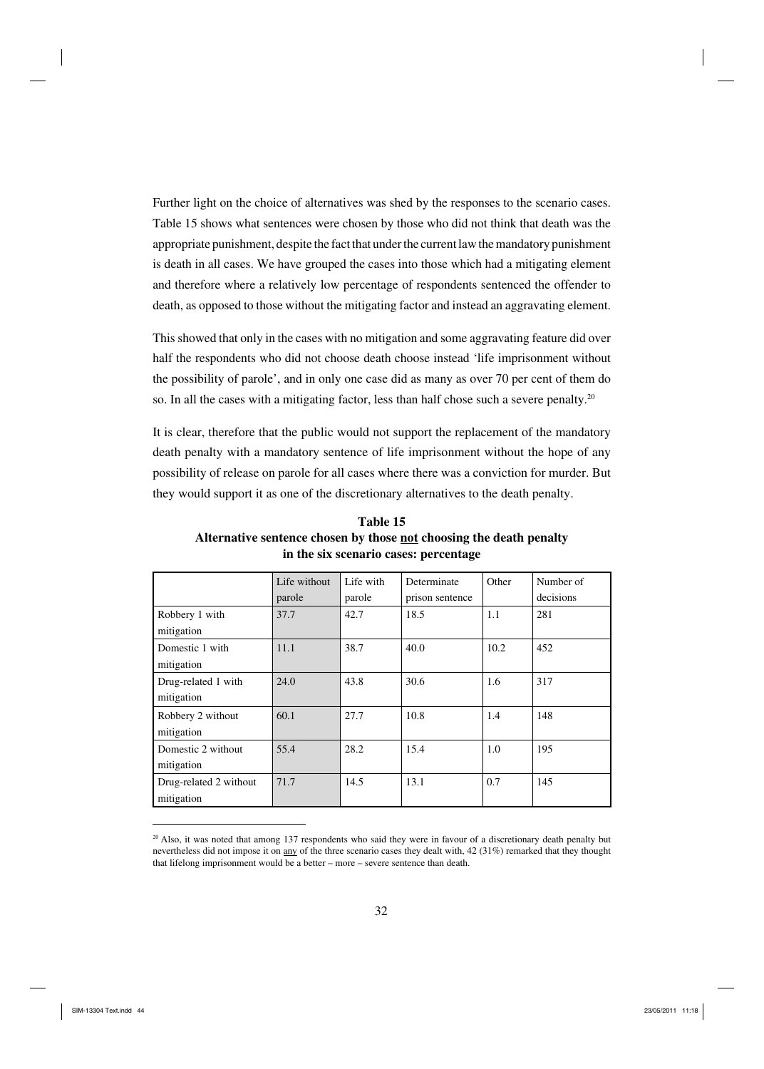Further light on the choice of alternatives was shed by the responses to the scenario cases. Table 15 shows what sentences were chosen by those who did not think that death was the appropriate punishment, despite the fact that under the current law the mandatory punishment is death in all cases. We have grouped the cases into those which had a mitigating element and therefore where a relatively low percentage of respondents sentenced the offender to death, as opposed to those without the mitigating factor and instead an aggravating element.

This showed that only in the cases with no mitigation and some aggravating feature did over half the respondents who did not choose death choose instead 'life imprisonment without the possibility of parole', and in only one case did as many as over 70 per cent of them do so. In all the cases with a mitigating factor, less than half chose such a severe penalty.[20]

It is clear, therefore that the public would not support the replacement of the mandatory death penalty with a mandatory sentence of life imprisonment without the hope of any possibility of release on parole for all cases where there was a conviction for murder. But they would support it as one of the discretionary alternatives to the death penalty.

**Table 15**
**Alternative sentence chosen by those not choosing the death penalty in the six scenario cases: percentage**

| | Life without parole | Life with parole | Determinate prison sentence | Other | Number of decisions |
|---|---|---|---|---|---|
| Robbery 1 with mitigation | 37.7 | 42.7 | 18.5 | 1.1 | 281 |
| Domestic 1 with mitigation | 11.1 | 38.7 | 40.0 | 10.2 | 452 |
| Drug-related 1 with mitigation | 24.0 | 43.8 | 30.6 | 1.6 | 317 |
| Robbery 2 without mitigation | 60.1 | 27.7 | 10.8 | 1.4 | 148 |
| Domestic 2 without mitigation | 55.4 | 28.2 | 15.4 | 1.0 | 195 |
| Drug-related 2 without mitigation | 71.7 | 14.5 | 13.1 | 0.7 | 145 |

[20] Also, it was noted that among 137 respondents who said they were in favour of a discretionary death penalty but nevertheless did not impose it on any of the three scenario cases they dealt with, 42 (31%) remarked that they thought that lifelong imprisonment would be a better – more – severe sentence than death.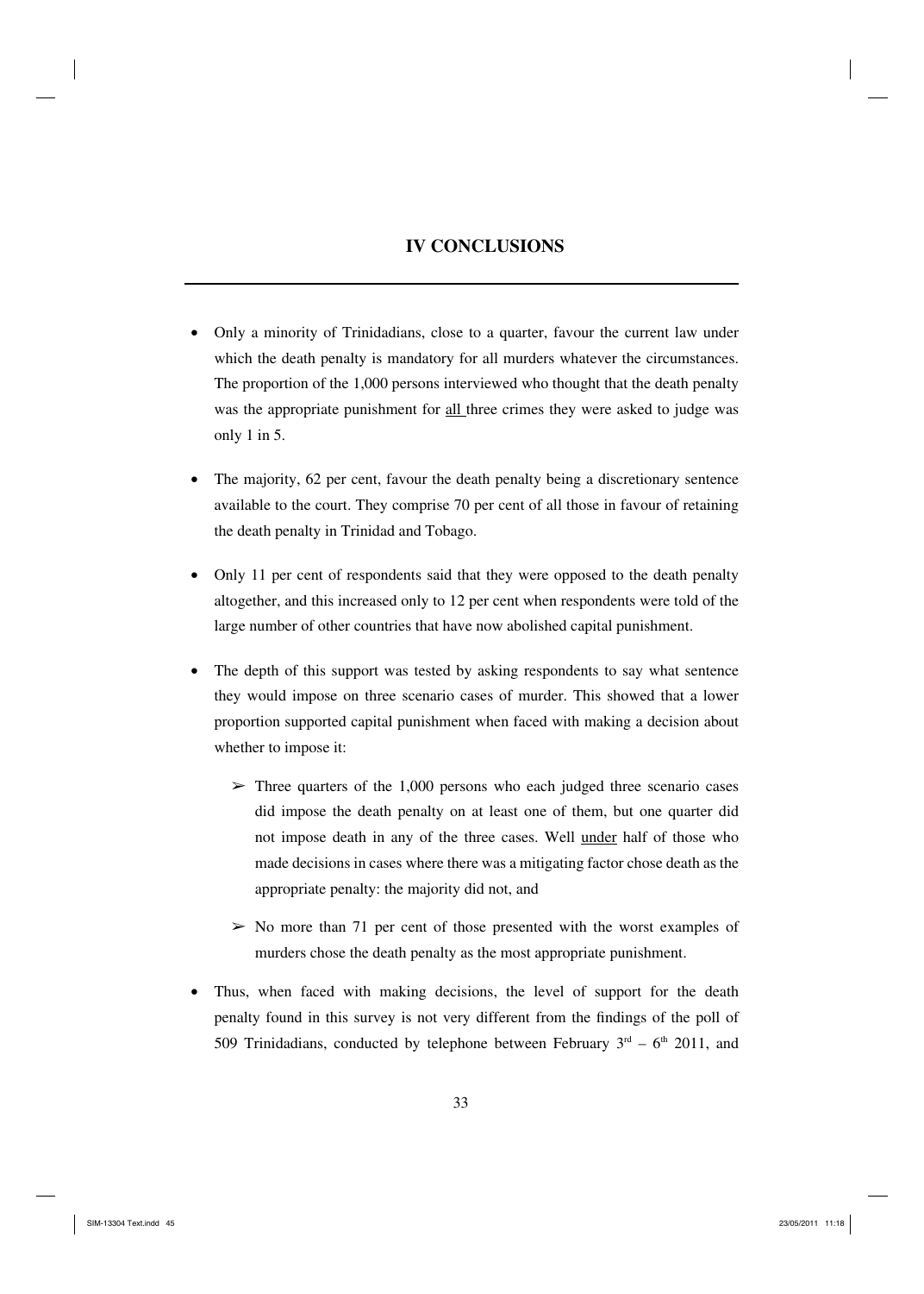## IV CONCLUSIONS

- Only a minority of Trinidadians, close to a quarter, favour the current law under which the death penalty is mandatory for all murders whatever the circumstances. The proportion of the 1,000 persons interviewed who thought that the death penalty was the appropriate punishment for <u>all</u> three crimes they were asked to judge was only 1 in 5.

- The majority, 62 per cent, favour the death penalty being a discretionary sentence available to the court. They comprise 70 per cent of all those in favour of retaining the death penalty in Trinidad and Tobago.

- Only 11 per cent of respondents said that they were opposed to the death penalty altogether, and this increased only to 12 per cent when respondents were told of the large number of other countries that have now abolished capital punishment.

- The depth of this support was tested by asking respondents to say what sentence they would impose on three scenario cases of murder. This showed that a lower proportion supported capital punishment when faced with making a decision about whether to impose it:

  - Three quarters of the 1,000 persons who each judged three scenario cases did impose the death penalty on at least one of them, but one quarter did not impose death in any of the three cases. Well <u>under</u> half of those who made decisions in cases where there was a mitigating factor chose death as the appropriate penalty: the majority did not, and

  - No more than 71 per cent of those presented with the worst examples of murders chose the death penalty as the most appropriate punishment.

- Thus, when faced with making decisions, the level of support for the death penalty found in this survey is not very different from the findings of the poll of 509 Trinidadians, conducted by telephone between February 3rd – 6th 2011, and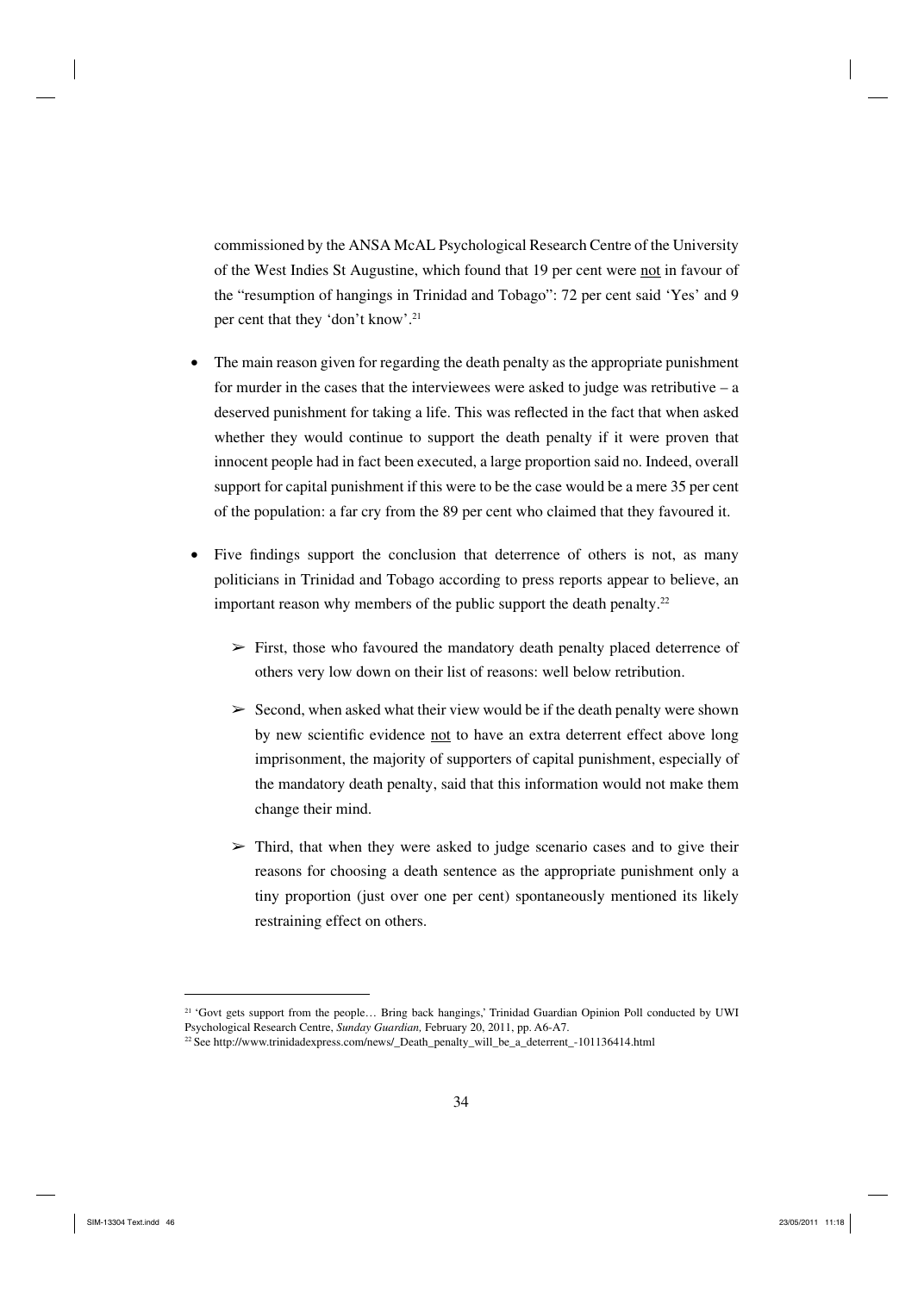commissioned by the ANSA McAL Psychological Research Centre of the University of the West Indies St Augustine, which found that 19 per cent were <u>not</u> in favour of the "resumption of hangings in Trinidad and Tobago": 72 per cent said 'Yes' and 9 per cent that they 'don't know'.[21]

- The main reason given for regarding the death penalty as the appropriate punishment for murder in the cases that the interviewees were asked to judge was retributive – a deserved punishment for taking a life. This was reflected in the fact that when asked whether they would continue to support the death penalty if it were proven that innocent people had in fact been executed, a large proportion said no. Indeed, overall support for capital punishment if this were to be the case would be a mere 35 per cent of the population: a far cry from the 89 per cent who claimed that they favoured it.

- Five findings support the conclusion that deterrence of others is not, as many politicians in Trinidad and Tobago according to press reports appear to believe, an important reason why members of the public support the death penalty.[22]

    - First, those who favoured the mandatory death penalty placed deterrence of others very low down on their list of reasons: well below retribution.

    - Second, when asked what their view would be if the death penalty were shown by new scientific evidence <u>not</u> to have an extra deterrent effect above long imprisonment, the majority of supporters of capital punishment, especially of the mandatory death penalty, said that this information would not make them change their mind.

    - Third, that when they were asked to judge scenario cases and to give their reasons for choosing a death sentence as the appropriate punishment only a tiny proportion (just over one per cent) spontaneously mentioned its likely restraining effect on others.

---

[21] 'Govt gets support from the people… Bring back hangings,' Trinidad Guardian Opinion Poll conducted by UWI Psychological Research Centre, *Sunday Guardian,* February 20, 2011, pp. A6-A7.

[22] See http://www.trinidadexpress.com/news/_Death_penalty_will_be_a_deterrent_-101136414.html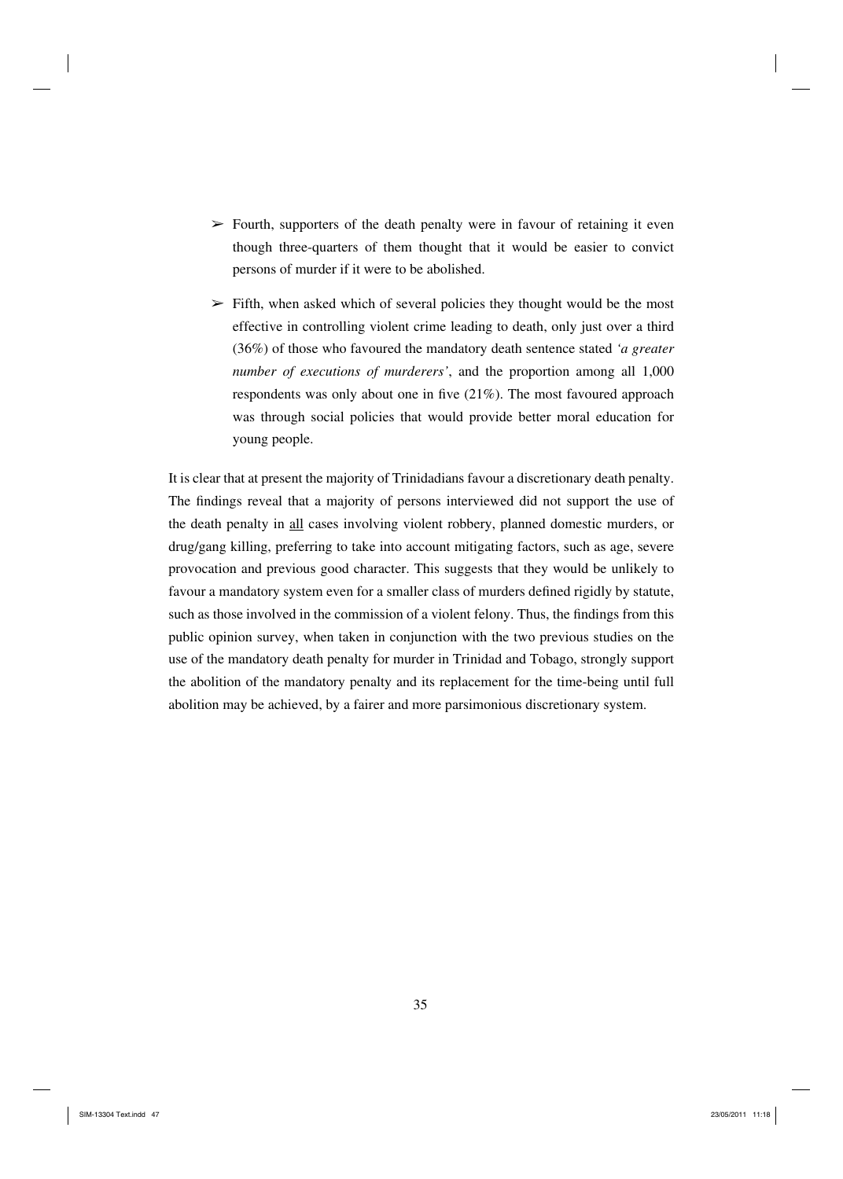- Fourth, supporters of the death penalty were in favour of retaining it even though three-quarters of them thought that it would be easier to convict persons of murder if it were to be abolished.

- Fifth, when asked which of several policies they thought would be the most effective in controlling violent crime leading to death, only just over a third (36%) of those who favoured the mandatory death sentence stated *'a greater number of executions of murderers'*, and the proportion among all 1,000 respondents was only about one in five (21%). The most favoured approach was through social policies that would provide better moral education for young people.

It is clear that at present the majority of Trinidadians favour a discretionary death penalty. The findings reveal that a majority of persons interviewed did not support the use of the death penalty in <u>all</u> cases involving violent robbery, planned domestic murders, or drug/gang killing, preferring to take into account mitigating factors, such as age, severe provocation and previous good character. This suggests that they would be unlikely to favour a mandatory system even for a smaller class of murders defined rigidly by statute, such as those involved in the commission of a violent felony. Thus, the findings from this public opinion survey, when taken in conjunction with the two previous studies on the use of the mandatory death penalty for murder in Trinidad and Tobago, strongly support the abolition of the mandatory penalty and its replacement for the time-being until full abolition may be achieved, by a fairer and more parsimonious discretionary system.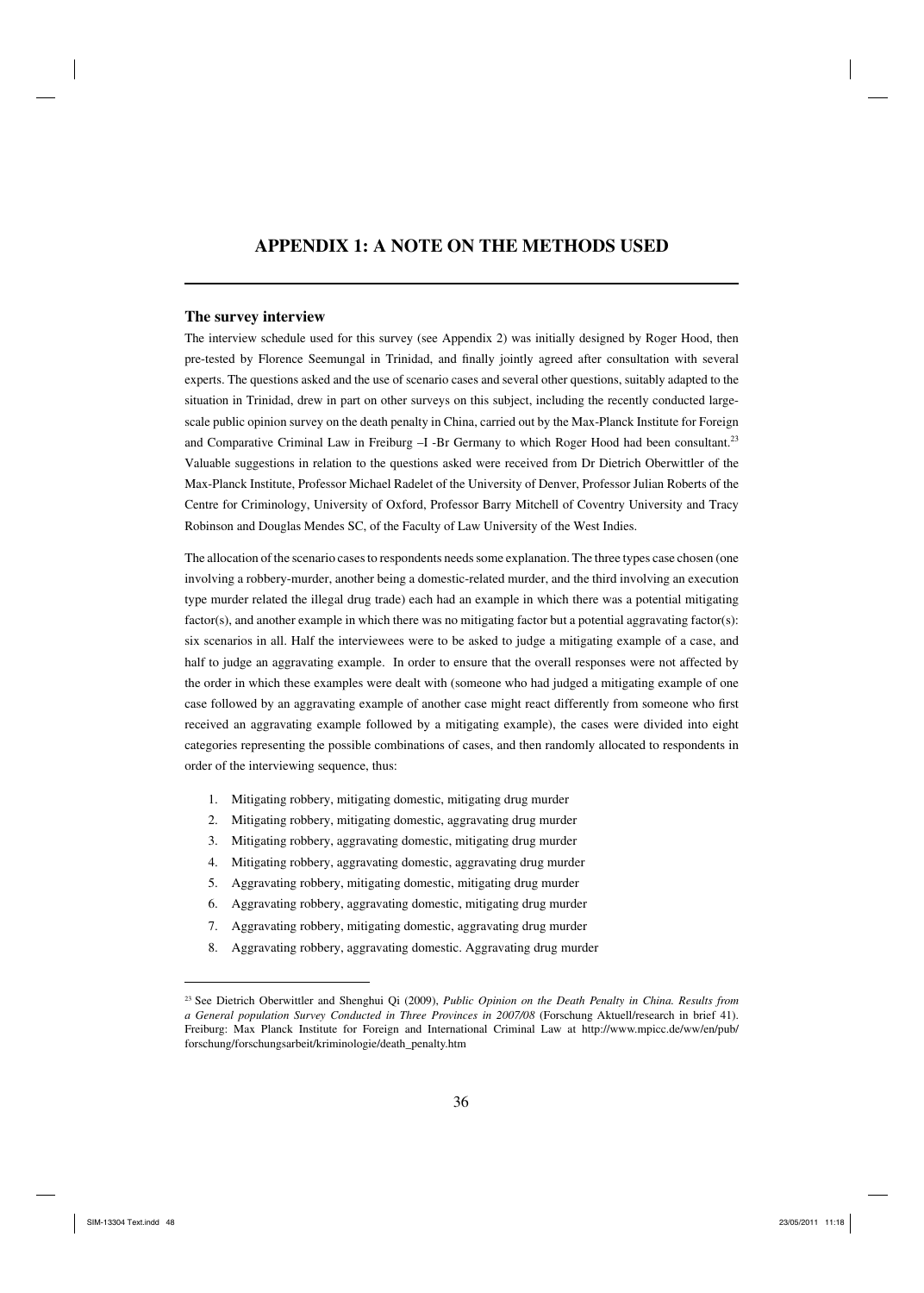# APPENDIX 1: A NOTE ON THE METHODS USED

## The survey interview

The interview schedule used for this survey (see Appendix 2) was initially designed by Roger Hood, then pre-tested by Florence Seemungal in Trinidad, and finally jointly agreed after consultation with several experts. The questions asked and the use of scenario cases and several other questions, suitably adapted to the situation in Trinidad, drew in part on other surveys on this subject, including the recently conducted large-scale public opinion survey on the death penalty in China, carried out by the Max-Planck Institute for Foreign and Comparative Criminal Law in Freiburg –I -Br Germany to which Roger Hood had been consultant.[23] Valuable suggestions in relation to the questions asked were received from Dr Dietrich Oberwittler of the Max-Planck Institute, Professor Michael Radelet of the University of Denver, Professor Julian Roberts of the Centre for Criminology, University of Oxford, Professor Barry Mitchell of Coventry University and Tracy Robinson and Douglas Mendes SC, of the Faculty of Law University of the West Indies.

The allocation of the scenario cases to respondents needs some explanation. The three types case chosen (one involving a robbery-murder, another being a domestic-related murder, and the third involving an execution type murder related the illegal drug trade) each had an example in which there was a potential mitigating factor(s), and another example in which there was no mitigating factor but a potential aggravating factor(s): six scenarios in all. Half the interviewees were to be asked to judge a mitigating example of a case, and half to judge an aggravating example. In order to ensure that the overall responses were not affected by the order in which these examples were dealt with (someone who had judged a mitigating example of one case followed by an aggravating example of another case might react differently from someone who first received an aggravating example followed by a mitigating example), the cases were divided into eight categories representing the possible combinations of cases, and then randomly allocated to respondents in order of the interviewing sequence, thus:

1. Mitigating robbery, mitigating domestic, mitigating drug murder
2. Mitigating robbery, mitigating domestic, aggravating drug murder
3. Mitigating robbery, aggravating domestic, mitigating drug murder
4. Mitigating robbery, aggravating domestic, aggravating drug murder
5. Aggravating robbery, mitigating domestic, mitigating drug murder
6. Aggravating robbery, aggravating domestic, mitigating drug murder
7. Aggravating robbery, mitigating domestic, aggravating drug murder
8. Aggravating robbery, aggravating domestic. Aggravating drug murder

---

[23] See Dietrich Oberwittler and Shenghui Qi (2009), *Public Opinion on the Death Penalty in China. Results from a General population Survey Conducted in Three Provinces in 2007/08* (Forschung Aktuell/research in brief 41). Freiburg: Max Planck Institute for Foreign and International Criminal Law at http://www.mpicc.de/ww/en/pub/forschung/forschungsarbeit/kriminologie/death_penalty.htm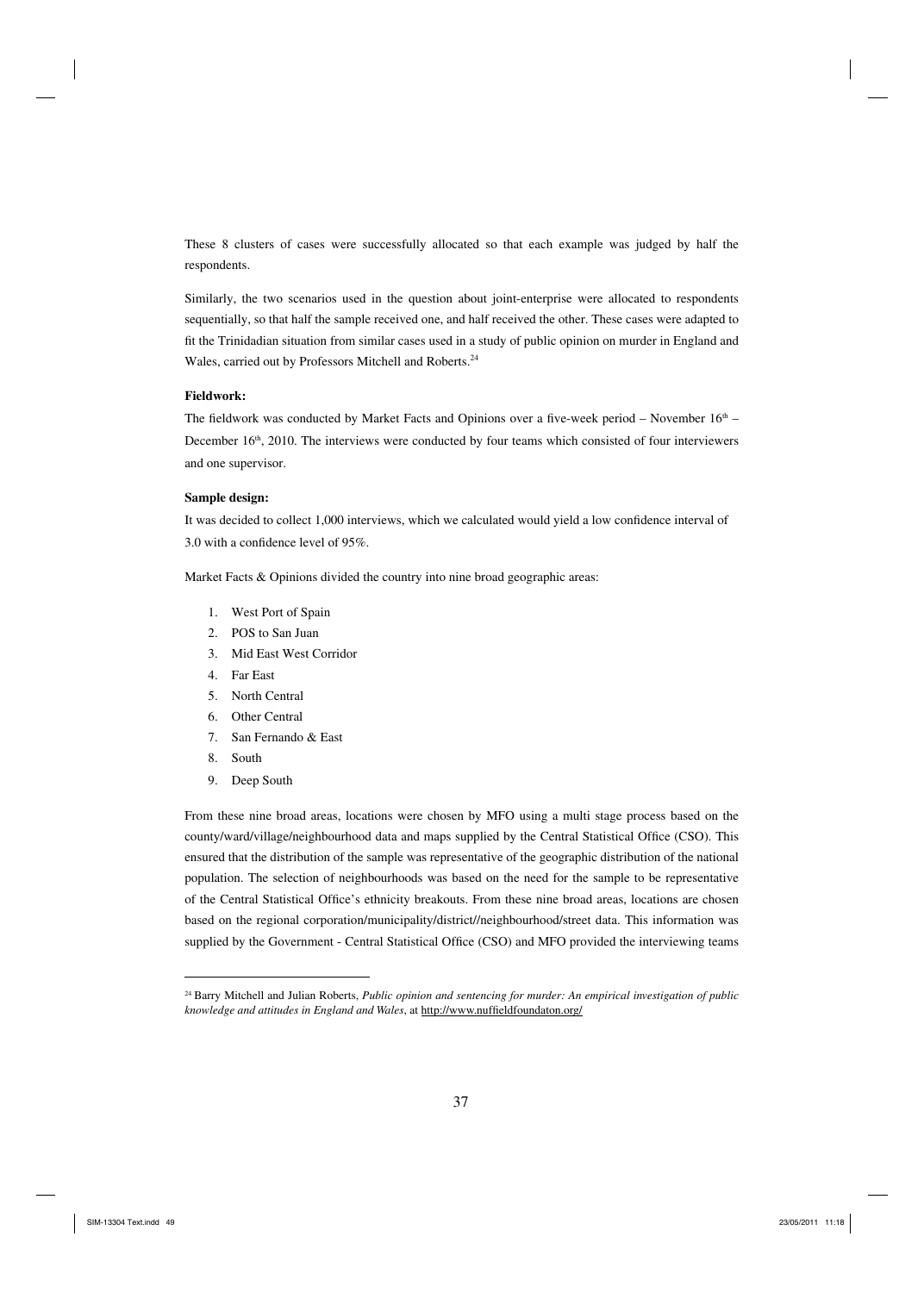These 8 clusters of cases were successfully allocated so that each example was judged by half the respondents.

Similarly, the two scenarios used in the question about joint-enterprise were allocated to respondents sequentially, so that half the sample received one, and half received the other. These cases were adapted to fit the Trinidadian situation from similar cases used in a study of public opinion on murder in England and Wales, carried out by Professors Mitchell and Roberts.[24]

**Fieldwork:**

The fieldwork was conducted by Market Facts and Opinions over a five-week period – November 16th – December 16th, 2010. The interviews were conducted by four teams which consisted of four interviewers and one supervisor.

**Sample design:**

It was decided to collect 1,000 interviews, which we calculated would yield a low confidence interval of 3.0 with a confidence level of 95%.

Market Facts & Opinions divided the country into nine broad geographic areas:

1. West Port of Spain
2. POS to San Juan
3. Mid East West Corridor
4. Far East
5. North Central
6. Other Central
7. San Fernando & East
8. South
9. Deep South

From these nine broad areas, locations were chosen by MFO using a multi stage process based on the county/ward/village/neighbourhood data and maps supplied by the Central Statistical Office (CSO). This ensured that the distribution of the sample was representative of the geographic distribution of the national population. The selection of neighbourhoods was based on the need for the sample to be representative of the Central Statistical Office's ethnicity breakouts. From these nine broad areas, locations are chosen based on the regional corporation/municipality/district//neighbourhood/street data. This information was supplied by the Government - Central Statistical Office (CSO) and MFO provided the interviewing teams

---

[24] Barry Mitchell and Julian Roberts, *Public opinion and sentencing for murder: An empirical investigation of public knowledge and attitudes in England and Wales*, at http://www.nuffieldfoundaton.org/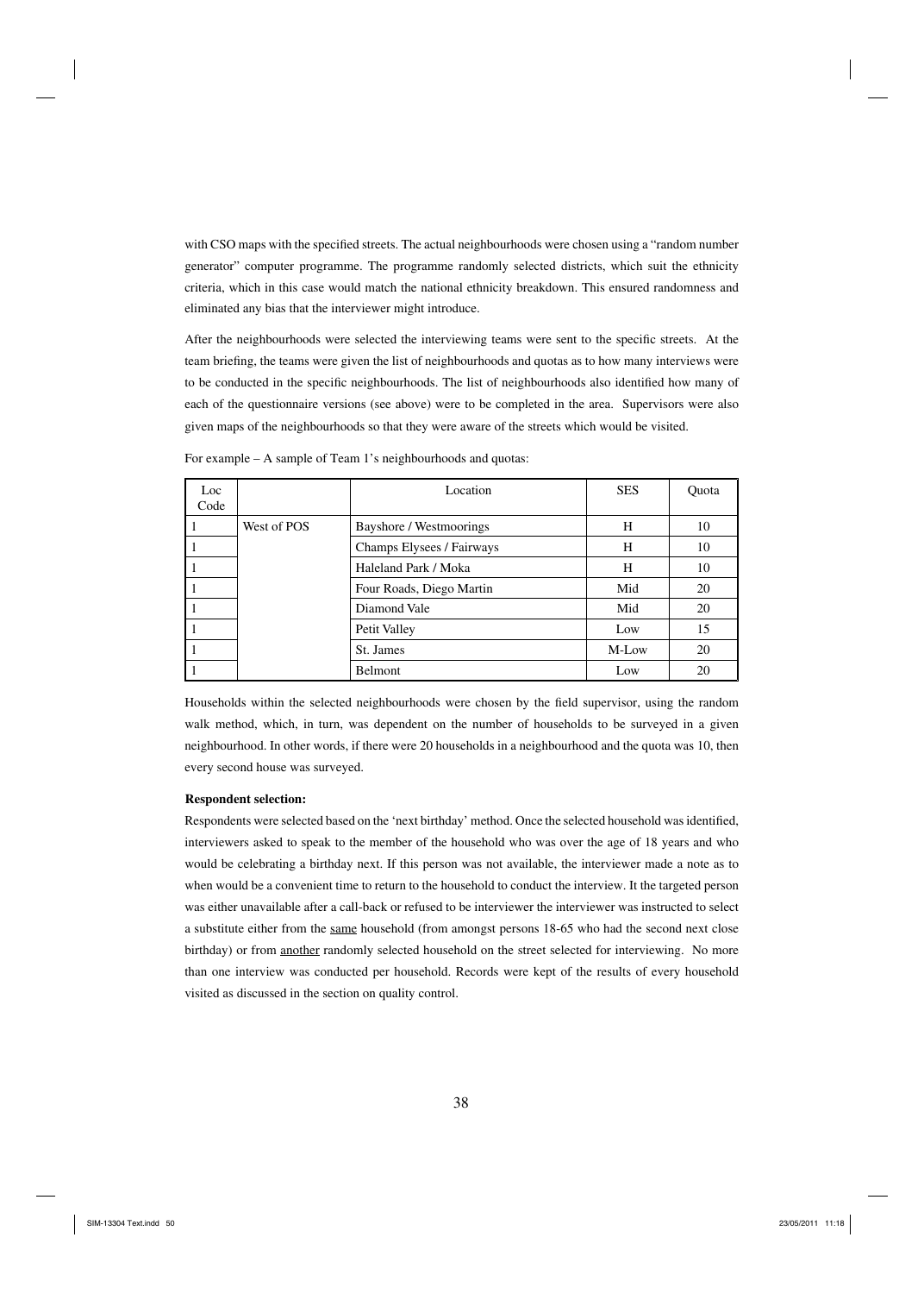with CSO maps with the specified streets. The actual neighbourhoods were chosen using a "random number generator" computer programme. The programme randomly selected districts, which suit the ethnicity criteria, which in this case would match the national ethnicity breakdown. This ensured randomness and eliminated any bias that the interviewer might introduce.

After the neighbourhoods were selected the interviewing teams were sent to the specific streets. At the team briefing, the teams were given the list of neighbourhoods and quotas as to how many interviews were to be conducted in the specific neighbourhoods. The list of neighbourhoods also identified how many of each of the questionnaire versions (see above) were to be completed in the area. Supervisors were also given maps of the neighbourhoods so that they were aware of the streets which would be visited.

For example – A sample of Team 1's neighbourhoods and quotas:

| Loc Code | | Location | SES | Quota |
|---|---|---|---|---|
| 1 | West of POS | Bayshore / Westmoorings | H | 10 |
| 1 | | Champs Elysees / Fairways | H | 10 |
| 1 | | Haleland Park / Moka | H | 10 |
| 1 | | Four Roads, Diego Martin | Mid | 20 |
| 1 | | Diamond Vale | Mid | 20 |
| 1 | | Petit Valley | Low | 15 |
| 1 | | St. James | M-Low | 20 |
| 1 | | Belmont | Low | 20 |

Households within the selected neighbourhoods were chosen by the field supervisor, using the random walk method, which, in turn, was dependent on the number of households to be surveyed in a given neighbourhood. In other words, if there were 20 households in a neighbourhood and the quota was 10, then every second house was surveyed.

**Respondent selection:**

Respondents were selected based on the 'next birthday' method. Once the selected household was identified, interviewers asked to speak to the member of the household who was over the age of 18 years and who would be celebrating a birthday next. If this person was not available, the interviewer made a note as to when would be a convenient time to return to the household to conduct the interview. It the targeted person was either unavailable after a call-back or refused to be interviewer the interviewer was instructed to select a substitute either from the same household (from amongst persons 18-65 who had the second next close birthday) or from another randomly selected household on the street selected for interviewing. No more than one interview was conducted per household. Records were kept of the results of every household visited as discussed in the section on quality control.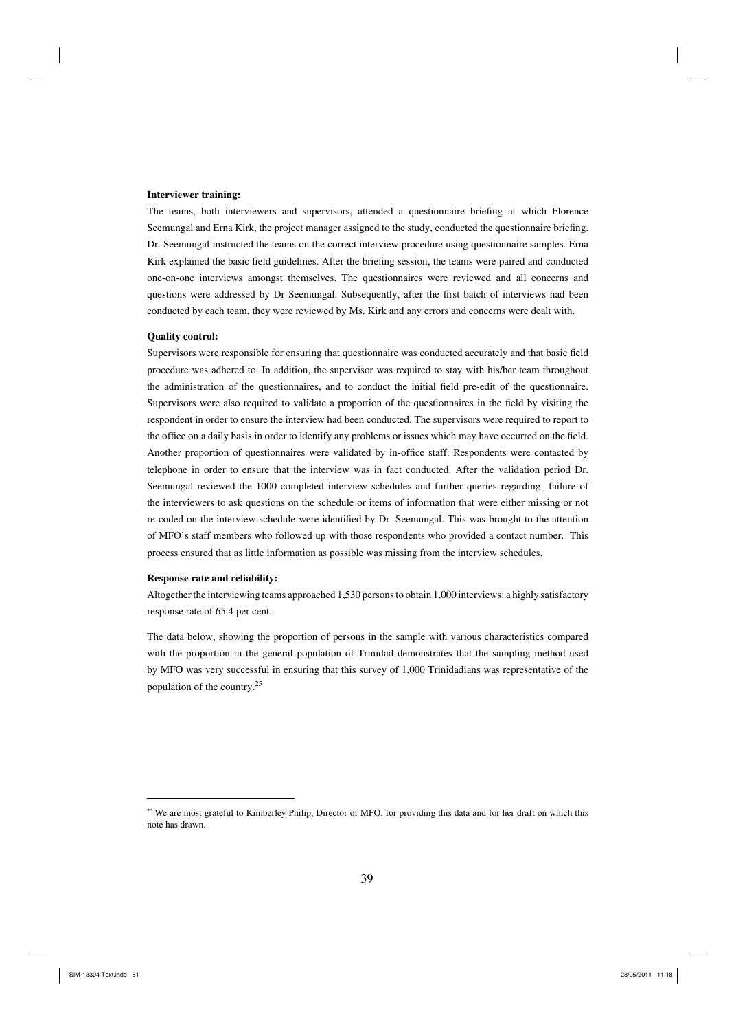**Interviewer training:**

The teams, both interviewers and supervisors, attended a questionnaire briefing at which Florence Seemungal and Erna Kirk, the project manager assigned to the study, conducted the questionnaire briefing. Dr. Seemungal instructed the teams on the correct interview procedure using questionnaire samples. Erna Kirk explained the basic field guidelines. After the briefing session, the teams were paired and conducted one-on-one interviews amongst themselves. The questionnaires were reviewed and all concerns and questions were addressed by Dr Seemungal. Subsequently, after the first batch of interviews had been conducted by each team, they were reviewed by Ms. Kirk and any errors and concerns were dealt with.

**Quality control:**

Supervisors were responsible for ensuring that questionnaire was conducted accurately and that basic field procedure was adhered to. In addition, the supervisor was required to stay with his/her team throughout the administration of the questionnaires, and to conduct the initial field pre-edit of the questionnaire. Supervisors were also required to validate a proportion of the questionnaires in the field by visiting the respondent in order to ensure the interview had been conducted. The supervisors were required to report to the office on a daily basis in order to identify any problems or issues which may have occurred on the field. Another proportion of questionnaires were validated by in-office staff. Respondents were contacted by telephone in order to ensure that the interview was in fact conducted. After the validation period Dr. Seemungal reviewed the 1000 completed interview schedules and further queries regarding failure of the interviewers to ask questions on the schedule or items of information that were either missing or not re-coded on the interview schedule were identified by Dr. Seemungal. This was brought to the attention of MFO's staff members who followed up with those respondents who provided a contact number. This process ensured that as little information as possible was missing from the interview schedules.

**Response rate and reliability:**

Altogether the interviewing teams approached 1,530 persons to obtain 1,000 interviews: a highly satisfactory response rate of 65.4 per cent.

The data below, showing the proportion of persons in the sample with various characteristics compared with the proportion in the general population of Trinidad demonstrates that the sampling method used by MFO was very successful in ensuring that this survey of 1,000 Trinidadians was representative of the population of the country.[25]

[25] We are most grateful to Kimberley Philip, Director of MFO, for providing this data and for her draft on which this note has drawn.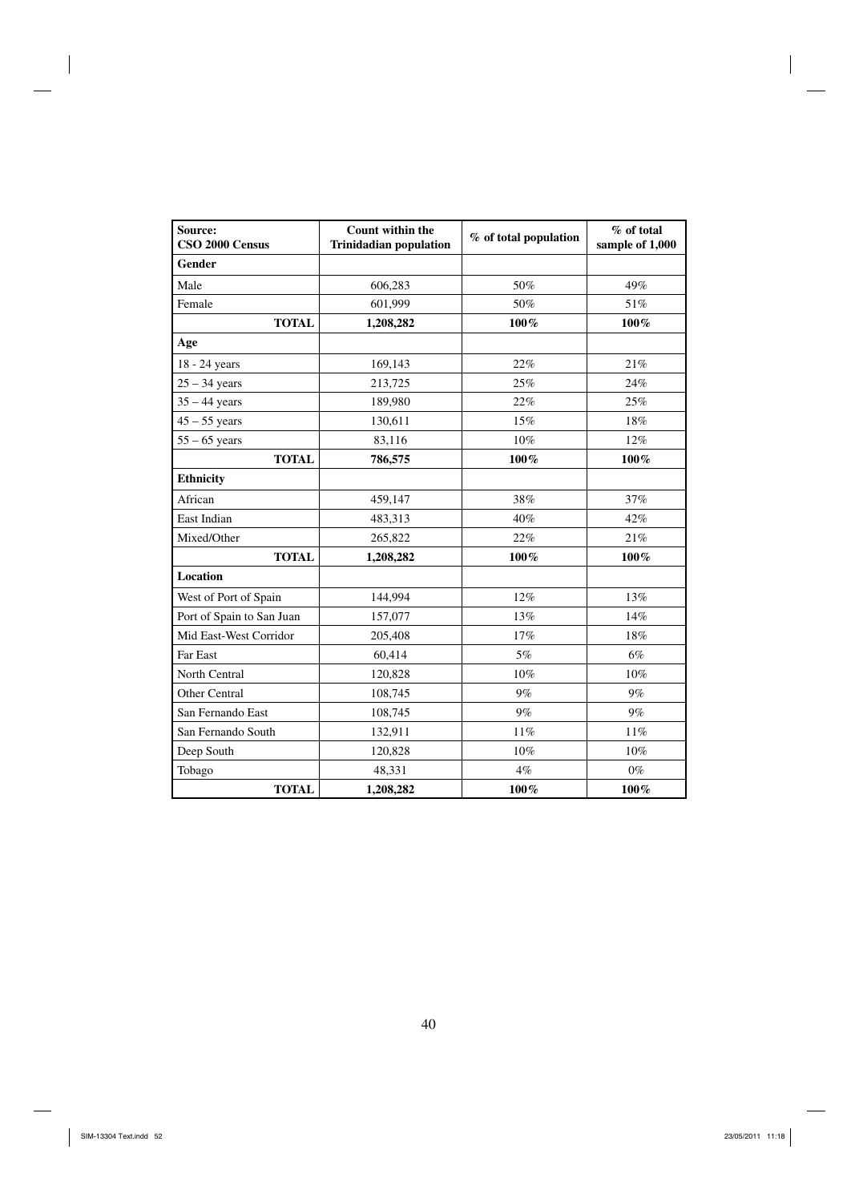| Source:<br>CSO 2000 Census | Count within the Trinidadian population | % of total population | % of total sample of 1,000 |
|---|---|---|---|
| **Gender** | | | |
| Male | 606,283 | 50% | 49% |
| Female | 601,999 | 50% | 51% |
| **TOTAL** | **1,208,282** | **100%** | **100%** |
| **Age** | | | |
| 18 - 24 years | 169,143 | 22% | 21% |
| 25 – 34 years | 213,725 | 25% | 24% |
| 35 – 44 years | 189,980 | 22% | 25% |
| 45 – 55 years | 130,611 | 15% | 18% |
| 55 – 65 years | 83,116 | 10% | 12% |
| **TOTAL** | **786,575** | **100%** | **100%** |
| **Ethnicity** | | | |
| African | 459,147 | 38% | 37% |
| East Indian | 483,313 | 40% | 42% |
| Mixed/Other | 265,822 | 22% | 21% |
| **TOTAL** | **1,208,282** | **100%** | **100%** |
| **Location** | | | |
| West of Port of Spain | 144,994 | 12% | 13% |
| Port of Spain to San Juan | 157,077 | 13% | 14% |
| Mid East-West Corridor | 205,408 | 17% | 18% |
| Far East | 60,414 | 5% | 6% |
| North Central | 120,828 | 10% | 10% |
| Other Central | 108,745 | 9% | 9% |
| San Fernando East | 108,745 | 9% | 9% |
| San Fernando South | 132,911 | 11% | 11% |
| Deep South | 120,828 | 10% | 10% |
| Tobago | 48,331 | 4% | 0% |
| **TOTAL** | **1,208,282** | **100%** | **100%** |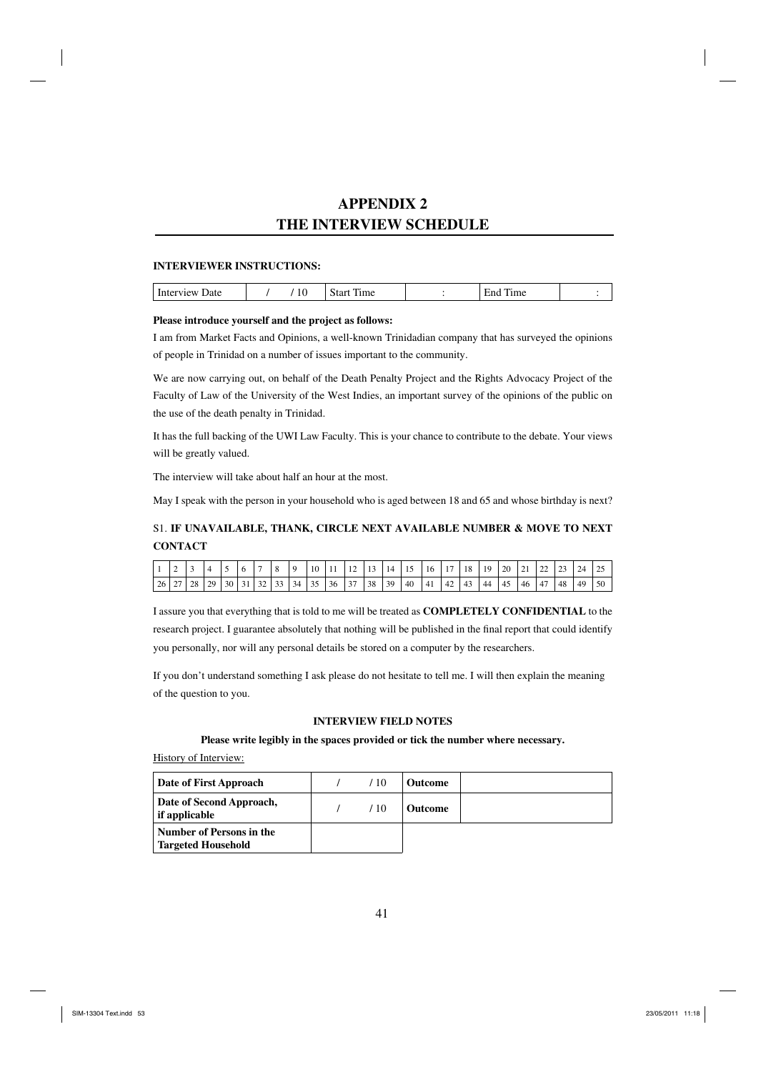# APPENDIX 2
# THE INTERVIEW SCHEDULE

**INTERVIEWER INSTRUCTIONS:**

| Interview Date | / / 10 | Start Time | : | End Time | : |
|---|---|---|---|---|---|

**Please introduce yourself and the project as follows:**

I am from Market Facts and Opinions, a well-known Trinidadian company that has surveyed the opinions of people in Trinidad on a number of issues important to the community.

We are now carrying out, on behalf of the Death Penalty Project and the Rights Advocacy Project of the Faculty of Law of the University of the West Indies, an important survey of the opinions of the public on the use of the death penalty in Trinidad.

It has the full backing of the UWI Law Faculty. This is your chance to contribute to the debate. Your views will be greatly valued.

The interview will take about half an hour at the most.

May I speak with the person in your household who is aged between 18 and 65 and whose birthday is next?

S1. **IF UNAVAILABLE, THANK, CIRCLE NEXT AVAILABLE NUMBER & MOVE TO NEXT CONTACT**

| 1 | 2 | 3 | 4 | 5 | 6 | 7 | 8 | 9 | 10 | 11 | 12 | 13 | 14 | 15 | 16 | 17 | 18 | 19 | 20 | 21 | 22 | 23 | 24 | 25 |
|---|---|---|---|---|---|---|---|---|---|---|---|---|---|---|---|---|---|---|---|---|---|---|---|---|
| 26 | 27 | 28 | 29 | 30 | 31 | 32 | 33 | 34 | 35 | 36 | 37 | 38 | 39 | 40 | 41 | 42 | 43 | 44 | 45 | 46 | 47 | 48 | 49 | 50 |

I assure you that everything that is told to me will be treated as **COMPLETELY CONFIDENTIAL** to the research project. I guarantee absolutely that nothing will be published in the final report that could identify you personally, nor will any personal details be stored on a computer by the researchers.

If you don't understand something I ask please do not hesitate to tell me. I will then explain the meaning of the question to you.

**INTERVIEW FIELD NOTES**

**Please write legibly in the spaces provided or tick the number where necessary.**

History of Interview:

| **Date of First Approach** | / / 10 | **Outcome** | |
|---|---|---|---|
| **Date of Second Approach, if applicable** | / / 10 | **Outcome** | |
| **Number of Persons in the Targeted Household** | | | |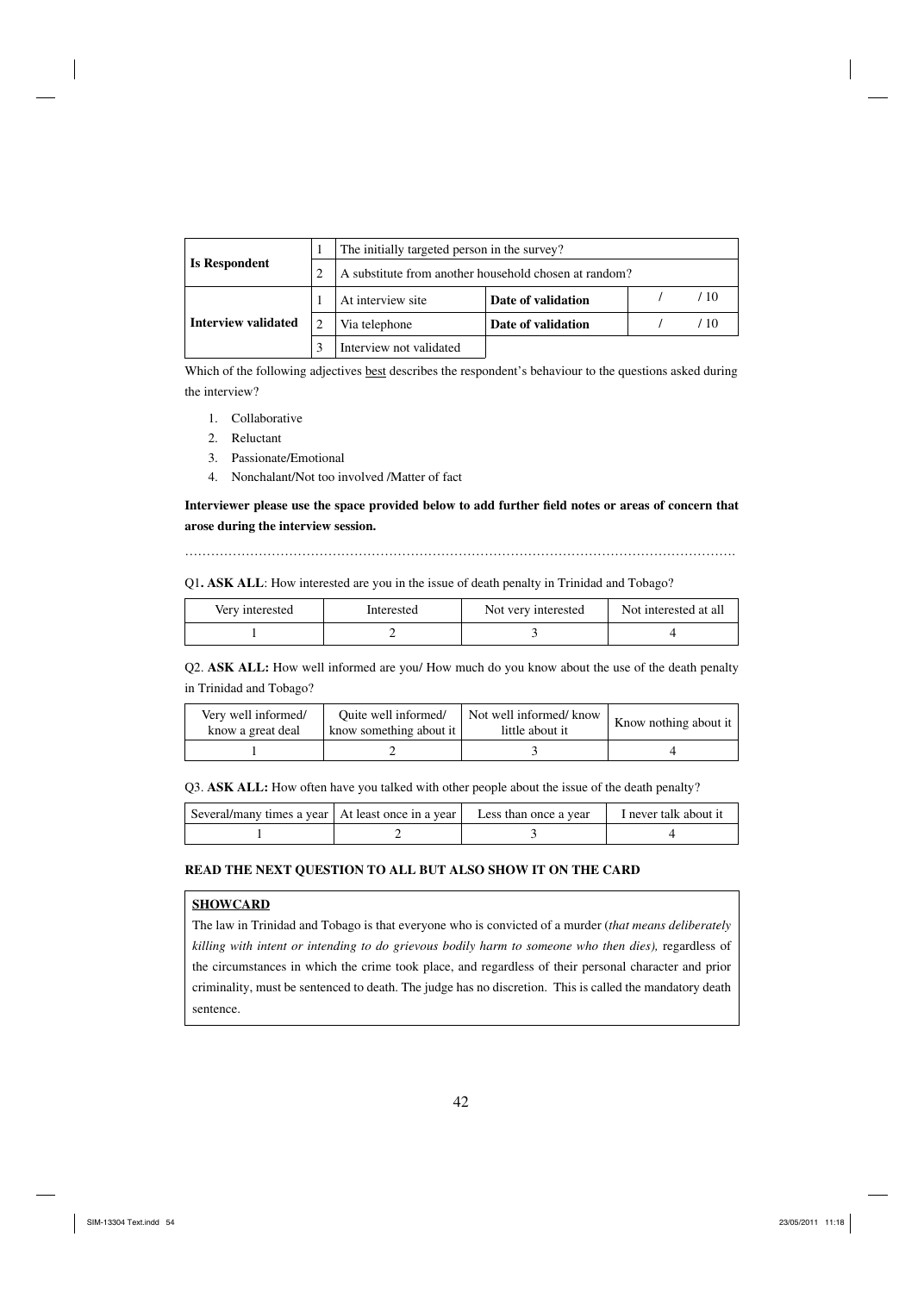| Is Respondent | 1 | The initially targeted person in the survey? | | |
|---|---|---|---|---|
| | 2 | A substitute from another household chosen at random? | | |
| Interview validated | 1 | At interview site | **Date of validation** | / / 10 |
| | 2 | Via telephone | **Date of validation** | / / 10 |
| | 3 | Interview not validated | | |

Which of the following adjectives best describes the respondent's behaviour to the questions asked during the interview?

1. Collaborative
2. Reluctant
3. Passionate/Emotional
4. Nonchalant/Not too involved /Matter of fact

**Interviewer please use the space provided below to add further field notes or areas of concern that arose during the interview session.**

……………………………………………………………………………………………………………

Q1**. ASK ALL**: How interested are you in the issue of death penalty in Trinidad and Tobago?

| Very interested | Interested | Not very interested | Not interested at all |
|---|---|---|---|
| 1 | 2 | 3 | 4 |

Q2. **ASK ALL:** How well informed are you/ How much do you know about the use of the death penalty in Trinidad and Tobago?

| Very well informed/ know a great deal | Quite well informed/ know something about it | Not well informed/ know little about it | Know nothing about it |
|---|---|---|---|
| 1 | 2 | 3 | 4 |

Q3. **ASK ALL:** How often have you talked with other people about the issue of the death penalty?

| Several/many times a year | At least once in a year | Less than once a year | I never talk about it |
|---|---|---|---|
| 1 | 2 | 3 | 4 |

**READ THE NEXT QUESTION TO ALL BUT ALSO SHOW IT ON THE CARD**

**SHOWCARD**

The law in Trinidad and Tobago is that everyone who is convicted of a murder (*that means deliberately killing with intent or intending to do grievous bodily harm to someone who then dies),* regardless of the circumstances in which the crime took place, and regardless of their personal character and prior criminality, must be sentenced to death. The judge has no discretion. This is called the mandatory death sentence.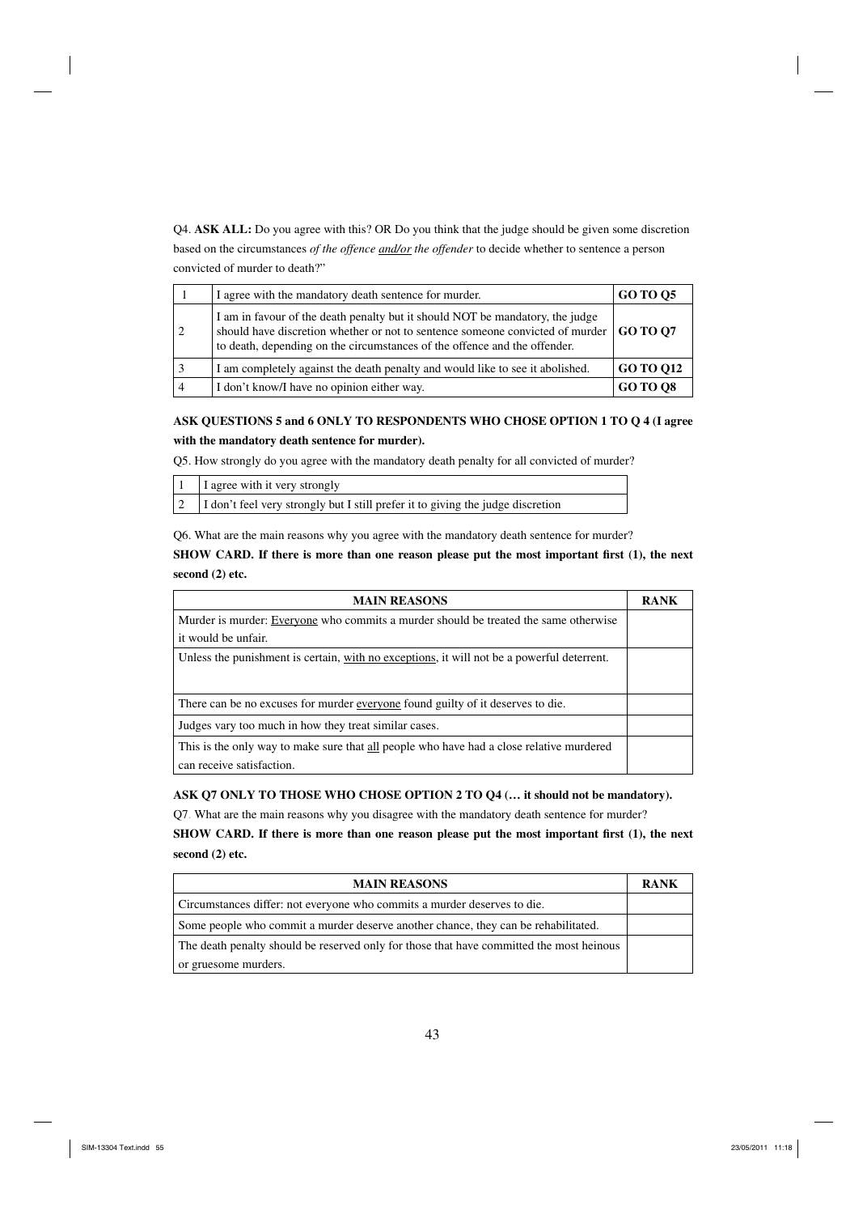Q4. **ASK ALL:** Do you agree with this? OR Do you think that the judge should be given some discretion based on the circumstances *of the offence* *<u>and/or</u>* *the offender* to decide whether to sentence a person convicted of murder to death?"

| | | |
|---|---|---|
| 1 | I agree with the mandatory death sentence for murder. | **GO TO Q5** |
| 2 | I am in favour of the death penalty but it should NOT be mandatory, the judge should have discretion whether or not to sentence someone convicted of murder to death, depending on the circumstances of the offence and the offender. | **GO TO Q7** |
| 3 | I am completely against the death penalty and would like to see it abolished. | **GO TO Q12** |
| 4 | I don't know/I have no opinion either way. | **GO TO Q8** |

**ASK QUESTIONS 5 and 6 ONLY TO RESPONDENTS WHO CHOSE OPTION 1 TO Q 4 (I agree with the mandatory death sentence for murder).**

Q5. How strongly do you agree with the mandatory death penalty for all convicted of murder?

| | |
|---|---|
| 1 | I agree with it very strongly |
| 2 | I don't feel very strongly but I still prefer it to giving the judge discretion |

Q6. What are the main reasons why you agree with the mandatory death sentence for murder?

**SHOW CARD. If there is more than one reason please put the most important first (1), the next second (2) etc.**

| MAIN REASONS | RANK |
|---|---|
| Murder is murder: <u>Everyone</u> who commits a murder should be treated the same otherwise it would be unfair. | |
| Unless the punishment is certain, <u>with no exceptions</u>, it will not be a powerful deterrent. | |
| There can be no excuses for murder <u>everyone</u> found guilty of it deserves to die. | |
| Judges vary too much in how they treat similar cases. | |
| This is the only way to make sure that <u>all</u> people who have had a close relative murdered can receive satisfaction. | |

**ASK Q7 ONLY TO THOSE WHO CHOSE OPTION 2 TO Q4 (… it should not be mandatory).**

Q7. What are the main reasons why you disagree with the mandatory death sentence for murder?

**SHOW CARD. If there is more than one reason please put the most important first (1), the next second (2) etc.**

| MAIN REASONS | RANK |
|---|---|
| Circumstances differ: not everyone who commits a murder deserves to die. | |
| Some people who commit a murder deserve another chance, they can be rehabilitated. | |
| The death penalty should be reserved only for those that have committed the most heinous or gruesome murders. | |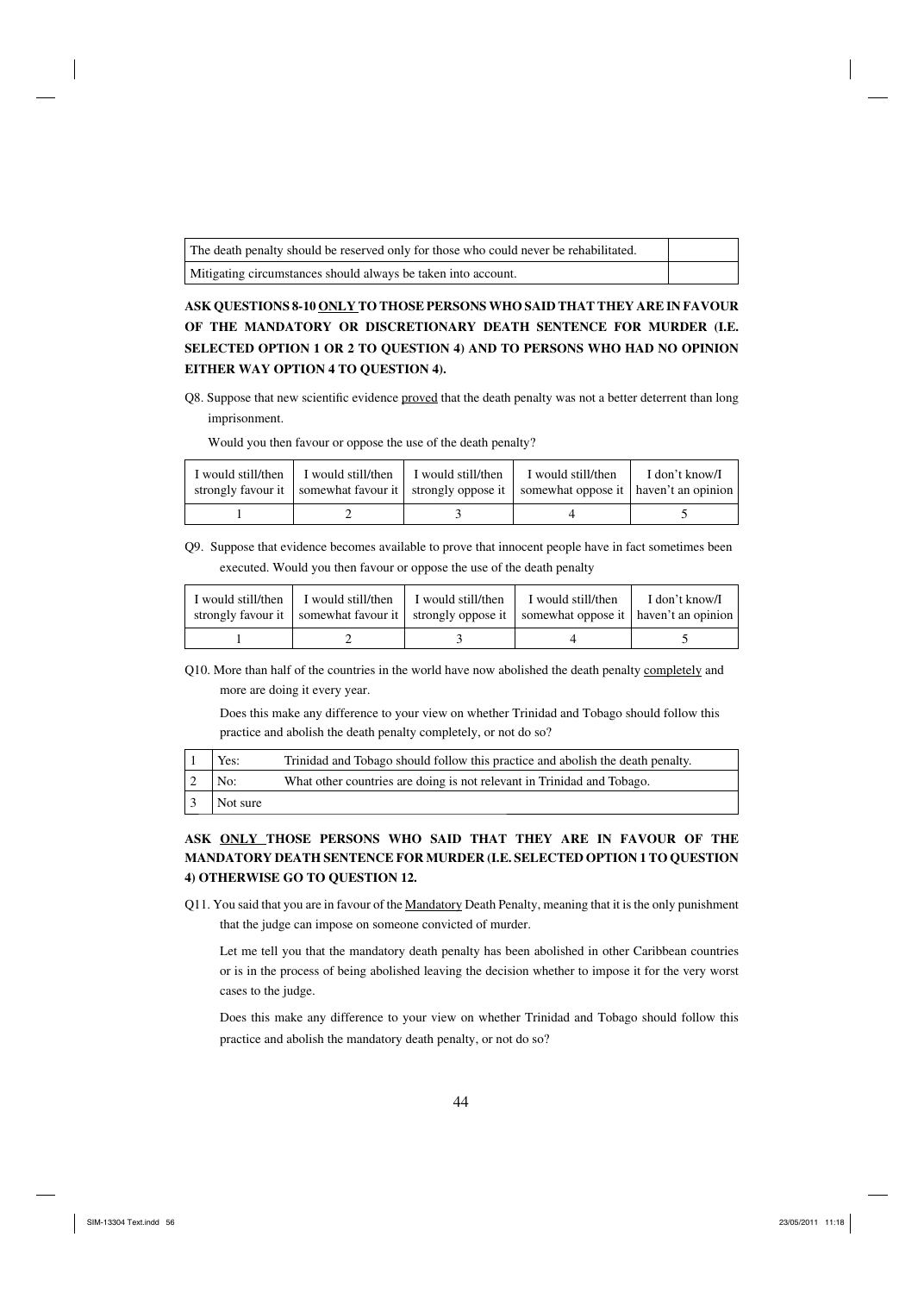| | |
|---|---|
| The death penalty should be reserved only for those who could never be rehabilitated. | |
| Mitigating circumstances should always be taken into account. | |

**ASK QUESTIONS 8-10 ONLY TO THOSE PERSONS WHO SAID THAT THEY ARE IN FAVOUR OF THE MANDATORY OR DISCRETIONARY DEATH SENTENCE FOR MURDER (I.E. SELECTED OPTION 1 OR 2 TO QUESTION 4) AND TO PERSONS WHO HAD NO OPINION EITHER WAY OPTION 4 TO QUESTION 4).**

Q8. Suppose that new scientific evidence proved that the death penalty was not a better deterrent than long imprisonment.

Would you then favour or oppose the use of the death penalty?

| I would still/then strongly favour it | I would still/then somewhat favour it | I would still/then strongly oppose it | I would still/then somewhat oppose it | I don't know/I haven't an opinion |
|---|---|---|---|---|
| 1 | 2 | 3 | 4 | 5 |

Q9. Suppose that evidence becomes available to prove that innocent people have in fact sometimes been executed. Would you then favour or oppose the use of the death penalty

| I would still/then strongly favour it | I would still/then somewhat favour it | I would still/then strongly oppose it | I would still/then somewhat oppose it | I don't know/I haven't an opinion |
|---|---|---|---|---|
| 1 | 2 | 3 | 4 | 5 |

Q10. More than half of the countries in the world have now abolished the death penalty completely and more are doing it every year.

Does this make any difference to your view on whether Trinidad and Tobago should follow this practice and abolish the death penalty completely, or not do so?

| | | |
|---|---|---|
| 1 | Yes: | Trinidad and Tobago should follow this practice and abolish the death penalty. |
| 2 | No: | What other countries are doing is not relevant in Trinidad and Tobago. |
| 3 | Not sure | |

**ASK ONLY THOSE PERSONS WHO SAID THAT THEY ARE IN FAVOUR OF THE MANDATORY DEATH SENTENCE FOR MURDER (I.E. SELECTED OPTION 1 TO QUESTION 4) OTHERWISE GO TO QUESTION 12.**

Q11. You said that you are in favour of the Mandatory Death Penalty, meaning that it is the only punishment that the judge can impose on someone convicted of murder.

Let me tell you that the mandatory death penalty has been abolished in other Caribbean countries or is in the process of being abolished leaving the decision whether to impose it for the very worst cases to the judge.

Does this make any difference to your view on whether Trinidad and Tobago should follow this practice and abolish the mandatory death penalty, or not do so?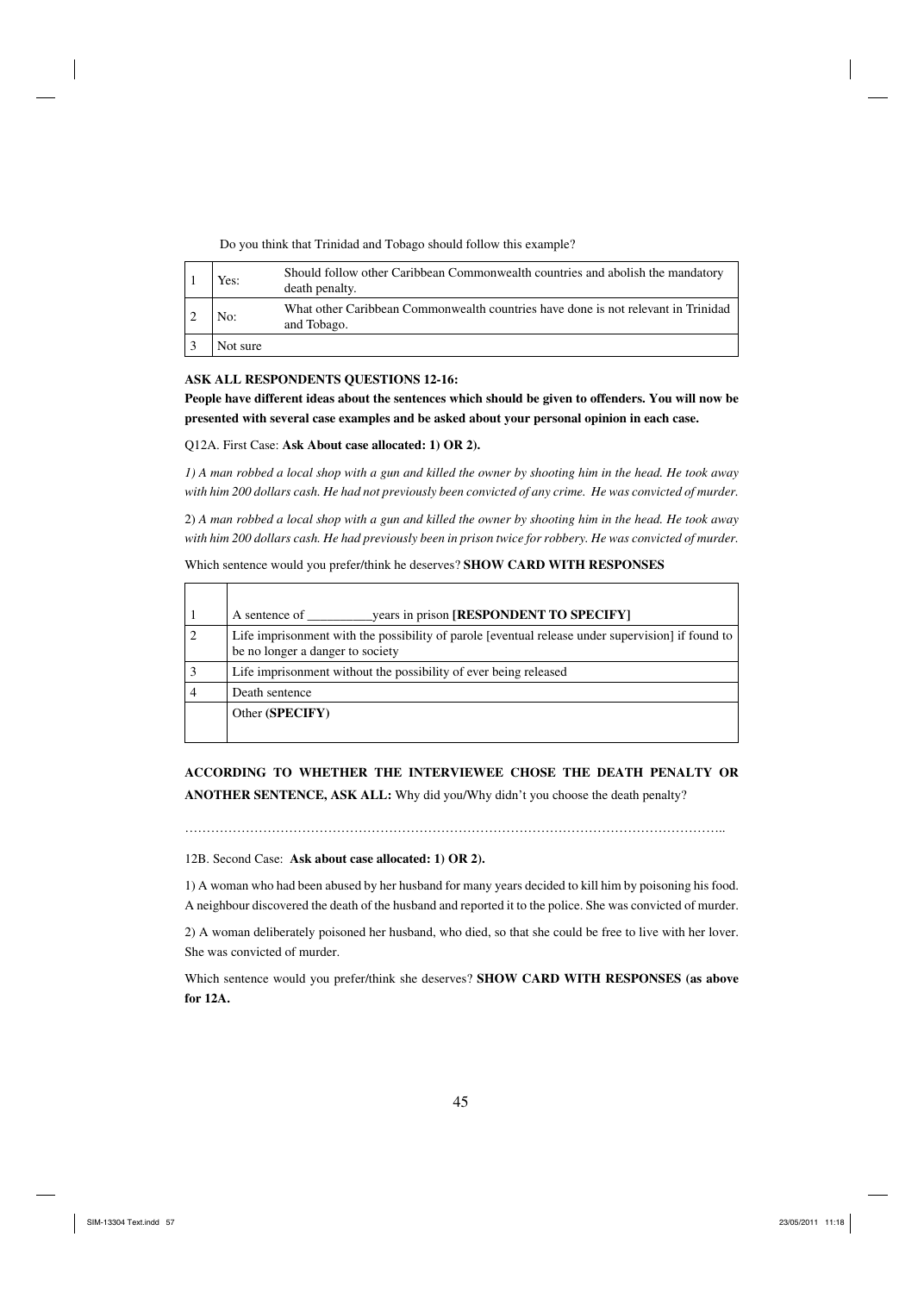Do you think that Trinidad and Tobago should follow this example?

| | | |
|---|---|---|
| 1 | Yes: | Should follow other Caribbean Commonwealth countries and abolish the mandatory death penalty. |
| 2 | No: | What other Caribbean Commonwealth countries have done is not relevant in Trinidad and Tobago. |
| 3 | Not sure | |

**ASK ALL RESPONDENTS QUESTIONS 12-16:**

**People have different ideas about the sentences which should be given to offenders. You will now be presented with several case examples and be asked about your personal opinion in each case.**

Q12A. First Case: **Ask About case allocated: 1) OR 2).**

*1) A man robbed a local shop with a gun and killed the owner by shooting him in the head. He took away with him 200 dollars cash. He had not previously been convicted of any crime. He was convicted of murder.*

2) *A man robbed a local shop with a gun and killed the owner by shooting him in the head. He took away with him 200 dollars cash. He had previously been in prison twice for robbery. He was convicted of murder.*

Which sentence would you prefer/think he deserves? **SHOW CARD WITH RESPONSES**

| | |
|---|---|
| 1 | A sentence of __________years in prison **[RESPONDENT TO SPECIFY]** |
| 2 | Life imprisonment with the possibility of parole [eventual release under supervision] if found to be no longer a danger to society |
| 3 | Life imprisonment without the possibility of ever being released |
| 4 | Death sentence |
| | Other **(SPECIFY)** |

**ACCORDING TO WHETHER THE INTERVIEWEE CHOSE THE DEATH PENALTY OR ANOTHER SENTENCE, ASK ALL:** Why did you/Why didn't you choose the death penalty?

……………………………………………………………………………………………………………..

12B. Second Case: **Ask about case allocated: 1) OR 2).**

1) A woman who had been abused by her husband for many years decided to kill him by poisoning his food. A neighbour discovered the death of the husband and reported it to the police. She was convicted of murder.

2) A woman deliberately poisoned her husband, who died, so that she could be free to live with her lover. She was convicted of murder.

Which sentence would you prefer/think she deserves? **SHOW CARD WITH RESPONSES (as above for 12A.**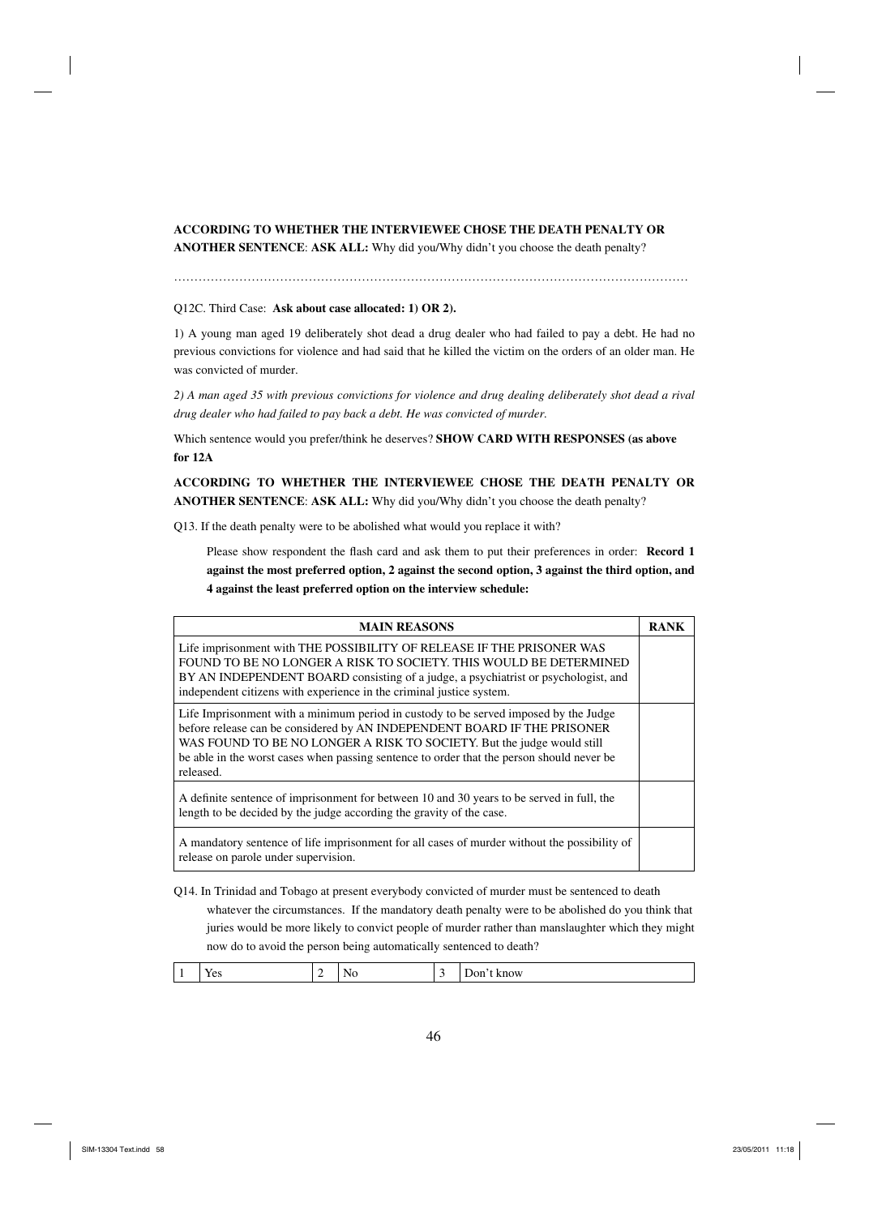**ACCORDING TO WHETHER THE INTERVIEWEE CHOSE THE DEATH PENALTY OR ANOTHER SENTENCE**: **ASK ALL:** Why did you/Why didn't you choose the death penalty?

…………………………………………………………………………………………………………………

Q12C. Third Case: **Ask about case allocated: 1) OR 2).**

1) A young man aged 19 deliberately shot dead a drug dealer who had failed to pay a debt. He had no previous convictions for violence and had said that he killed the victim on the orders of an older man. He was convicted of murder.

*2) A man aged 35 with previous convictions for violence and drug dealing deliberately shot dead a rival drug dealer who had failed to pay back a debt. He was convicted of murder.*

Which sentence would you prefer/think he deserves? **SHOW CARD WITH RESPONSES (as above for 12A**

**ACCORDING TO WHETHER THE INTERVIEWEE CHOSE THE DEATH PENALTY OR ANOTHER SENTENCE**: **ASK ALL:** Why did you/Why didn't you choose the death penalty?

Q13. If the death penalty were to be abolished what would you replace it with?

Please show respondent the flash card and ask them to put their preferences in order: **Record 1 against the most preferred option, 2 against the second option, 3 against the third option, and 4 against the least preferred option on the interview schedule:**

| MAIN REASONS | RANK |
|---|---|
| Life imprisonment with THE POSSIBILITY OF RELEASE IF THE PRISONER WAS FOUND TO BE NO LONGER A RISK TO SOCIETY. THIS WOULD BE DETERMINED BY AN INDEPENDENT BOARD consisting of a judge, a psychiatrist or psychologist, and independent citizens with experience in the criminal justice system. | |
| Life Imprisonment with a minimum period in custody to be served imposed by the Judge before release can be considered by AN INDEPENDENT BOARD IF THE PRISONER WAS FOUND TO BE NO LONGER A RISK TO SOCIETY. But the judge would still be able in the worst cases when passing sentence to order that the person should never be released. | |
| A definite sentence of imprisonment for between 10 and 30 years to be served in full, the length to be decided by the judge according the gravity of the case. | |
| A mandatory sentence of life imprisonment for all cases of murder without the possibility of release on parole under supervision. | |

Q14. In Trinidad and Tobago at present everybody convicted of murder must be sentenced to death whatever the circumstances. If the mandatory death penalty were to be abolished do you think that juries would be more likely to convict people of murder rather than manslaughter which they might now do to avoid the person being automatically sentenced to death?

| 1 | Yes | 2 | No | 3 | Don't know |
|---|---|---|---|---|---|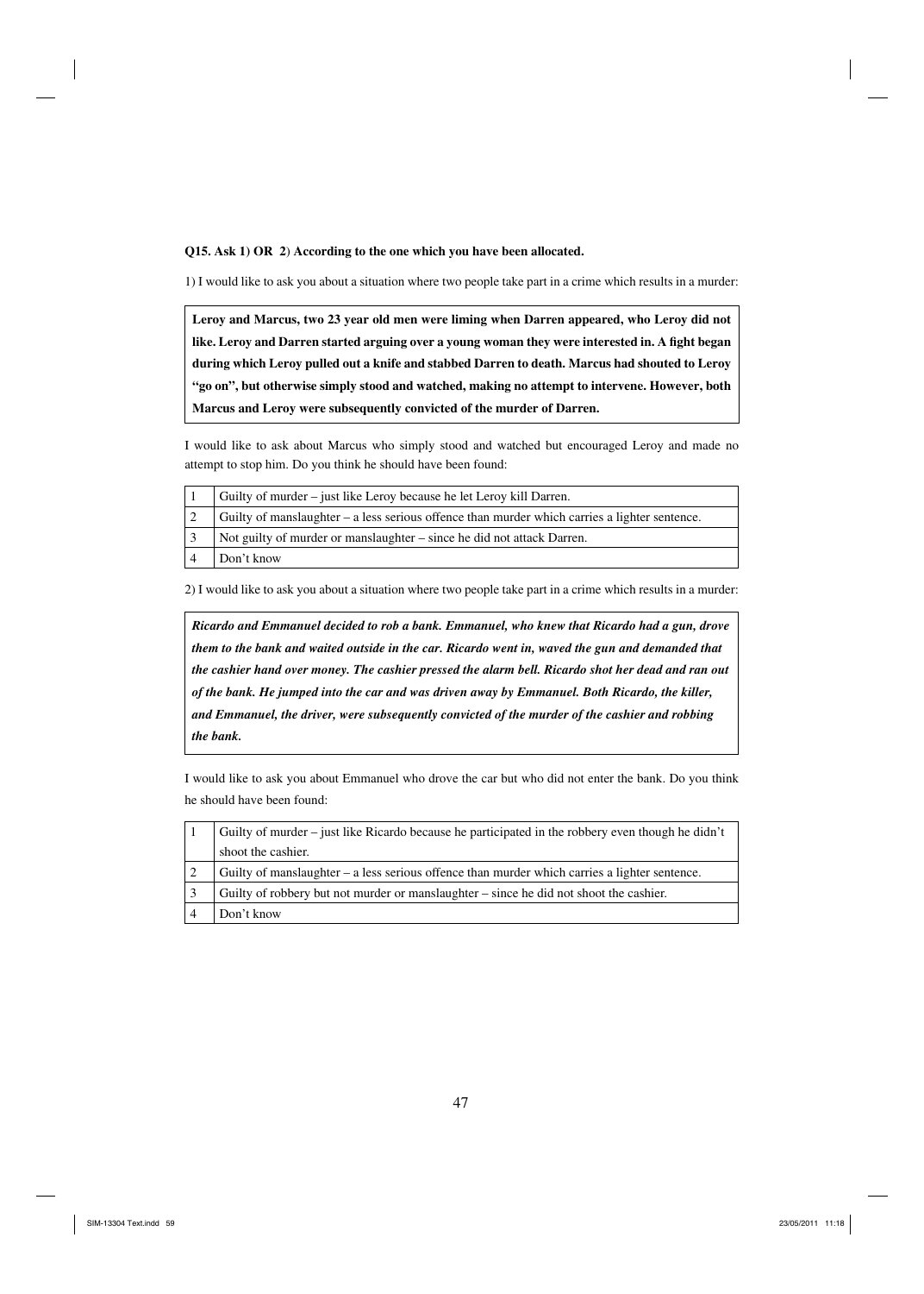**Q15. Ask 1) OR 2) According to the one which you have been allocated.**

1) I would like to ask you about a situation where two people take part in a crime which results in a murder:

> **Leroy and Marcus, two 23 year old men were liming when Darren appeared, who Leroy did not like. Leroy and Darren started arguing over a young woman they were interested in. A fight began during which Leroy pulled out a knife and stabbed Darren to death. Marcus had shouted to Leroy "go on", but otherwise simply stood and watched, making no attempt to intervene. However, both Marcus and Leroy were subsequently convicted of the murder of Darren.**

I would like to ask about Marcus who simply stood and watched but encouraged Leroy and made no attempt to stop him. Do you think he should have been found:

| | |
|---|---|
| 1 | Guilty of murder – just like Leroy because he let Leroy kill Darren. |
| 2 | Guilty of manslaughter – a less serious offence than murder which carries a lighter sentence. |
| 3 | Not guilty of murder or manslaughter – since he did not attack Darren. |
| 4 | Don't know |

2) I would like to ask you about a situation where two people take part in a crime which results in a murder:

> ***Ricardo and Emmanuel decided to rob a bank. Emmanuel, who knew that Ricardo had a gun, drove them to the bank and waited outside in the car. Ricardo went in, waved the gun and demanded that the cashier hand over money. The cashier pressed the alarm bell. Ricardo shot her dead and ran out of the bank. He jumped into the car and was driven away by Emmanuel. Both Ricardo, the killer, and Emmanuel, the driver, were subsequently convicted of the murder of the cashier and robbing the bank.***

I would like to ask you about Emmanuel who drove the car but who did not enter the bank. Do you think he should have been found:

| | |
|---|---|
| 1 | Guilty of murder – just like Ricardo because he participated in the robbery even though he didn't shoot the cashier. |
| 2 | Guilty of manslaughter – a less serious offence than murder which carries a lighter sentence. |
| 3 | Guilty of robbery but not murder or manslaughter – since he did not shoot the cashier. |
| 4 | Don't know |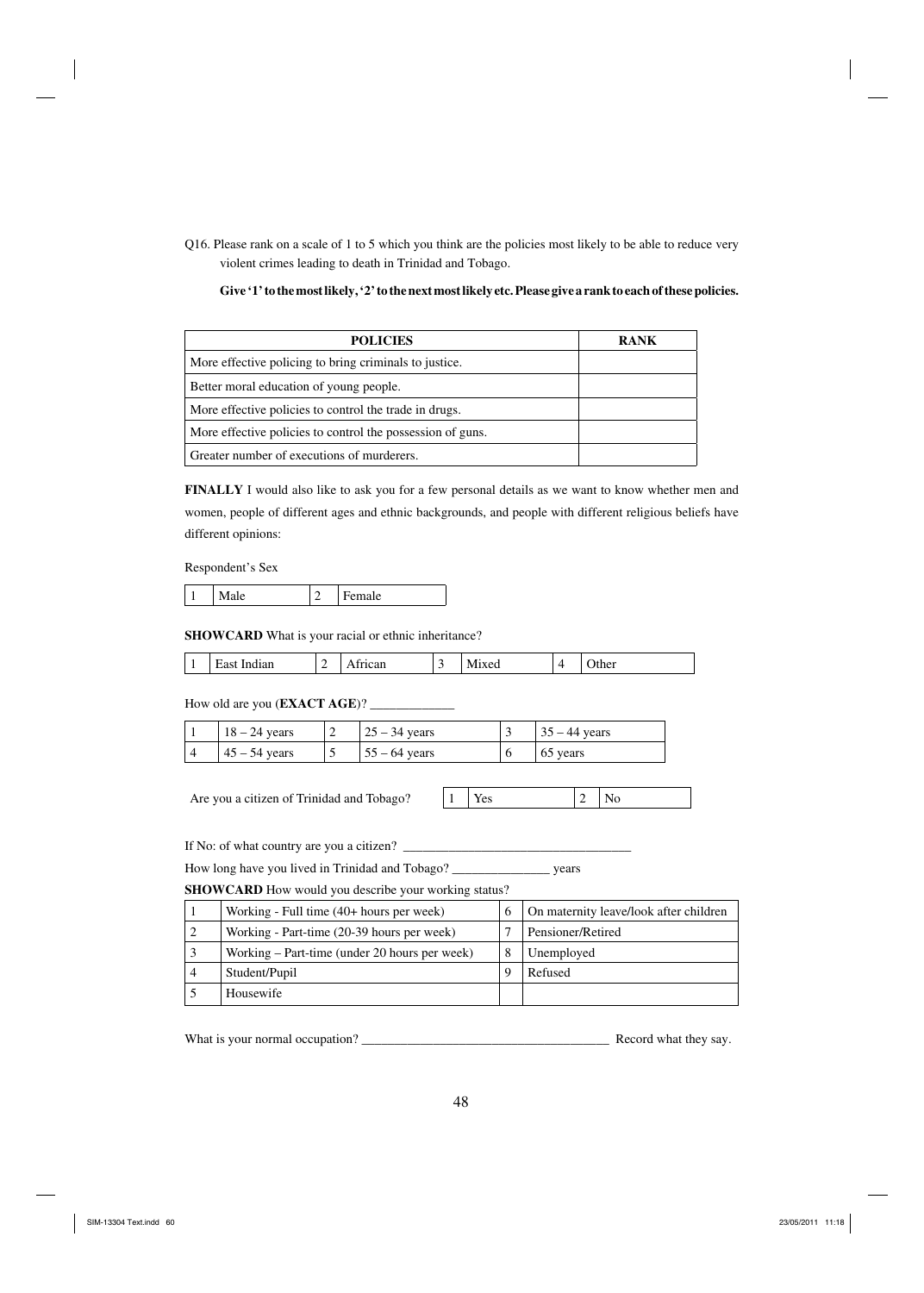Q16. Please rank on a scale of 1 to 5 which you think are the policies most likely to be able to reduce very violent crimes leading to death in Trinidad and Tobago.

**Give '1' to the most likely, '2' to the next most likely etc. Please give a rank to each of these policies.**

| POLICIES | RANK |
|---|---|
| More effective policing to bring criminals to justice. | |
| Better moral education of young people. | |
| More effective policies to control the trade in drugs. | |
| More effective policies to control the possession of guns. | |
| Greater number of executions of murderers. | |

**FINALLY** I would also like to ask you for a few personal details as we want to know whether men and women, people of different ages and ethnic backgrounds, and people with different religious beliefs have different opinions:

Respondent's Sex

| 1 | Male | 2 | Female |
|---|---|---|---|

**SHOWCARD** What is your racial or ethnic inheritance?

| 1 | East Indian | 2 | African | 3 | Mixed | 4 | Other |
|---|---|---|---|---|---|---|---|

How old are you (**EXACT AGE**)? _____________

| 1 | 18 – 24 years | 2 | 25 – 34 years | 3 | 35 – 44 years |
|---|---|---|---|---|---|
| 4 | 45 – 54 years | 5 | 55 – 64 years | 6 | 65 years |

Are you a citizen of Trinidad and Tobago?

| 1 | Yes | 2 | No |
|---|---|---|---|

If No: of what country are you a citizen? ___________________________________

How long have you lived in Trinidad and Tobago? _______________ years

**SHOWCARD** How would you describe your working status?

| 1 | Working - Full time (40+ hours per week) | 6 | On maternity leave/look after children |
|---|---|---|---|
| 2 | Working - Part-time (20-39 hours per week) | 7 | Pensioner/Retired |
| 3 | Working – Part-time (under 20 hours per week) | 8 | Unemployed |
| 4 | Student/Pupil | 9 | Refused |
| 5 | Housewife | | |

What is your normal occupation? _____________________________________ Record what they say.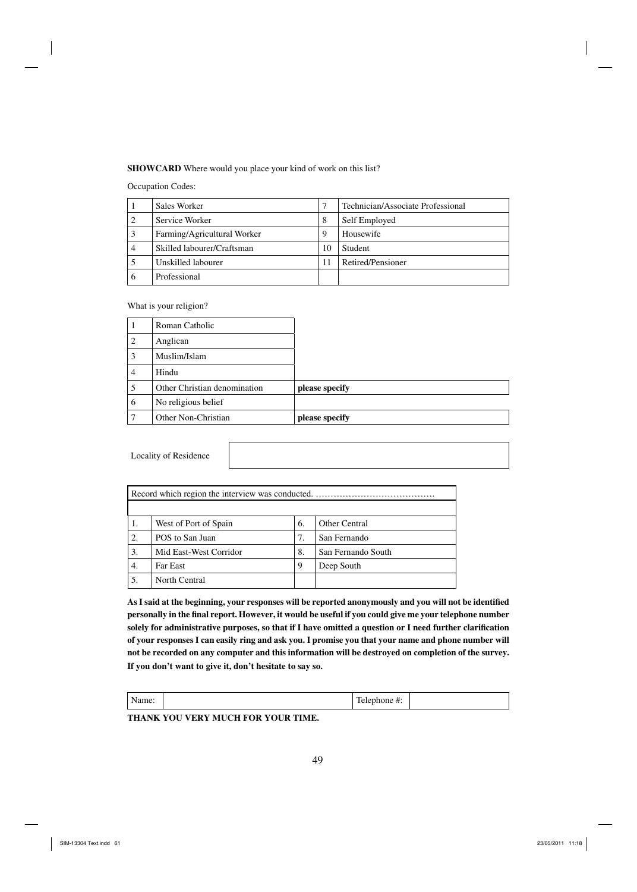**SHOWCARD** Where would you place your kind of work on this list?

Occupation Codes:

| | | | |
|---|---|---|---|
| 1 | Sales Worker | 7 | Technician/Associate Professional |
| 2 | Service Worker | 8 | Self Employed |
| 3 | Farming/Agricultural Worker | 9 | Housewife |
| 4 | Skilled labourer/Craftsman | 10 | Student |
| 5 | Unskilled labourer | 11 | Retired/Pensioner |
| 6 | Professional | | |

What is your religion?

| | | |
|---|---|---|
| 1 | Roman Catholic | |
| 2 | Anglican | |
| 3 | Muslim/Islam | |
| 4 | Hindu | |
| 5 | Other Christian denomination | **please specify** |
| 6 | No religious belief | |
| 7 | Other Non-Christian | **please specify** |

| Locality of Residence | |
|---|---|

| Record which region the interview was conducted. …………………………………. | | | |
|---|---|---|---|
| | | | |
| 1. | West of Port of Spain | 6. | Other Central |
| 2. | POS to San Juan | 7. | San Fernando |
| 3. | Mid East-West Corridor | 8. | San Fernando South |
| 4. | Far East | 9 | Deep South |
| 5. | North Central | | |

**As I said at the beginning, your responses will be reported anonymously and you will not be identified personally in the final report. However, it would be useful if you could give me your telephone number solely for administrative purposes, so that if I have omitted a question or I need further clarification of your responses I can easily ring and ask you. I promise you that your name and phone number will not be recorded on any computer and this information will be destroyed on completion of the survey. If you don't want to give it, don't hesitate to say so.**

| Name: | | Telephone #: | |
|---|---|---|---|

**THANK YOU VERY MUCH FOR YOUR TIME.**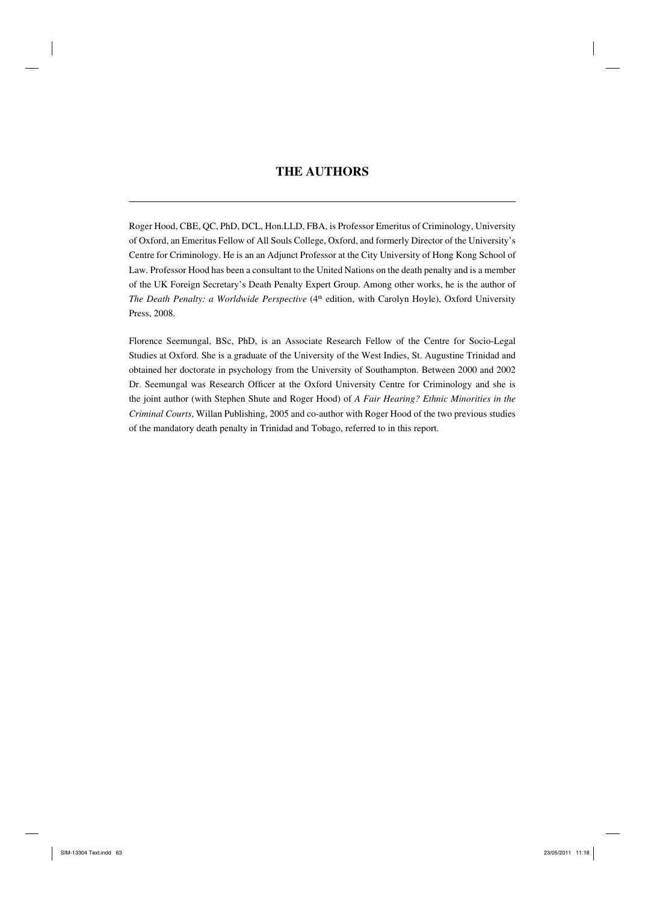# THE AUTHORS

Roger Hood, CBE, QC, PhD, DCL, Hon.LLD, FBA, is Professor Emeritus of Criminology, University of Oxford, an Emeritus Fellow of All Souls College, Oxford, and formerly Director of the University's Centre for Criminology. He is an an Adjunct Professor at the City University of Hong Kong School of Law. Professor Hood has been a consultant to the United Nations on the death penalty and is a member of the UK Foreign Secretary's Death Penalty Expert Group. Among other works, he is the author of *The Death Penalty: a Worldwide Perspective* (4th edition, with Carolyn Hoyle), Oxford University Press, 2008.

Florence Seemungal, BSc, PhD, is an Associate Research Fellow of the Centre for Socio-Legal Studies at Oxford. She is a graduate of the University of the West Indies, St. Augustine Trinidad and obtained her doctorate in psychology from the University of Southampton. Between 2000 and 2002 Dr. Seemungal was Research Officer at the Oxford University Centre for Criminology and she is the joint author (with Stephen Shute and Roger Hood) of *A Fair Hearing? Ethnic Minorities in the Criminal Courts*, Willan Publishing, 2005 and co-author with Roger Hood of the two previous studies of the mandatory death penalty in Trinidad and Tobago, referred to in this report.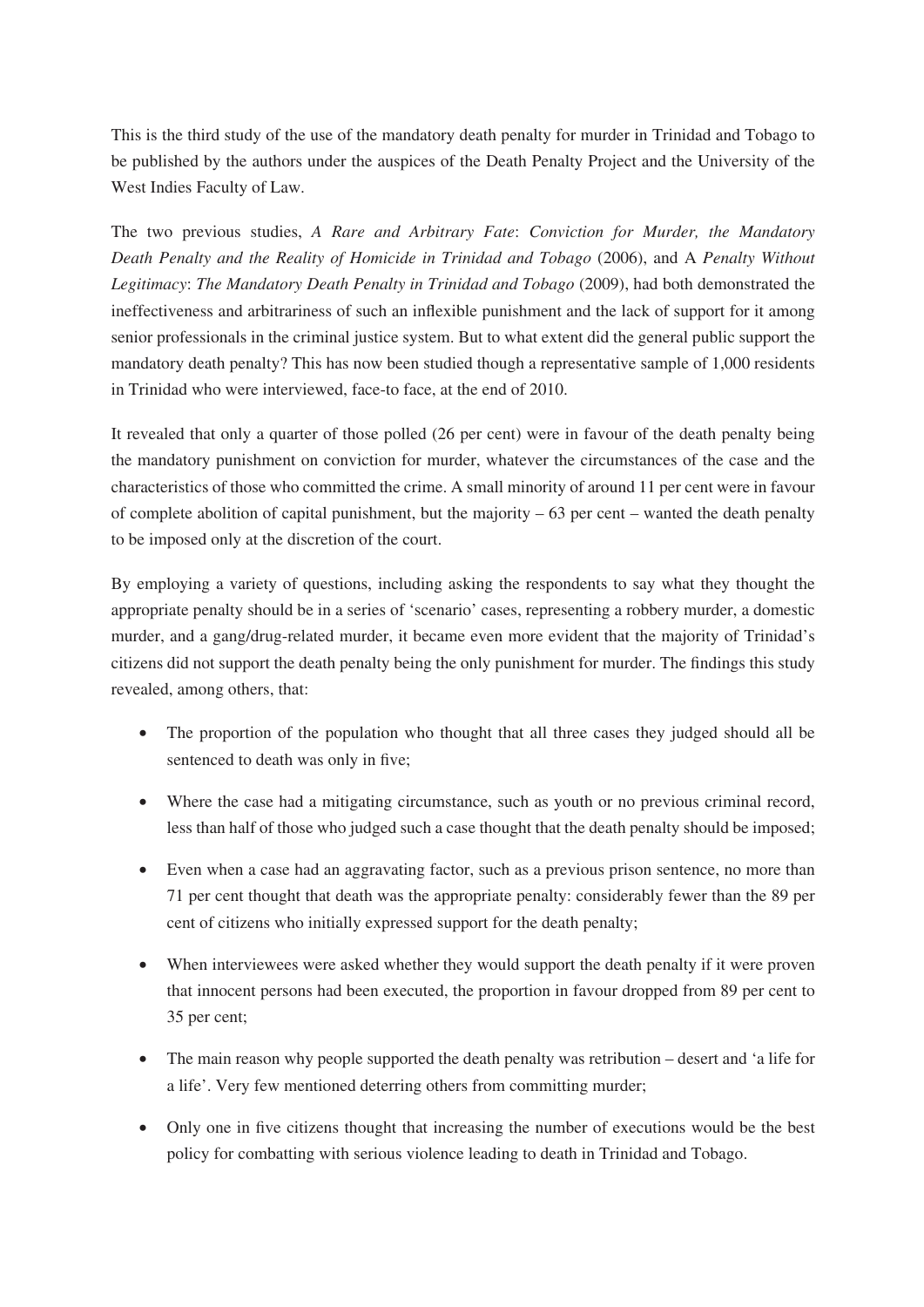This is the third study of the use of the mandatory death penalty for murder in Trinidad and Tobago to be published by the authors under the auspices of the Death Penalty Project and the University of the West Indies Faculty of Law.

The two previous studies, *A Rare and Arbitrary Fate*: *Conviction for Murder, the Mandatory Death Penalty and the Reality of Homicide in Trinidad and Tobago* (2006), and A *Penalty Without Legitimacy*: *The Mandatory Death Penalty in Trinidad and Tobago* (2009), had both demonstrated the ineffectiveness and arbitrariness of such an inflexible punishment and the lack of support for it among senior professionals in the criminal justice system. But to what extent did the general public support the mandatory death penalty? This has now been studied though a representative sample of 1,000 residents in Trinidad who were interviewed, face-to face, at the end of 2010.

It revealed that only a quarter of those polled (26 per cent) were in favour of the death penalty being the mandatory punishment on conviction for murder, whatever the circumstances of the case and the characteristics of those who committed the crime. A small minority of around 11 per cent were in favour of complete abolition of capital punishment, but the majority – 63 per cent – wanted the death penalty to be imposed only at the discretion of the court.

By employing a variety of questions, including asking the respondents to say what they thought the appropriate penalty should be in a series of 'scenario' cases, representing a robbery murder, a domestic murder, and a gang/drug-related murder, it became even more evident that the majority of Trinidad's citizens did not support the death penalty being the only punishment for murder. The findings this study revealed, among others, that:

- The proportion of the population who thought that all three cases they judged should all be sentenced to death was only in five;
- Where the case had a mitigating circumstance, such as youth or no previous criminal record, less than half of those who judged such a case thought that the death penalty should be imposed;
- Even when a case had an aggravating factor, such as a previous prison sentence, no more than 71 per cent thought that death was the appropriate penalty: considerably fewer than the 89 per cent of citizens who initially expressed support for the death penalty;
- When interviewees were asked whether they would support the death penalty if it were proven that innocent persons had been executed, the proportion in favour dropped from 89 per cent to 35 per cent;
- The main reason why people supported the death penalty was retribution – desert and 'a life for a life'. Very few mentioned deterring others from committing murder;
- Only one in five citizens thought that increasing the number of executions would be the best policy for combatting with serious violence leading to death in Trinidad and Tobago.